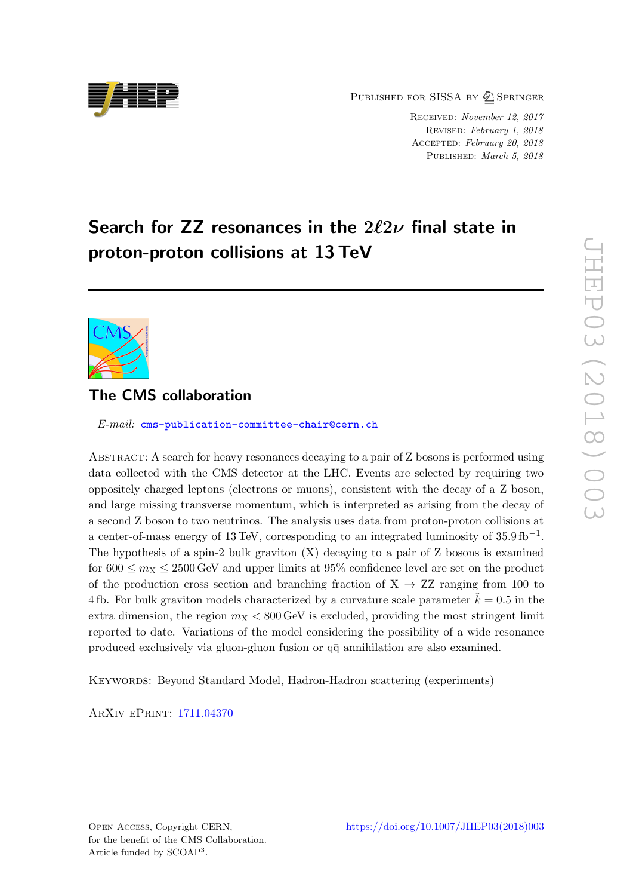Published for SISSA by Springer

Received: *November 12, 2017*
Revised: *February 1, 2018*
Accepted: *February 20, 2018*
Published: *March 5, 2018*

# Search for ZZ resonances in the $2\ell 2\nu$ final state in proton-proton collisions at 13 TeV

## The CMS collaboration

*E-mail:* cms-publication-committee-chair@cern.ch

Abstract: A search for heavy resonances decaying to a pair of Z bosons is performed using data collected with the CMS detector at the LHC. Events are selected by requiring two oppositely charged leptons (electrons or muons), consistent with the decay of a Z boson, and large missing transverse momentum, which is interpreted as arising from the decay of a second Z boson to two neutrinos. The analysis uses data from proton-proton collisions at a center-of-mass energy of 13 TeV, corresponding to an integrated luminosity of $35.9\,\mathrm{fb}^{-1}$. The hypothesis of a spin-2 bulk graviton (X) decaying to a pair of Z bosons is examined for $600 \leq m_{\mathrm{X}} \leq 2500\,\mathrm{GeV}$ and upper limits at 95% confidence level are set on the product of the production cross section and branching fraction of $\mathrm{X} \to \mathrm{ZZ}$ ranging from 100 to 4 fb. For bulk graviton models characterized by a curvature scale parameter $\tilde{k} = 0.5$ in the extra dimension, the region $m_{\mathrm{X}} < 800\,\mathrm{GeV}$ is excluded, providing the most stringent limit reported to date. Variations of the model considering the possibility of a wide resonance produced exclusively via gluon-gluon fusion or $\mathrm{q\bar{q}}$ annihilation are also examined.

Keywords: Beyond Standard Model, Hadron-Hadron scattering (experiments)

ArXiv ePrint: 1711.04370

Open Access, Copyright CERN, for the benefit of the CMS Collaboration. Article funded by SCOAP[3].

https://doi.org/10.1007/JHEP03(2018)003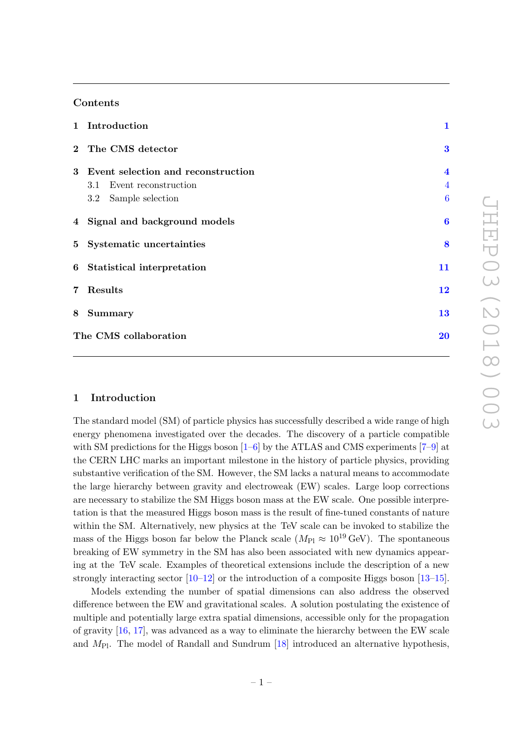## Contents

| | | |
|---|---|---|
| **1** | **Introduction** | **1** |
| **2** | **The CMS detector** | **3** |
| **3** | **Event selection and reconstruction** | **4** |
| | 3.1 Event reconstruction | 4 |
| | 3.2 Sample selection | 6 |
| **4** | **Signal and background models** | **6** |
| **5** | **Systematic uncertainties** | **8** |
| **6** | **Statistical interpretation** | **11** |
| **7** | **Results** | **12** |
| **8** | **Summary** | **13** |
| | **The CMS collaboration** | **20** |

## 1 Introduction

The standard model (SM) of particle physics has successfully described a wide range of high energy phenomena investigated over the decades. The discovery of a particle compatible with SM predictions for the Higgs boson [1–6] by the ATLAS and CMS experiments [7–9] at the CERN LHC marks an important milestone in the history of particle physics, providing substantive verification of the SM. However, the SM lacks a natural means to accommodate the large hierarchy between gravity and electroweak (EW) scales. Large loop corrections are necessary to stabilize the SM Higgs boson mass at the EW scale. One possible interpretation is that the measured Higgs boson mass is the result of fine-tuned constants of nature within the SM. Alternatively, new physics at the TeV scale can be invoked to stabilize the mass of the Higgs boson far below the Planck scale ($M_{\text{Pl}} \approx 10^{19}\,\text{GeV}$). The spontaneous breaking of EW symmetry in the SM has also been associated with new dynamics appearing at the TeV scale. Examples of theoretical extensions include the description of a new strongly interacting sector [10–12] or the introduction of a composite Higgs boson [13–15].

Models extending the number of spatial dimensions can also address the observed difference between the EW and gravitational scales. A solution postulating the existence of multiple and potentially large extra spatial dimensions, accessible only for the propagation of gravity [16, 17], was advanced as a way to eliminate the hierarchy between the EW scale and $M_{\text{Pl}}$. The model of Randall and Sundrum [18] introduced an alternative hypothesis,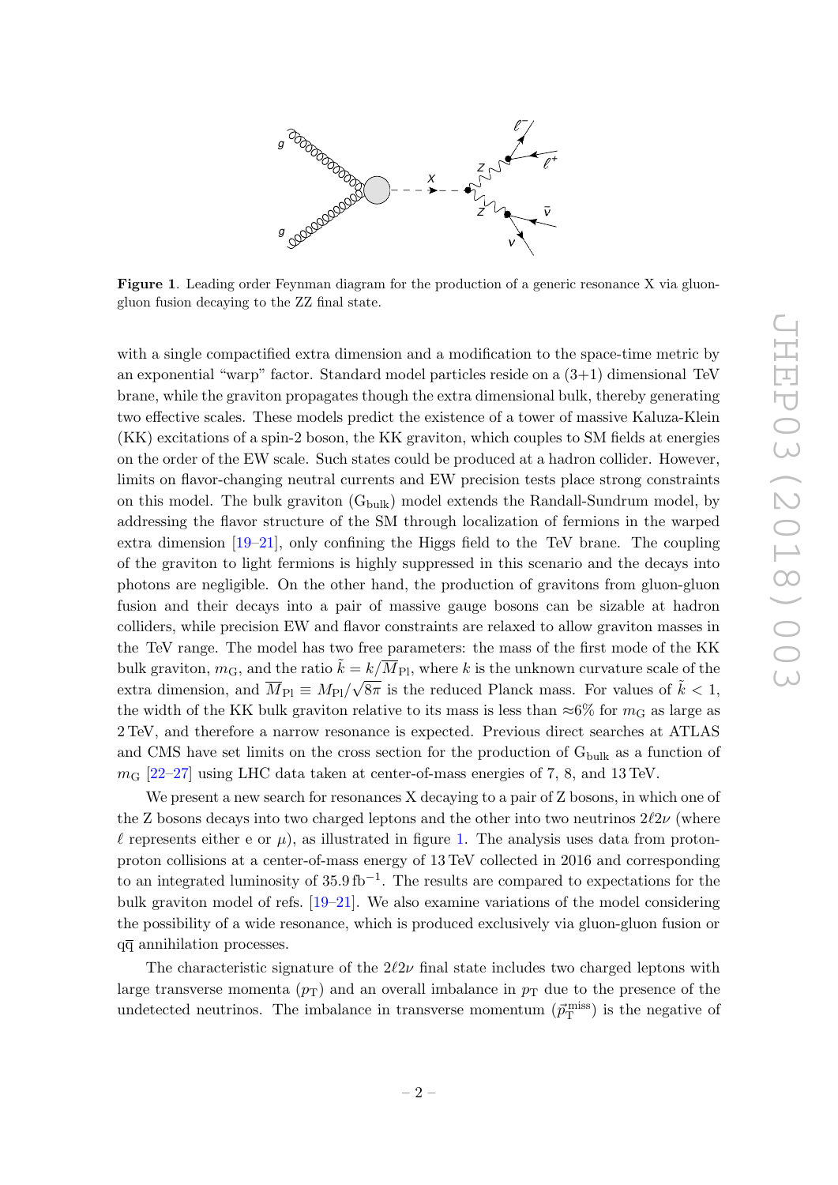**Figure 1**. Leading order Feynman diagram for the production of a generic resonance X via gluon-gluon fusion decaying to the ZZ final state.

with a single compactified extra dimension and a modification to the space-time metric by an exponential "warp" factor. Standard model particles reside on a (3+1) dimensional TeV brane, while the graviton propagates though the extra dimensional bulk, thereby generating two effective scales. These models predict the existence of a tower of massive Kaluza-Klein (KK) excitations of a spin-2 boson, the KK graviton, which couples to SM fields at energies on the order of the EW scale. Such states could be produced at a hadron collider. However, limits on flavor-changing neutral currents and EW precision tests place strong constraints on this model. The bulk graviton ($G_{\mathrm{bulk}}$) model extends the Randall-Sundrum model, by addressing the flavor structure of the SM through localization of fermions in the warped extra dimension [19–21], only confining the Higgs field to the TeV brane. The coupling of the graviton to light fermions is highly suppressed in this scenario and the decays into photons are negligible. On the other hand, the production of gravitons from gluon-gluon fusion and their decays into a pair of massive gauge bosons can be sizable at hadron colliders, while precision EW and flavor constraints are relaxed to allow graviton masses in the TeV range. The model has two free parameters: the mass of the first mode of the KK bulk graviton, $m_{\mathrm{G}}$, and the ratio $\tilde{k} = k/\overline{M}_{\mathrm{Pl}}$, where $k$ is the unknown curvature scale of the extra dimension, and $\overline{M}_{\mathrm{Pl}} \equiv M_{\mathrm{Pl}}/\sqrt{8\pi}$ is the reduced Planck mass. For values of $\tilde{k} < 1$, the width of the KK bulk graviton relative to its mass is less than $\approx$6% for $m_{\mathrm{G}}$ as large as 2 TeV, and therefore a narrow resonance is expected. Previous direct searches at ATLAS and CMS have set limits on the cross section for the production of $G_{\mathrm{bulk}}$ as a function of $m_{\mathrm{G}}$ [22–27] using LHC data taken at center-of-mass energies of 7, 8, and 13 TeV.

We present a new search for resonances X decaying to a pair of Z bosons, in which one of the Z bosons decays into two charged leptons and the other into two neutrinos $2\ell 2\nu$ (where $\ell$ represents either e or $\mu$), as illustrated in figure 1. The analysis uses data from proton-proton collisions at a center-of-mass energy of 13 TeV collected in 2016 and corresponding to an integrated luminosity of 35.9 $\mathrm{fb}^{-1}$. The results are compared to expectations for the bulk graviton model of refs. [19–21]. We also examine variations of the model considering the possibility of a wide resonance, which is produced exclusively via gluon-gluon fusion or $\mathrm{q\overline{q}}$ annihilation processes.

The characteristic signature of the $2\ell 2\nu$ final state includes two charged leptons with large transverse momenta ($p_{\mathrm{T}}$) and an overall imbalance in $p_{\mathrm{T}}$ due to the presence of the undetected neutrinos. The imbalance in transverse momentum ($\vec{p}_{\mathrm{T}}^{\,\mathrm{miss}}$) is the negative of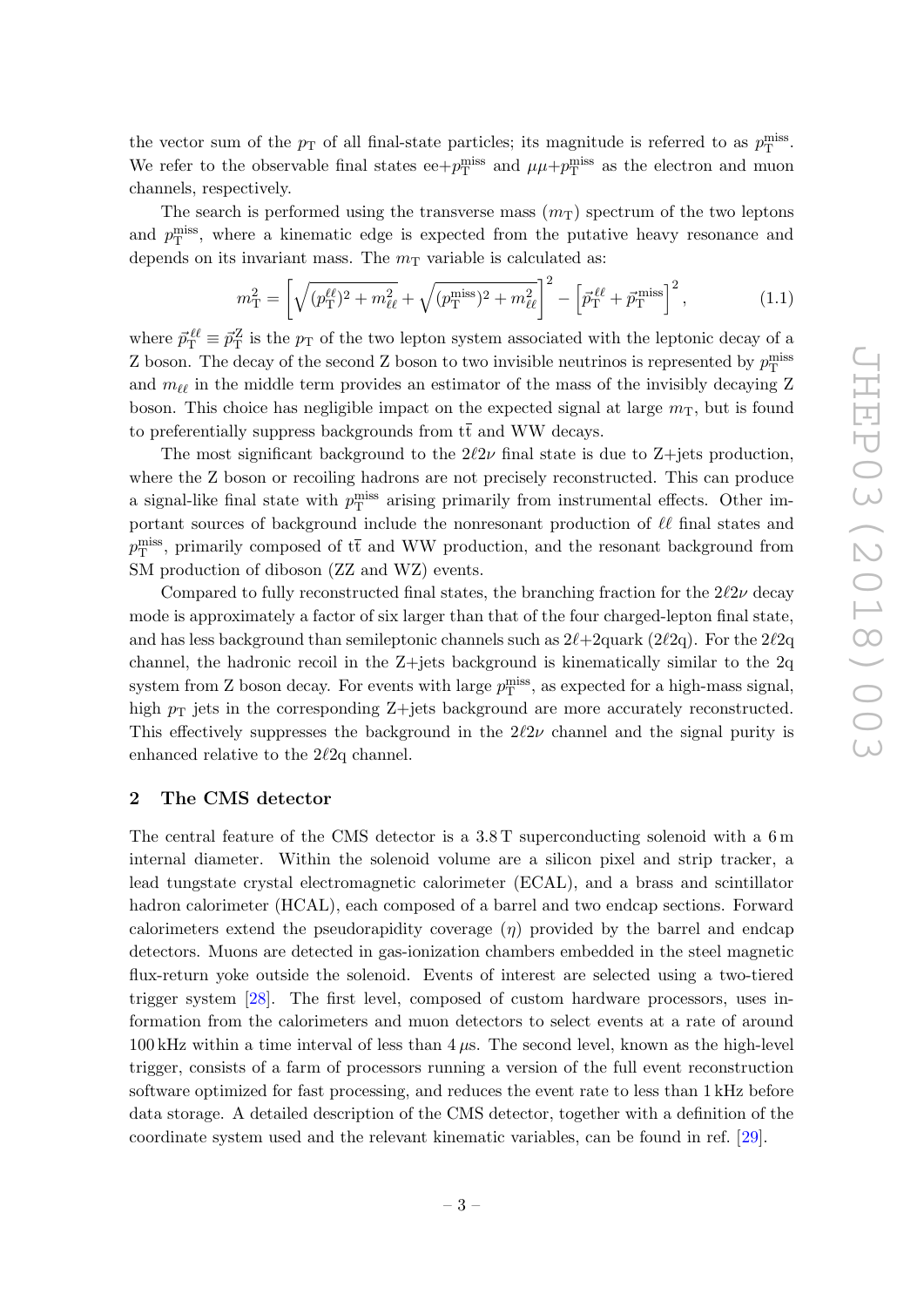the vector sum of the $p_T$ of all final-state particles; its magnitude is referred to as $p_T^{miss}$. We refer to the observable final states ee+$p_T^{miss}$ and $\mu\mu$+$p_T^{miss}$ as the electron and muon channels, respectively.

The search is performed using the transverse mass ($m_T$) spectrum of the two leptons and $p_T^{miss}$, where a kinematic edge is expected from the putative heavy resonance and depends on its invariant mass. The $m_T$ variable is calculated as:

$$m_T^2 = \left[\sqrt{(p_T^{\ell\ell})^2 + m_{\ell\ell}^2} + \sqrt{(p_T^{miss})^2 + m_{\ell\ell}^2}\right]^2 - \left[\vec{p}_T^{\,\ell\ell} + \vec{p}_T^{\,miss}\right]^2, \tag{1.1}$$

where $\vec{p}_T^{\,\ell\ell} \equiv \vec{p}_T^{\,Z}$ is the $p_T$ of the two lepton system associated with the leptonic decay of a Z boson. The decay of the second Z boson to two invisible neutrinos is represented by $p_T^{miss}$ and $m_{\ell\ell}$ in the middle term provides an estimator of the mass of the invisibly decaying Z boson. This choice has negligible impact on the expected signal at large $m_T$, but is found to preferentially suppress backgrounds from $t\bar{t}$ and WW decays.

The most significant background to the $2\ell2\nu$ final state is due to Z+jets production, where the Z boson or recoiling hadrons are not precisely reconstructed. This can produce a signal-like final state with $p_T^{miss}$ arising primarily from instrumental effects. Other important sources of background include the nonresonant production of $\ell\ell$ final states and $p_T^{miss}$, primarily composed of $t\bar{t}$ and WW production, and the resonant background from SM production of diboson (ZZ and WZ) events.

Compared to fully reconstructed final states, the branching fraction for the $2\ell2\nu$ decay mode is approximately a factor of six larger than that of the four charged-lepton final state, and has less background than semileptonic channels such as $2\ell$+2quark ($2\ell$2q). For the $2\ell$2q channel, the hadronic recoil in the Z+jets background is kinematically similar to the 2q system from Z boson decay. For events with large $p_T^{miss}$, as expected for a high-mass signal, high $p_T$ jets in the corresponding Z+jets background are more accurately reconstructed. This effectively suppresses the background in the $2\ell2\nu$ channel and the signal purity is enhanced relative to the $2\ell$2q channel.

## 2 The CMS detector

The central feature of the CMS detector is a 3.8 T superconducting solenoid with a 6 m internal diameter. Within the solenoid volume are a silicon pixel and strip tracker, a lead tungstate crystal electromagnetic calorimeter (ECAL), and a brass and scintillator hadron calorimeter (HCAL), each composed of a barrel and two endcap sections. Forward calorimeters extend the pseudorapidity coverage ($\eta$) provided by the barrel and endcap detectors. Muons are detected in gas-ionization chambers embedded in the steel magnetic flux-return yoke outside the solenoid. Events of interest are selected using a two-tiered trigger system [28]. The first level, composed of custom hardware processors, uses information from the calorimeters and muon detectors to select events at a rate of around 100 kHz within a time interval of less than 4 $\mu$s. The second level, known as the high-level trigger, consists of a farm of processors running a version of the full event reconstruction software optimized for fast processing, and reduces the event rate to less than 1 kHz before data storage. A detailed description of the CMS detector, together with a definition of the coordinate system used and the relevant kinematic variables, can be found in ref. [29].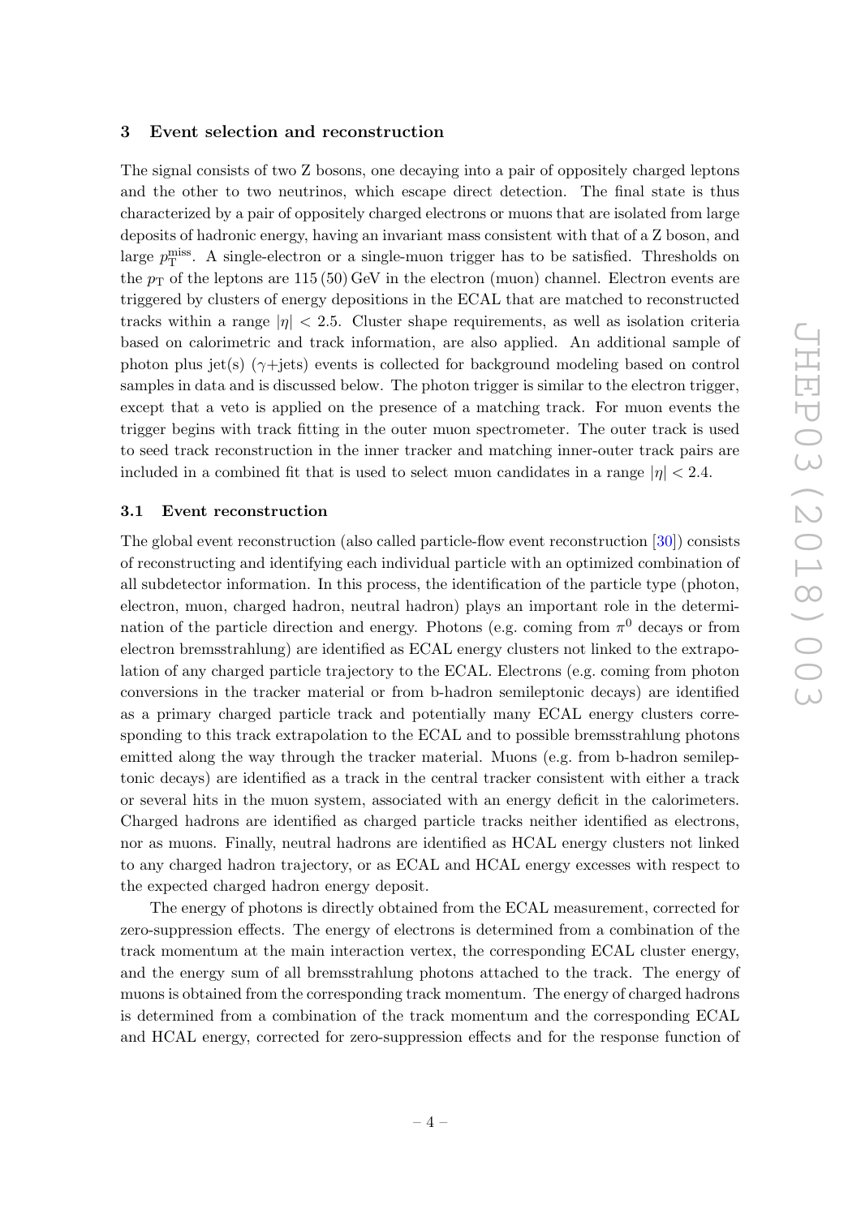## 3 Event selection and reconstruction

The signal consists of two Z bosons, one decaying into a pair of oppositely charged leptons and the other to two neutrinos, which escape direct detection. The final state is thus characterized by a pair of oppositely charged electrons or muons that are isolated from large deposits of hadronic energy, having an invariant mass consistent with that of a Z boson, and large $p_{\mathrm{T}}^{\mathrm{miss}}$. A single-electron or a single-muon trigger has to be satisfied. Thresholds on the $p_{\mathrm{T}}$ of the leptons are 115 (50) GeV in the electron (muon) channel. Electron events are triggered by clusters of energy depositions in the ECAL that are matched to reconstructed tracks within a range $|\eta| < 2.5$. Cluster shape requirements, as well as isolation criteria based on calorimetric and track information, are also applied. An additional sample of photon plus jet(s) ($\gamma$+jets) events is collected for background modeling based on control samples in data and is discussed below. The photon trigger is similar to the electron trigger, except that a veto is applied on the presence of a matching track. For muon events the trigger begins with track fitting in the outer muon spectrometer. The outer track is used to seed track reconstruction in the inner tracker and matching inner-outer track pairs are included in a combined fit that is used to select muon candidates in a range $|\eta| < 2.4$.

### 3.1 Event reconstruction

The global event reconstruction (also called particle-flow event reconstruction [30]) consists of reconstructing and identifying each individual particle with an optimized combination of all subdetector information. In this process, the identification of the particle type (photon, electron, muon, charged hadron, neutral hadron) plays an important role in the determination of the particle direction and energy. Photons (e.g. coming from $\pi^0$ decays or from electron bremsstrahlung) are identified as ECAL energy clusters not linked to the extrapolation of any charged particle trajectory to the ECAL. Electrons (e.g. coming from photon conversions in the tracker material or from b-hadron semileptonic decays) are identified as a primary charged particle track and potentially many ECAL energy clusters corresponding to this track extrapolation to the ECAL and to possible bremsstrahlung photons emitted along the way through the tracker material. Muons (e.g. from b-hadron semileptonic decays) are identified as a track in the central tracker consistent with either a track or several hits in the muon system, associated with an energy deficit in the calorimeters. Charged hadrons are identified as charged particle tracks neither identified as electrons, nor as muons. Finally, neutral hadrons are identified as HCAL energy clusters not linked to any charged hadron trajectory, or as ECAL and HCAL energy excesses with respect to the expected charged hadron energy deposit.

The energy of photons is directly obtained from the ECAL measurement, corrected for zero-suppression effects. The energy of electrons is determined from a combination of the track momentum at the main interaction vertex, the corresponding ECAL cluster energy, and the energy sum of all bremsstrahlung photons attached to the track. The energy of muons is obtained from the corresponding track momentum. The energy of charged hadrons is determined from a combination of the track momentum and the corresponding ECAL and HCAL energy, corrected for zero-suppression effects and for the response function of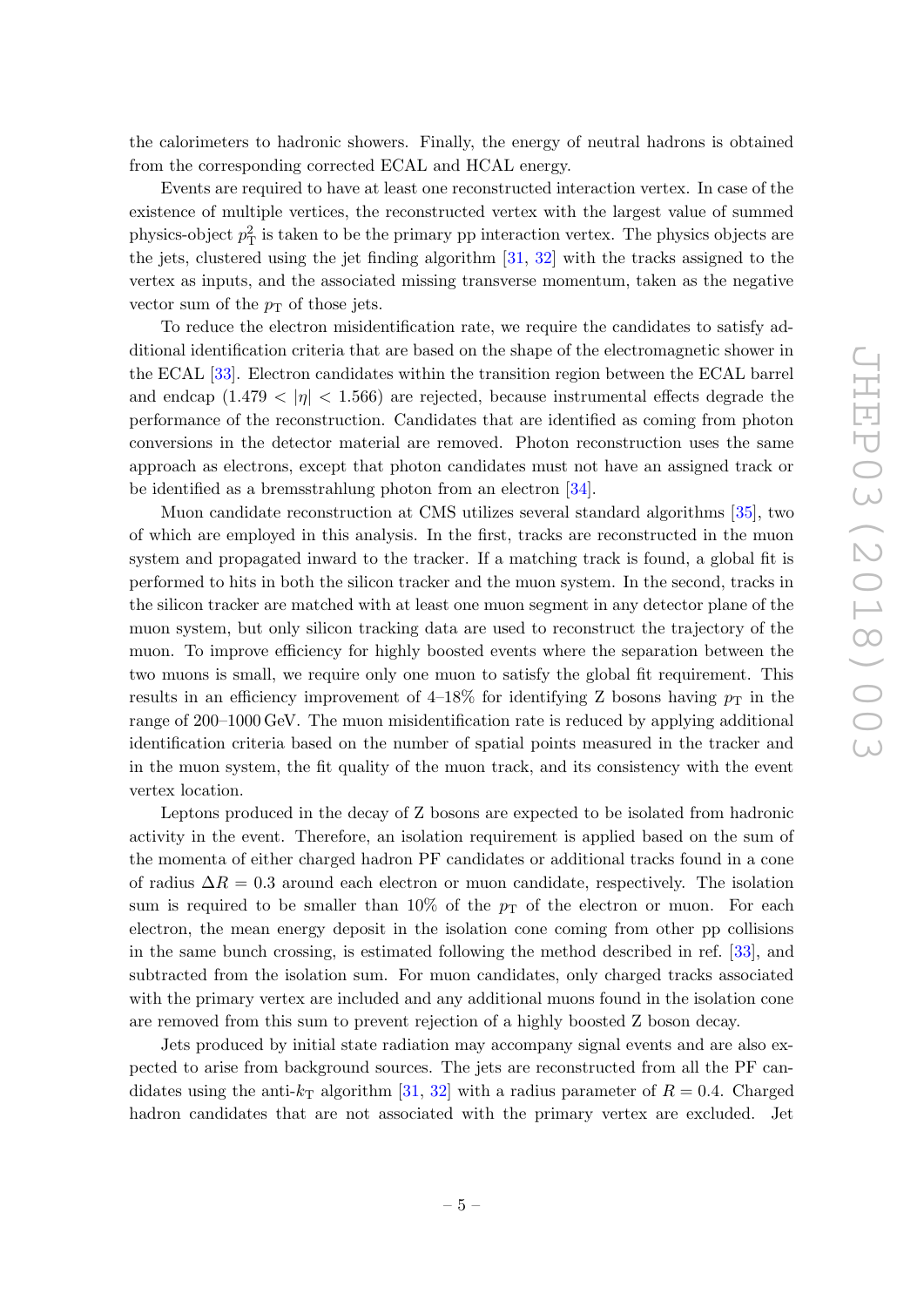the calorimeters to hadronic showers. Finally, the energy of neutral hadrons is obtained from the corresponding corrected ECAL and HCAL energy.

Events are required to have at least one reconstructed interaction vertex. In case of the existence of multiple vertices, the reconstructed vertex with the largest value of summed physics-object $p_{\mathrm{T}}^2$ is taken to be the primary pp interaction vertex. The physics objects are the jets, clustered using the jet finding algorithm [31, 32] with the tracks assigned to the vertex as inputs, and the associated missing transverse momentum, taken as the negative vector sum of the $p_{\mathrm{T}}$ of those jets.

To reduce the electron misidentification rate, we require the candidates to satisfy additional identification criteria that are based on the shape of the electromagnetic shower in the ECAL [33]. Electron candidates within the transition region between the ECAL barrel and endcap ($1.479 < |\eta| < 1.566$) are rejected, because instrumental effects degrade the performance of the reconstruction. Candidates that are identified as coming from photon conversions in the detector material are removed. Photon reconstruction uses the same approach as electrons, except that photon candidates must not have an assigned track or be identified as a bremsstrahlung photon from an electron [34].

Muon candidate reconstruction at CMS utilizes several standard algorithms [35], two of which are employed in this analysis. In the first, tracks are reconstructed in the muon system and propagated inward to the tracker. If a matching track is found, a global fit is performed to hits in both the silicon tracker and the muon system. In the second, tracks in the silicon tracker are matched with at least one muon segment in any detector plane of the muon system, but only silicon tracking data are used to reconstruct the trajectory of the muon. To improve efficiency for highly boosted events where the separation between the two muons is small, we require only one muon to satisfy the global fit requirement. This results in an efficiency improvement of 4–18% for identifying Z bosons having $p_{\mathrm{T}}$ in the range of 200–1000 GeV. The muon misidentification rate is reduced by applying additional identification criteria based on the number of spatial points measured in the tracker and in the muon system, the fit quality of the muon track, and its consistency with the event vertex location.

Leptons produced in the decay of Z bosons are expected to be isolated from hadronic activity in the event. Therefore, an isolation requirement is applied based on the sum of the momenta of either charged hadron PF candidates or additional tracks found in a cone of radius $\Delta R = 0.3$ around each electron or muon candidate, respectively. The isolation sum is required to be smaller than 10% of the $p_{\mathrm{T}}$ of the electron or muon. For each electron, the mean energy deposit in the isolation cone coming from other pp collisions in the same bunch crossing, is estimated following the method described in ref. [33], and subtracted from the isolation sum. For muon candidates, only charged tracks associated with the primary vertex are included and any additional muons found in the isolation cone are removed from this sum to prevent rejection of a highly boosted Z boson decay.

Jets produced by initial state radiation may accompany signal events and are also expected to arise from background sources. The jets are reconstructed from all the PF candidates using the anti-$k_{\mathrm{T}}$ algorithm [31, 32] with a radius parameter of $R = 0.4$. Charged hadron candidates that are not associated with the primary vertex are excluded. Jet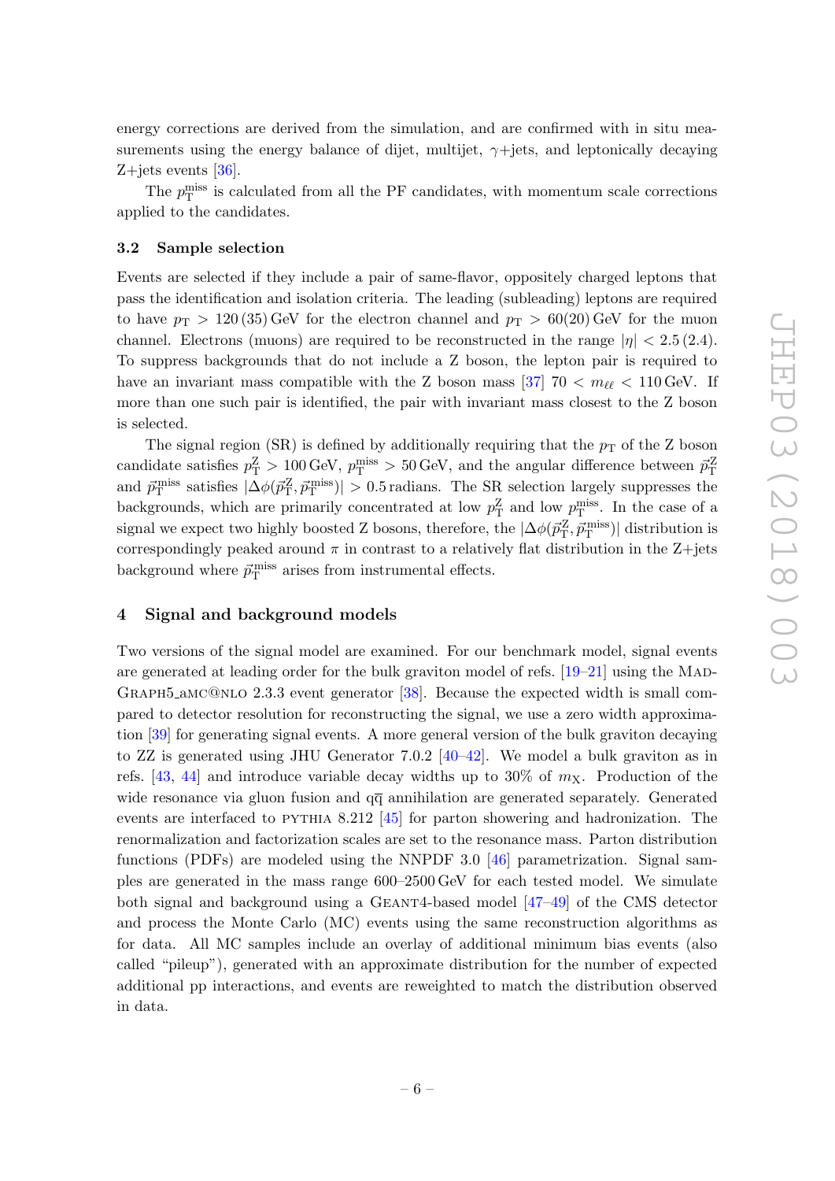energy corrections are derived from the simulation, and are confirmed with in situ measurements using the energy balance of dijet, multijet, $\gamma$+jets, and leptonically decaying Z+jets events [36].

The $p_{\mathrm{T}}^{\mathrm{miss}}$ is calculated from all the PF candidates, with momentum scale corrections applied to the candidates.

### 3.2 Sample selection

Events are selected if they include a pair of same-flavor, oppositely charged leptons that pass the identification and isolation criteria. The leading (subleading) leptons are required to have $p_{\mathrm{T}} > 120\,(35)\,\mathrm{GeV}$ for the electron channel and $p_{\mathrm{T}} > 60(20)\,\mathrm{GeV}$ for the muon channel. Electrons (muons) are required to be reconstructed in the range $|\eta| < 2.5\,(2.4)$. To suppress backgrounds that do not include a Z boson, the lepton pair is required to have an invariant mass compatible with the Z boson mass [37] $70 < m_{\ell\ell} < 110\,\mathrm{GeV}$. If more than one such pair is identified, the pair with invariant mass closest to the Z boson is selected.

The signal region (SR) is defined by additionally requiring that the $p_{\mathrm{T}}$ of the Z boson candidate satisfies $p_{\mathrm{T}}^{\mathrm{Z}} > 100\,\mathrm{GeV}$, $p_{\mathrm{T}}^{\mathrm{miss}} > 50\,\mathrm{GeV}$, and the angular difference between $\vec{p}_{\mathrm{T}}^{\,\mathrm{Z}}$ and $\vec{p}_{\mathrm{T}}^{\,\mathrm{miss}}$ satisfies $|\Delta\phi(\vec{p}_{\mathrm{T}}^{\,\mathrm{Z}}, \vec{p}_{\mathrm{T}}^{\,\mathrm{miss}})| > 0.5\,\mathrm{radians}$. The SR selection largely suppresses the backgrounds, which are primarily concentrated at low $p_{\mathrm{T}}^{\mathrm{Z}}$ and low $p_{\mathrm{T}}^{\mathrm{miss}}$. In the case of a signal we expect two highly boosted Z bosons, therefore, the $|\Delta\phi(\vec{p}_{\mathrm{T}}^{\,\mathrm{Z}}, \vec{p}_{\mathrm{T}}^{\,\mathrm{miss}})|$ distribution is correspondingly peaked around $\pi$ in contrast to a relatively flat distribution in the Z+jets background where $\vec{p}_{\mathrm{T}}^{\,\mathrm{miss}}$ arises from instrumental effects.

## 4 Signal and background models

Two versions of the signal model are examined. For our benchmark model, signal events are generated at leading order for the bulk graviton model of refs. [19–21] using the MadGraph5_aMC@NLO 2.3.3 event generator [38]. Because the expected width is small compared to detector resolution for reconstructing the signal, we use a zero width approximation [39] for generating signal events. A more general version of the bulk graviton decaying to ZZ is generated using JHU Generator 7.0.2 [40–42]. We model a bulk graviton as in refs. [43, 44] and introduce variable decay widths up to 30% of $m_{\mathrm{X}}$. Production of the wide resonance via gluon fusion and $\mathrm{q}\overline{\mathrm{q}}$ annihilation are generated separately. Generated events are interfaced to PYTHIA 8.212 [45] for parton showering and hadronization. The renormalization and factorization scales are set to the resonance mass. Parton distribution functions (PDFs) are modeled using the NNPDF 3.0 [46] parametrization. Signal samples are generated in the mass range 600–2500 GeV for each tested model. We simulate both signal and background using a Geant4-based model [47–49] of the CMS detector and process the Monte Carlo (MC) events using the same reconstruction algorithms as for data. All MC samples include an overlay of additional minimum bias events (also called "pileup"), generated with an approximate distribution for the number of expected additional pp interactions, and events are reweighted to match the distribution observed in data.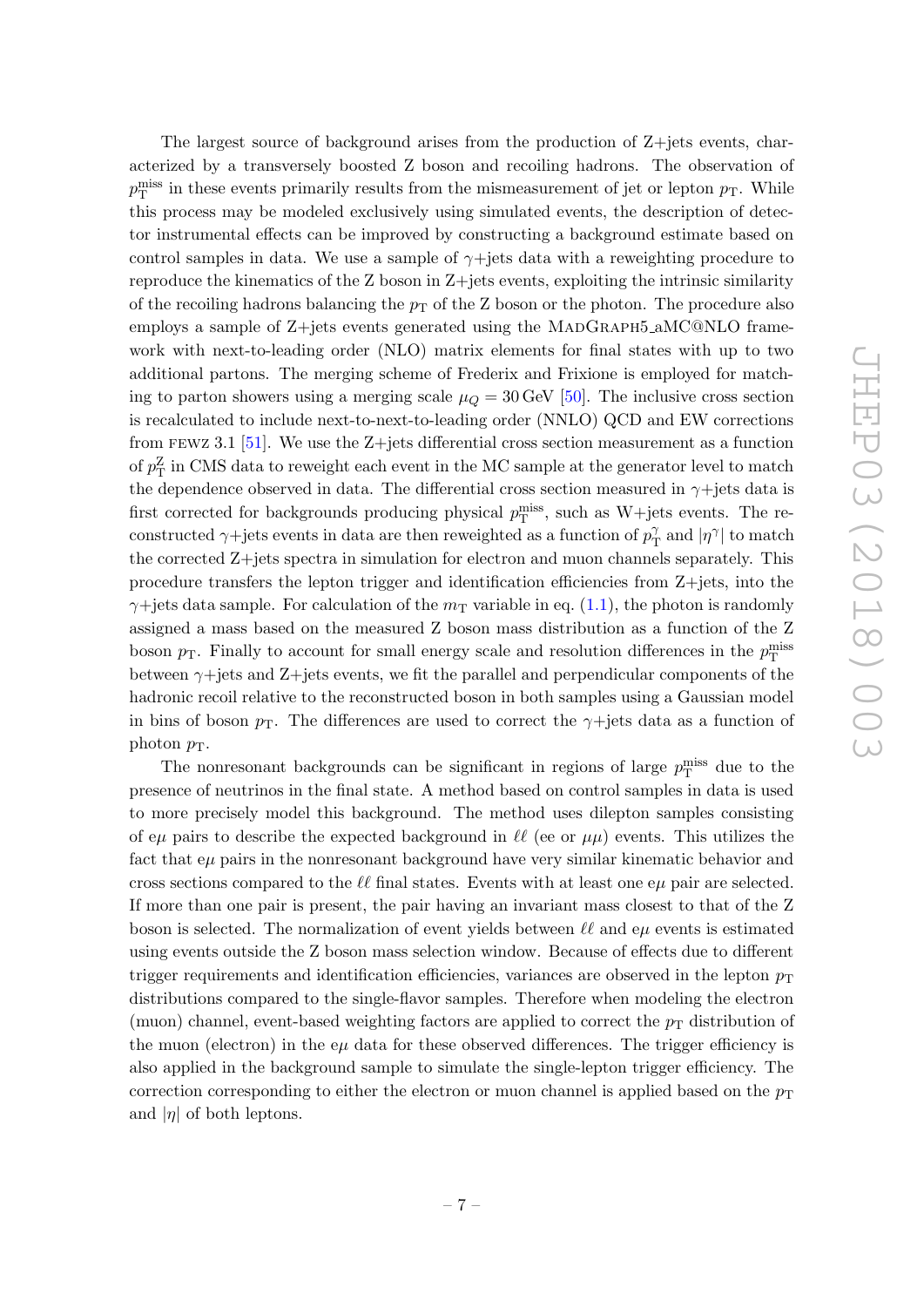The largest source of background arises from the production of Z+jets events, characterized by a transversely boosted Z boson and recoiling hadrons. The observation of $p_{\mathrm{T}}^{\mathrm{miss}}$ in these events primarily results from the mismeasurement of jet or lepton $p_{\mathrm{T}}$. While this process may be modeled exclusively using simulated events, the description of detector instrumental effects can be improved by constructing a background estimate based on control samples in data. We use a sample of $\gamma$+jets data with a reweighting procedure to reproduce the kinematics of the Z boson in Z+jets events, exploiting the intrinsic similarity of the recoiling hadrons balancing the $p_{\mathrm{T}}$ of the Z boson or the photon. The procedure also employs a sample of Z+jets events generated using the MadGraph5_aMC@NLO framework with next-to-leading order (NLO) matrix elements for final states with up to two additional partons. The merging scheme of Frederix and Frixione is employed for matching to parton showers using a merging scale $\mu_Q = 30\,\mathrm{GeV}$ [50]. The inclusive cross section is recalculated to include next-to-next-to-leading order (NNLO) QCD and EW corrections from FEWZ 3.1 [51]. We use the Z+jets differential cross section measurement as a function of $p_{\mathrm{T}}^{\mathrm{Z}}$ in CMS data to reweight each event in the MC sample at the generator level to match the dependence observed in data. The differential cross section measured in $\gamma$+jets data is first corrected for backgrounds producing physical $p_{\mathrm{T}}^{\mathrm{miss}}$, such as W+jets events. The reconstructed $\gamma$+jets events in data are then reweighted as a function of $p_{\mathrm{T}}^{\gamma}$ and $|\eta^{\gamma}|$ to match the corrected Z+jets spectra in simulation for electron and muon channels separately. This procedure transfers the lepton trigger and identification efficiencies from Z+jets, into the $\gamma$+jets data sample. For calculation of the $m_{\mathrm{T}}$ variable in eq. (1.1), the photon is randomly assigned a mass based on the measured Z boson mass distribution as a function of the Z boson $p_{\mathrm{T}}$. Finally to account for small energy scale and resolution differences in the $p_{\mathrm{T}}^{\mathrm{miss}}$ between $\gamma$+jets and Z+jets events, we fit the parallel and perpendicular components of the hadronic recoil relative to the reconstructed boson in both samples using a Gaussian model in bins of boson $p_{\mathrm{T}}$. The differences are used to correct the $\gamma$+jets data as a function of photon $p_{\mathrm{T}}$.

The nonresonant backgrounds can be significant in regions of large $p_{\mathrm{T}}^{\mathrm{miss}}$ due to the presence of neutrinos in the final state. A method based on control samples in data is used to more precisely model this background. The method uses dilepton samples consisting of $\mathrm{e}\mu$ pairs to describe the expected background in $\ell\ell$ (ee or $\mu\mu$) events. This utilizes the fact that $\mathrm{e}\mu$ pairs in the nonresonant background have very similar kinematic behavior and cross sections compared to the $\ell\ell$ final states. Events with at least one $\mathrm{e}\mu$ pair are selected. If more than one pair is present, the pair having an invariant mass closest to that of the Z boson is selected. The normalization of event yields between $\ell\ell$ and $\mathrm{e}\mu$ events is estimated using events outside the Z boson mass selection window. Because of effects due to different trigger requirements and identification efficiencies, variances are observed in the lepton $p_{\mathrm{T}}$ distributions compared to the single-flavor samples. Therefore when modeling the electron (muon) channel, event-based weighting factors are applied to correct the $p_{\mathrm{T}}$ distribution of the muon (electron) in the $\mathrm{e}\mu$ data for these observed differences. The trigger efficiency is also applied in the background sample to simulate the single-lepton trigger efficiency. The correction corresponding to either the electron or muon channel is applied based on the $p_{\mathrm{T}}$ and $|\eta|$ of both leptons.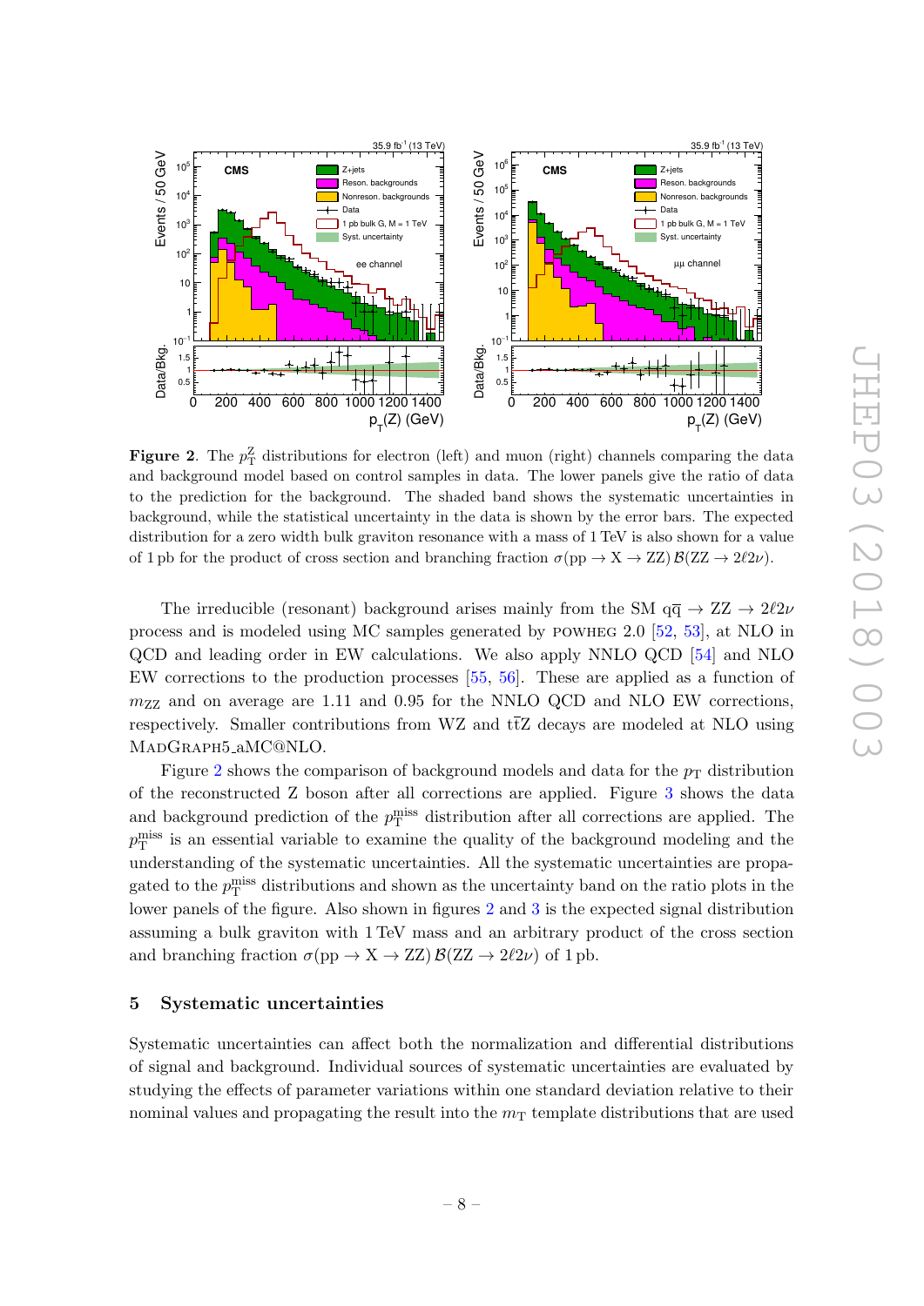**Figure 2**. The $p_T^Z$ distributions for electron (left) and muon (right) channels comparing the data and background model based on control samples in data. The lower panels give the ratio of data to the prediction for the background. The shaded band shows the systematic uncertainties in background, while the statistical uncertainty in the data is shown by the error bars. The expected distribution for a zero width bulk graviton resonance with a mass of 1 TeV is also shown for a value of 1 pb for the product of cross section and branching fraction $\sigma(\mathrm{pp} \to \mathrm{X} \to \mathrm{ZZ})\,\mathcal{B}(\mathrm{ZZ} \to 2\ell 2\nu)$.

The irreducible (resonant) background arises mainly from the SM $\mathrm{q}\overline{\mathrm{q}} \to \mathrm{ZZ} \to 2\ell 2\nu$ process and is modeled using MC samples generated by POWHEG 2.0 [52, 53], at NLO in QCD and leading order in EW calculations. We also apply NNLO QCD [54] and NLO EW corrections to the production processes [55, 56]. These are applied as a function of $m_{\mathrm{ZZ}}$ and on average are 1.11 and 0.95 for the NNLO QCD and NLO EW corrections, respectively. Smaller contributions from WZ and $\mathrm{t\bar{t}Z}$ decays are modeled at NLO using MadGraph5_aMC@NLO.

Figure 2 shows the comparison of background models and data for the $p_T$ distribution of the reconstructed Z boson after all corrections are applied. Figure 3 shows the data and background prediction of the $p_T^{\mathrm{miss}}$ distribution after all corrections are applied. The $p_T^{\mathrm{miss}}$ is an essential variable to examine the quality of the background modeling and the understanding of the systematic uncertainties. All the systematic uncertainties are propagated to the $p_T^{\mathrm{miss}}$ distributions and shown as the uncertainty band on the ratio plots in the lower panels of the figure. Also shown in figures 2 and 3 is the expected signal distribution assuming a bulk graviton with 1 TeV mass and an arbitrary product of the cross section and branching fraction $\sigma(\mathrm{pp} \to \mathrm{X} \to \mathrm{ZZ})\,\mathcal{B}(\mathrm{ZZ} \to 2\ell 2\nu)$ of 1 pb.

## 5 Systematic uncertainties

Systematic uncertainties can affect both the normalization and differential distributions of signal and background. Individual sources of systematic uncertainties are evaluated by studying the effects of parameter variations within one standard deviation relative to their nominal values and propagating the result into the $m_T$ template distributions that are used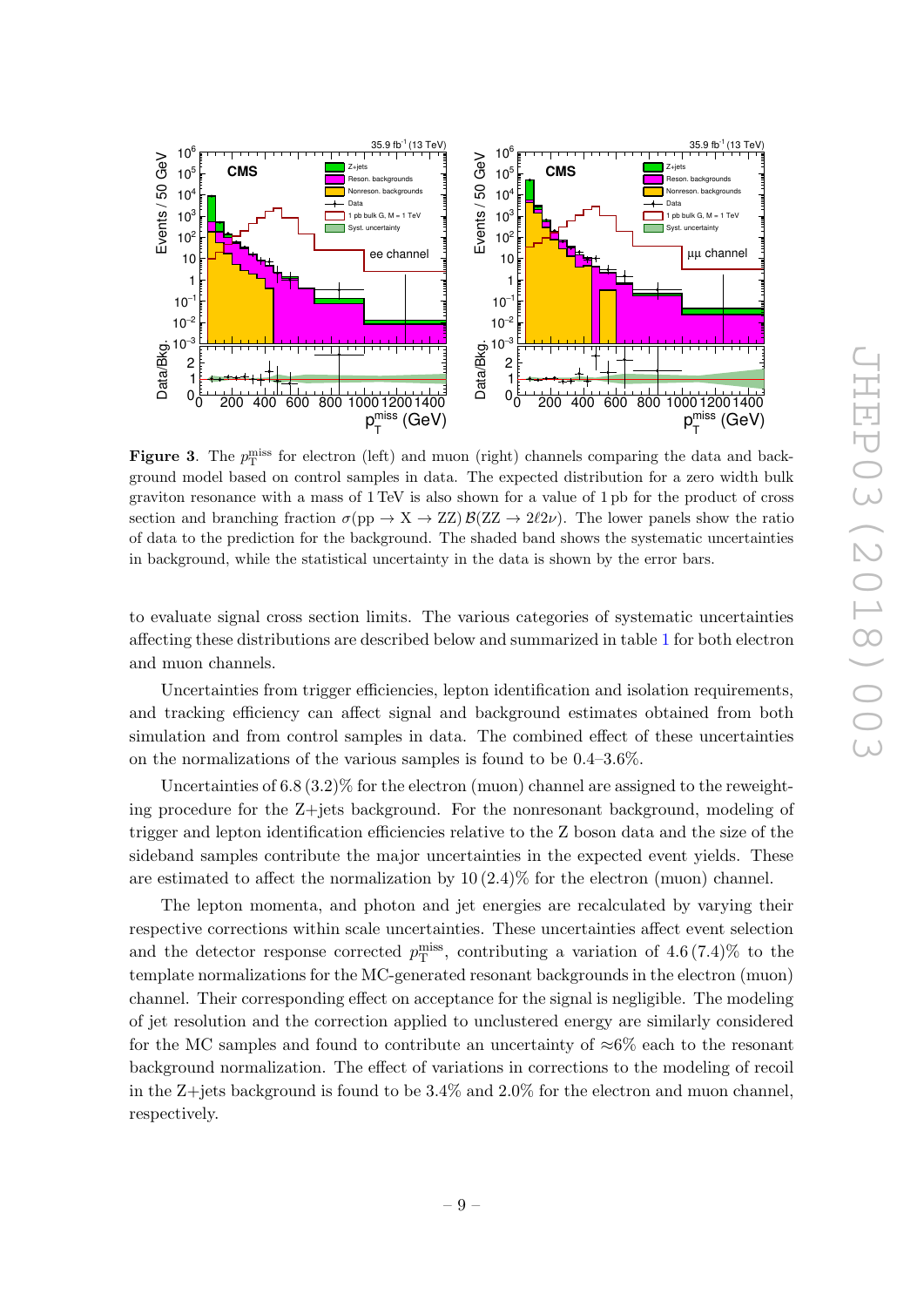**Figure 3**. The $p_{\mathrm{T}}^{\mathrm{miss}}$ for electron (left) and muon (right) channels comparing the data and background model based on control samples in data. The expected distribution for a zero width bulk graviton resonance with a mass of 1 TeV is also shown for a value of 1 pb for the product of cross section and branching fraction $\sigma(\mathrm{pp} \to \mathrm{X} \to \mathrm{ZZ})\,\mathcal{B}(\mathrm{ZZ} \to 2\ell 2\nu)$. The lower panels show the ratio of data to the prediction for the background. The shaded band shows the systematic uncertainties in background, while the statistical uncertainty in the data is shown by the error bars.

to evaluate signal cross section limits. The various categories of systematic uncertainties affecting these distributions are described below and summarized in table 1 for both electron and muon channels.

Uncertainties from trigger efficiencies, lepton identification and isolation requirements, and tracking efficiency can affect signal and background estimates obtained from both simulation and from control samples in data. The combined effect of these uncertainties on the normalizations of the various samples is found to be 0.4–3.6%.

Uncertainties of 6.8 (3.2)% for the electron (muon) channel are assigned to the reweighting procedure for the Z+jets background. For the nonresonant background, modeling of trigger and lepton identification efficiencies relative to the Z boson data and the size of the sideband samples contribute the major uncertainties in the expected event yields. These are estimated to affect the normalization by 10 (2.4)% for the electron (muon) channel.

The lepton momenta, and photon and jet energies are recalculated by varying their respective corrections within scale uncertainties. These uncertainties affect event selection and the detector response corrected $p_{\mathrm{T}}^{\mathrm{miss}}$, contributing a variation of 4.6 (7.4)% to the template normalizations for the MC-generated resonant backgrounds in the electron (muon) channel. Their corresponding effect on acceptance for the signal is negligible. The modeling of jet resolution and the correction applied to unclustered energy are similarly considered for the MC samples and found to contribute an uncertainty of $\approx$6% each to the resonant background normalization. The effect of variations in corrections to the modeling of recoil in the Z+jets background is found to be 3.4% and 2.0% for the electron and muon channel, respectively.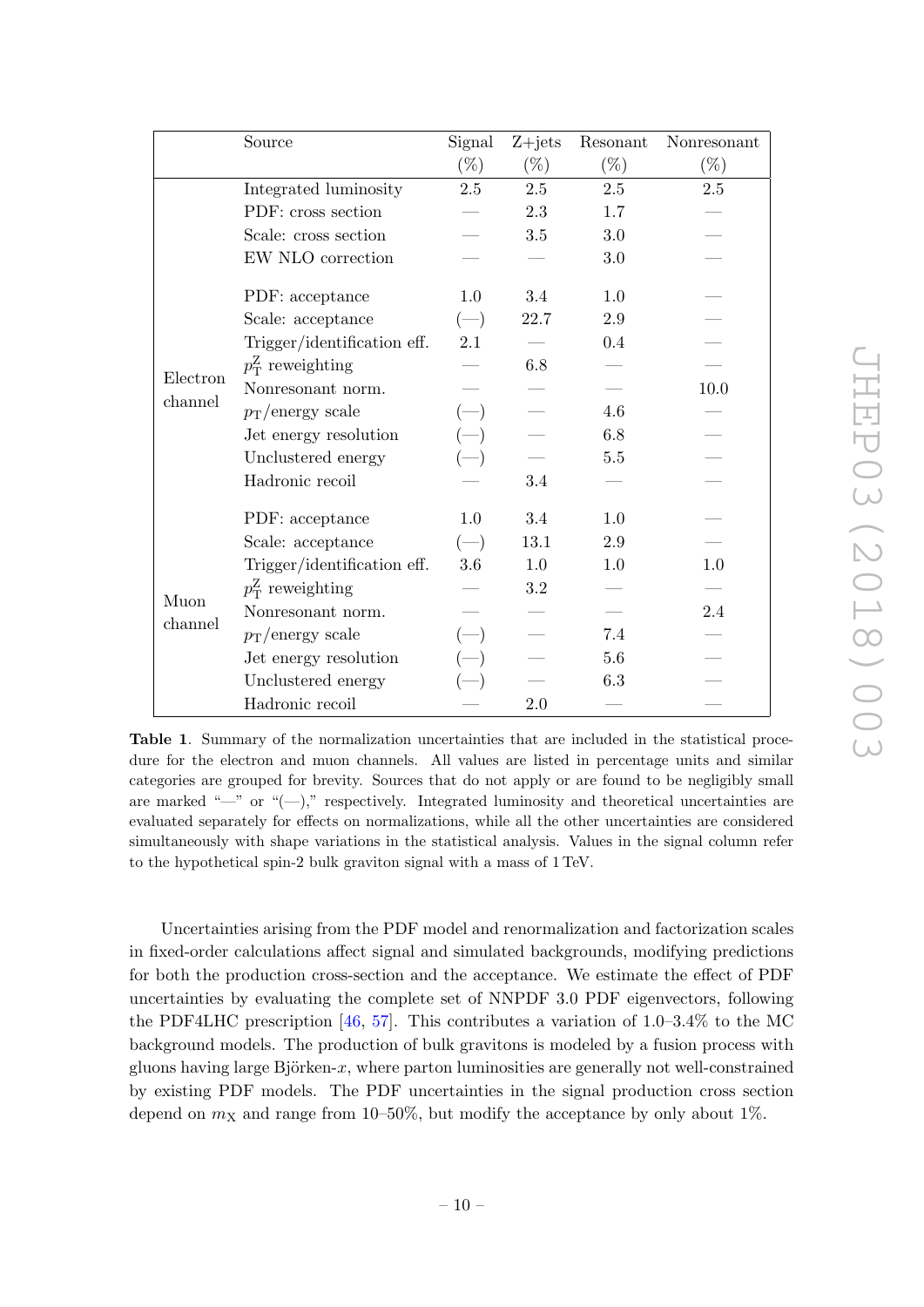| | Source | Signal (%) | Z+jets (%) | Resonant (%) | Nonresonant (%) |
|---|---|---|---|---|---|
| | Integrated luminosity | 2.5 | 2.5 | 2.5 | 2.5 |
| | PDF: cross section | — | 2.3 | 1.7 | — |
| | Scale: cross section | — | 3.5 | 3.0 | — |
| | EW NLO correction | — | — | 3.0 | — |
| Electron channel | PDF: acceptance | 1.0 | 3.4 | 1.0 | — |
| | Scale: acceptance | (—) | 22.7 | 2.9 | — |
| | Trigger/identification eff. | 2.1 | — | 0.4 | — |
| | $p_{\mathrm{T}}^{\mathrm{Z}}$ reweighting | — | 6.8 | — | — |
| | Nonresonant norm. | — | — | — | 10.0 |
| | $p_{\mathrm{T}}$/energy scale | (—) | — | 4.6 | — |
| | Jet energy resolution | (—) | — | 6.8 | — |
| | Unclustered energy | (—) | — | 5.5 | — |
| | Hadronic recoil | — | 3.4 | — | — |
| Muon channel | PDF: acceptance | 1.0 | 3.4 | 1.0 | — |
| | Scale: acceptance | (—) | 13.1 | 2.9 | — |
| | Trigger/identification eff. | 3.6 | 1.0 | 1.0 | 1.0 |
| | $p_{\mathrm{T}}^{\mathrm{Z}}$ reweighting | — | 3.2 | — | — |
| | Nonresonant norm. | — | — | — | 2.4 |
| | $p_{\mathrm{T}}$/energy scale | (—) | — | 7.4 | — |
| | Jet energy resolution | (—) | — | 5.6 | — |
| | Unclustered energy | (—) | — | 6.3 | — |
| | Hadronic recoil | — | 2.0 | — | — |

**Table 1**. Summary of the normalization uncertainties that are included in the statistical procedure for the electron and muon channels. All values are listed in percentage units and similar categories are grouped for brevity. Sources that do not apply or are found to be negligibly small are marked "—" or "(—)," respectively. Integrated luminosity and theoretical uncertainties are evaluated separately for effects on normalizations, while all the other uncertainties are considered simultaneously with shape variations in the statistical analysis. Values in the signal column refer to the hypothetical spin-2 bulk graviton signal with a mass of 1 TeV.

Uncertainties arising from the PDF model and renormalization and factorization scales in fixed-order calculations affect signal and simulated backgrounds, modifying predictions for both the production cross-section and the acceptance. We estimate the effect of PDF uncertainties by evaluating the complete set of NNPDF 3.0 PDF eigenvectors, following the PDF4LHC prescription [46, 57]. This contributes a variation of 1.0–3.4% to the MC background models. The production of bulk gravitons is modeled by a fusion process with gluons having large Björken-$x$, where parton luminosities are generally not well-constrained by existing PDF models. The PDF uncertainties in the signal production cross section depend on $m_{\mathrm{X}}$ and range from 10–50%, but modify the acceptance by only about 1%.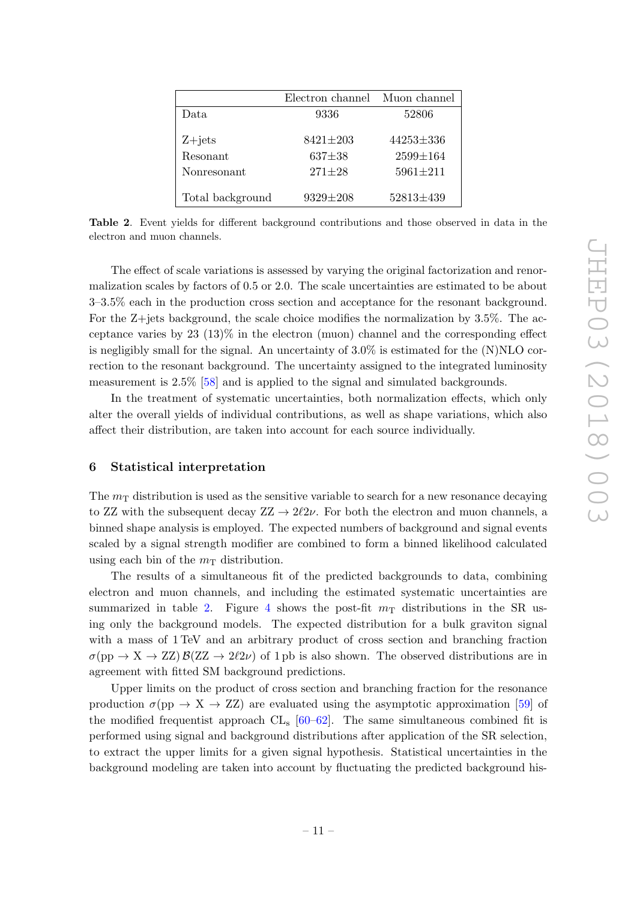| | Electron channel | Muon channel |
|---|---|---|
| Data | 9336 | 52806 |
| Z+jets | 8421±203 | 44253±336 |
| Resonant | 637±38 | 2599±164 |
| Nonresonant | 271±28 | 5961±211 |
| Total background | 9329±208 | 52813±439 |

**Table 2**. Event yields for different background contributions and those observed in data in the electron and muon channels.

The effect of scale variations is assessed by varying the original factorization and renormalization scales by factors of 0.5 or 2.0. The scale uncertainties are estimated to be about 3–3.5% each in the production cross section and acceptance for the resonant background. For the Z+jets background, the scale choice modifies the normalization by 3.5%. The acceptance varies by 23 (13)% in the electron (muon) channel and the corresponding effect is negligibly small for the signal. An uncertainty of 3.0% is estimated for the (N)NLO correction to the resonant background. The uncertainty assigned to the integrated luminosity measurement is 2.5% [58] and is applied to the signal and simulated backgrounds.

In the treatment of systematic uncertainties, both normalization effects, which only alter the overall yields of individual contributions, as well as shape variations, which also affect their distribution, are taken into account for each source individually.

## 6 Statistical interpretation

The $m_{\mathrm{T}}$ distribution is used as the sensitive variable to search for a new resonance decaying to ZZ with the subsequent decay $\mathrm{ZZ} \to 2\ell 2\nu$. For both the electron and muon channels, a binned shape analysis is employed. The expected numbers of background and signal events scaled by a signal strength modifier are combined to form a binned likelihood calculated using each bin of the $m_{\mathrm{T}}$ distribution.

The results of a simultaneous fit of the predicted backgrounds to data, combining electron and muon channels, and including the estimated systematic uncertainties are summarized in table 2. Figure 4 shows the post-fit $m_{\mathrm{T}}$ distributions in the SR using only the background models. The expected distribution for a bulk graviton signal with a mass of 1 TeV and an arbitrary product of cross section and branching fraction $\sigma(\mathrm{pp} \to \mathrm{X} \to \mathrm{ZZ})\,\mathcal{B}(\mathrm{ZZ} \to 2\ell 2\nu)$ of 1 pb is also shown. The observed distributions are in agreement with fitted SM background predictions.

Upper limits on the product of cross section and branching fraction for the resonance production $\sigma(\mathrm{pp} \to \mathrm{X} \to \mathrm{ZZ})$ are evaluated using the asymptotic approximation [59] of the modified frequentist approach $\mathrm{CL_s}$ [60–62]. The same simultaneous combined fit is performed using signal and background distributions after application of the SR selection, to extract the upper limits for a given signal hypothesis. Statistical uncertainties in the background modeling are taken into account by fluctuating the predicted background his-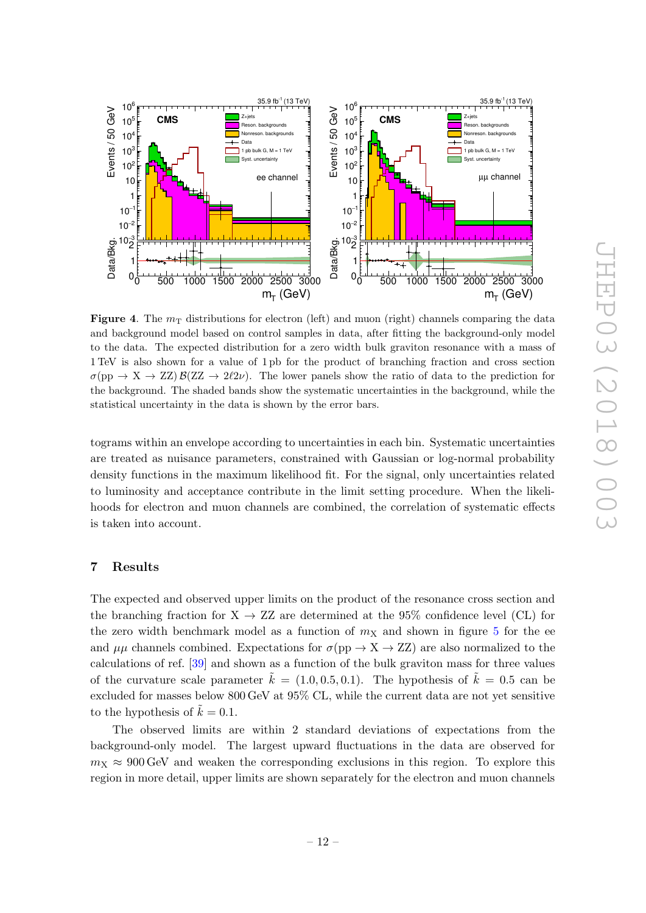**Figure 4**. The $m_T$ distributions for electron (left) and muon (right) channels comparing the data and background model based on control samples in data, after fitting the background-only model to the data. The expected distribution for a zero width bulk graviton resonance with a mass of 1 TeV is also shown for a value of 1 pb for the product of branching fraction and cross section $\sigma(\mathrm{pp} \to \mathrm{X} \to \mathrm{ZZ})\,\mathcal{B}(\mathrm{ZZ} \to 2\ell 2\nu)$. The lower panels show the ratio of data to the prediction for the background. The shaded bands show the systematic uncertainties in the background, while the statistical uncertainty in the data is shown by the error bars.

tograms within an envelope according to uncertainties in each bin. Systematic uncertainties are treated as nuisance parameters, constrained with Gaussian or log-normal probability density functions in the maximum likelihood fit. For the signal, only uncertainties related to luminosity and acceptance contribute in the limit setting procedure. When the likelihoods for electron and muon channels are combined, the correlation of systematic effects is taken into account.

## 7 Results

The expected and observed upper limits on the product of the resonance cross section and the branching fraction for $\mathrm{X} \to \mathrm{ZZ}$ are determined at the 95% confidence level (CL) for the zero width benchmark model as a function of $m_\mathrm{X}$ and shown in figure 5 for the ee and $\mu\mu$ channels combined. Expectations for $\sigma(\mathrm{pp} \to \mathrm{X} \to \mathrm{ZZ})$ are also normalized to the calculations of ref. [39] and shown as a function of the bulk graviton mass for three values of the curvature scale parameter $\tilde{k} = (1.0, 0.5, 0.1)$. The hypothesis of $\tilde{k} = 0.5$ can be excluded for masses below 800 GeV at 95% CL, while the current data are not yet sensitive to the hypothesis of $\tilde{k} = 0.1$.

The observed limits are within 2 standard deviations of expectations from the background-only model. The largest upward fluctuations in the data are observed for $m_\mathrm{X} \approx 900\,\mathrm{GeV}$ and weaken the corresponding exclusions in this region. To explore this region in more detail, upper limits are shown separately for the electron and muon channels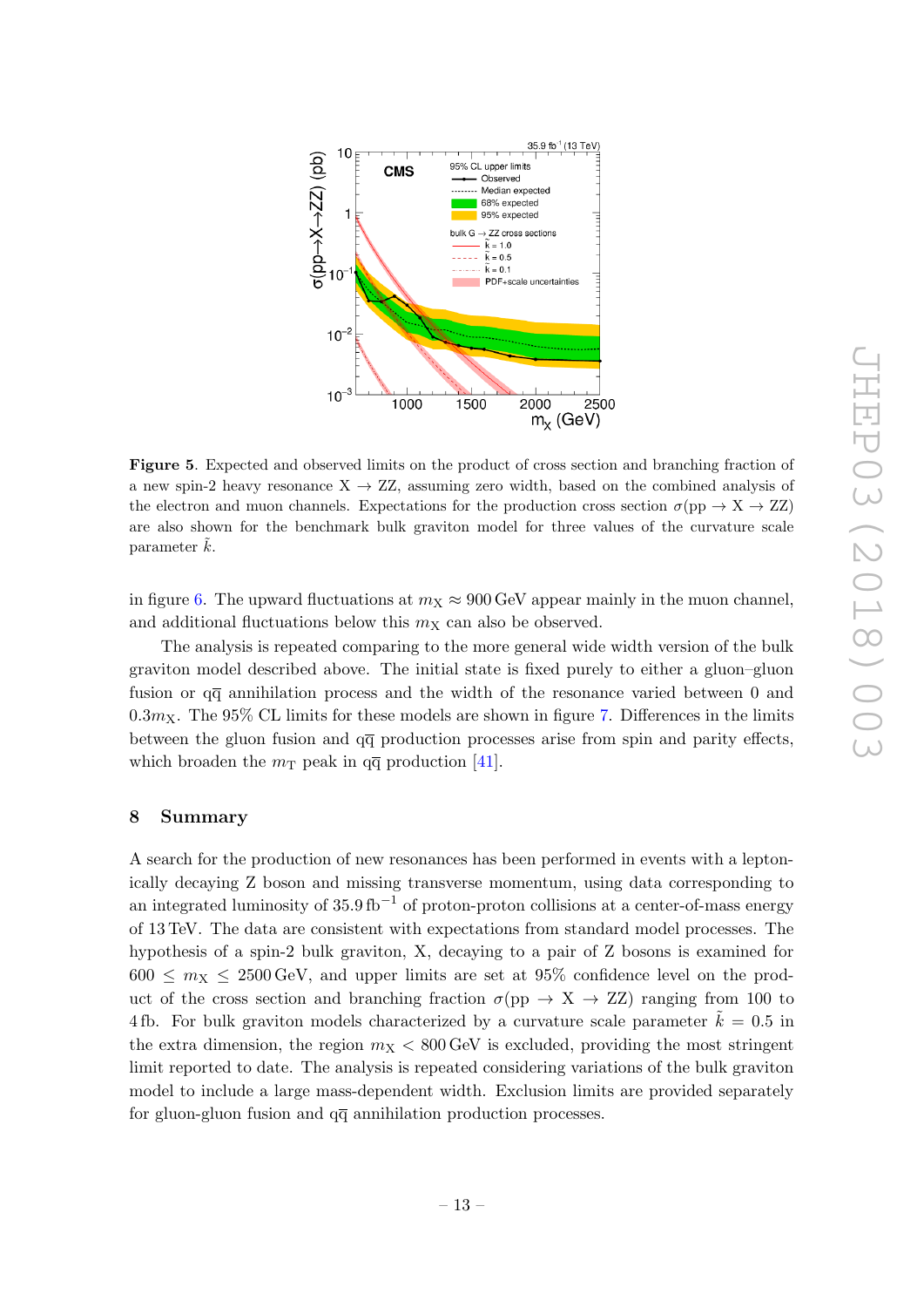**Figure 5**. Expected and observed limits on the product of cross section and branching fraction of a new spin-2 heavy resonance $\mathrm{X} \to \mathrm{ZZ}$, assuming zero width, based on the combined analysis of the electron and muon channels. Expectations for the production cross section $\sigma(\mathrm{pp} \to \mathrm{X} \to \mathrm{ZZ})$ are also shown for the benchmark bulk graviton model for three values of the curvature scale parameter $\tilde{k}$.

in figure 6. The upward fluctuations at $m_{\mathrm{X}} \approx 900\,\mathrm{GeV}$ appear mainly in the muon channel, and additional fluctuations below this $m_{\mathrm{X}}$ can also be observed.

The analysis is repeated comparing to the more general wide width version of the bulk graviton model described above. The initial state is fixed purely to either a gluon–gluon fusion or $\mathrm{q\overline{q}}$ annihilation process and the width of the resonance varied between 0 and $0.3 m_{\mathrm{X}}$. The 95% CL limits for these models are shown in figure 7. Differences in the limits between the gluon fusion and $\mathrm{q\overline{q}}$ production processes arise from spin and parity effects, which broaden the $m_{\mathrm{T}}$ peak in $\mathrm{q\overline{q}}$ production [41].

## 8 Summary

A search for the production of new resonances has been performed in events with a leptonically decaying Z boson and missing transverse momentum, using data corresponding to an integrated luminosity of $35.9\,\mathrm{fb}^{-1}$ of proton-proton collisions at a center-of-mass energy of 13 TeV. The data are consistent with expectations from standard model processes. The hypothesis of a spin-2 bulk graviton, X, decaying to a pair of Z bosons is examined for $600 \leq m_{\mathrm{X}} \leq 2500\,\mathrm{GeV}$, and upper limits are set at 95% confidence level on the product of the cross section and branching fraction $\sigma(\mathrm{pp} \to \mathrm{X} \to \mathrm{ZZ})$ ranging from 100 to 4 fb. For bulk graviton models characterized by a curvature scale parameter $\tilde{k} = 0.5$ in the extra dimension, the region $m_{\mathrm{X}} < 800\,\mathrm{GeV}$ is excluded, providing the most stringent limit reported to date. The analysis is repeated considering variations of the bulk graviton model to include a large mass-dependent width. Exclusion limits are provided separately for gluon-gluon fusion and $\mathrm{q\overline{q}}$ annihilation production processes.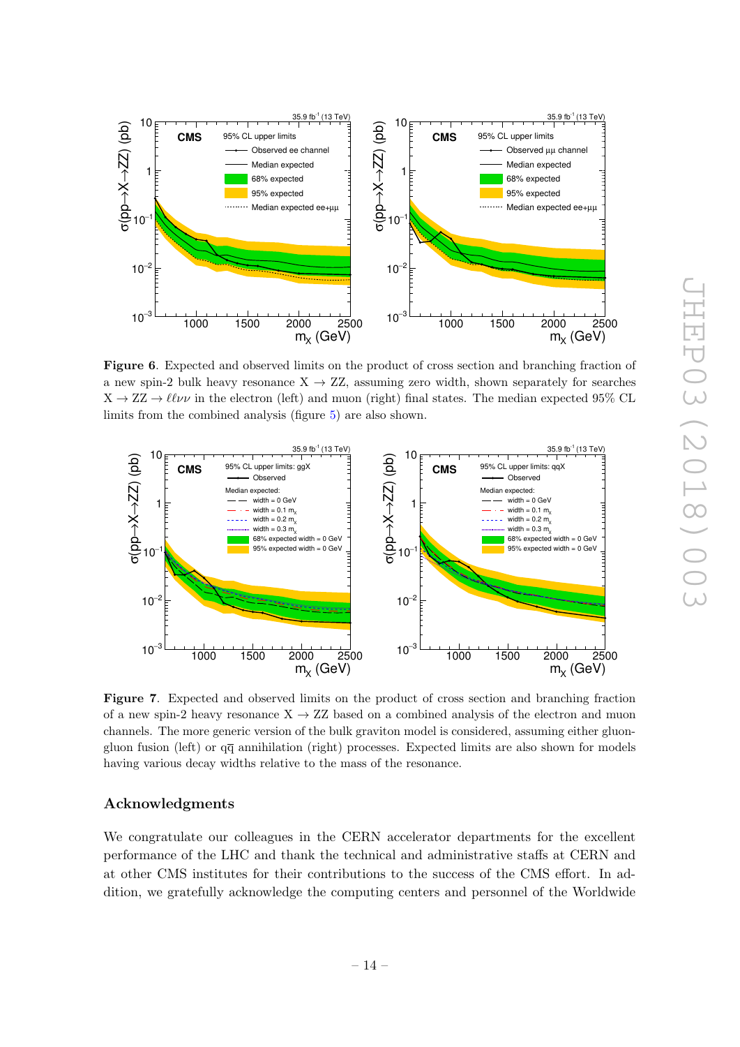**Figure 6**. Expected and observed limits on the product of cross section and branching fraction of a new spin-2 bulk heavy resonance $X \to ZZ$, assuming zero width, shown separately for searches $X \to ZZ \to \ell\ell\nu\nu$ in the electron (left) and muon (right) final states. The median expected 95% CL limits from the combined analysis (figure 5) are also shown.

**Figure 7**. Expected and observed limits on the product of cross section and branching fraction of a new spin-2 heavy resonance $X \to ZZ$ based on a combined analysis of the electron and muon channels. The more generic version of the bulk graviton model is considered, assuming either gluon-gluon fusion (left) or $q\bar{q}$ annihilation (right) processes. Expected limits are also shown for models having various decay widths relative to the mass of the resonance.

## Acknowledgments

We congratulate our colleagues in the CERN accelerator departments for the excellent performance of the LHC and thank the technical and administrative staffs at CERN and at other CMS institutes for their contributions to the success of the CMS effort. In addition, we gratefully acknowledge the computing centers and personnel of the Worldwide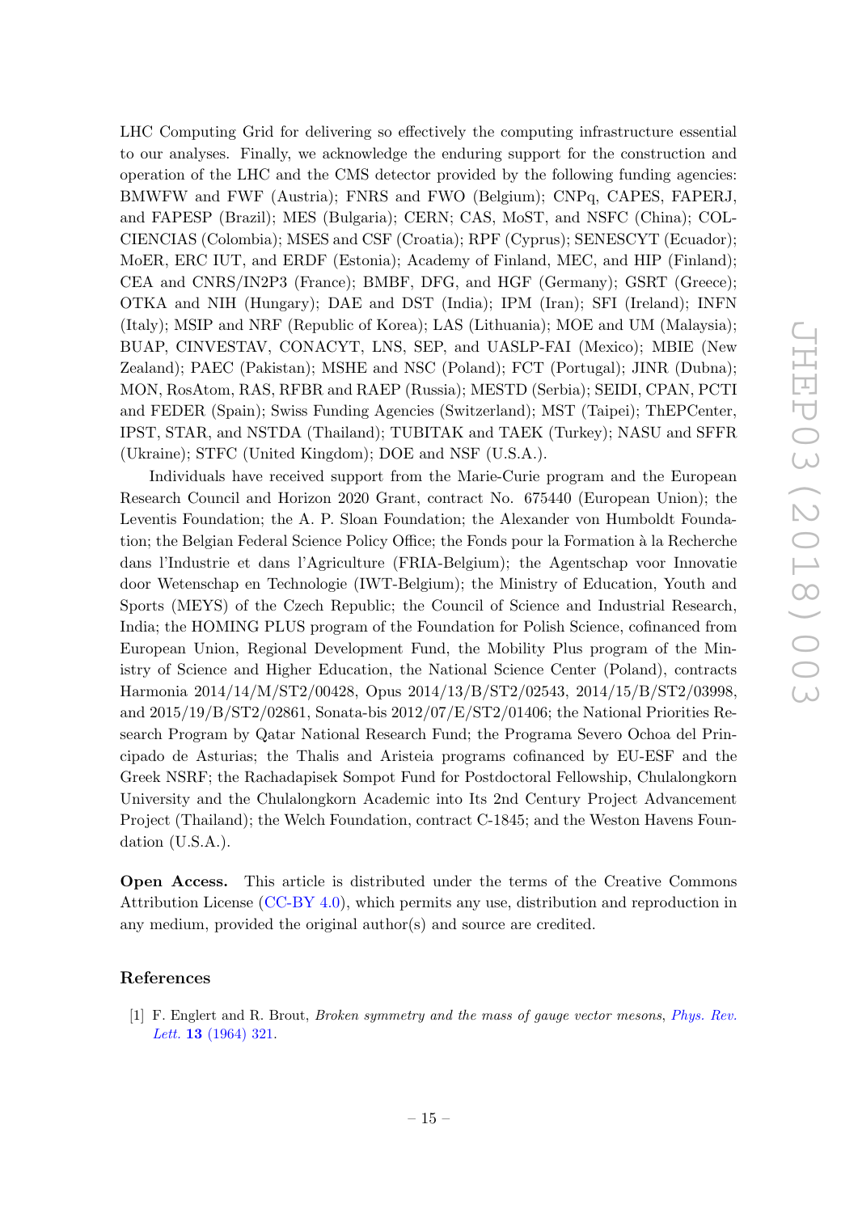LHC Computing Grid for delivering so effectively the computing infrastructure essential to our analyses. Finally, we acknowledge the enduring support for the construction and operation of the LHC and the CMS detector provided by the following funding agencies: BMWFW and FWF (Austria); FNRS and FWO (Belgium); CNPq, CAPES, FAPERJ, and FAPESP (Brazil); MES (Bulgaria); CERN; CAS, MoST, and NSFC (China); COLCIENCIAS (Colombia); MSES and CSF (Croatia); RPF (Cyprus); SENESCYT (Ecuador); MoER, ERC IUT, and ERDF (Estonia); Academy of Finland, MEC, and HIP (Finland); CEA and CNRS/IN2P3 (France); BMBF, DFG, and HGF (Germany); GSRT (Greece); OTKA and NIH (Hungary); DAE and DST (India); IPM (Iran); SFI (Ireland); INFN (Italy); MSIP and NRF (Republic of Korea); LAS (Lithuania); MOE and UM (Malaysia); BUAP, CINVESTAV, CONACYT, LNS, SEP, and UASLP-FAI (Mexico); MBIE (New Zealand); PAEC (Pakistan); MSHE and NSC (Poland); FCT (Portugal); JINR (Dubna); MON, RosAtom, RAS, RFBR and RAEP (Russia); MESTD (Serbia); SEIDI, CPAN, PCTI and FEDER (Spain); Swiss Funding Agencies (Switzerland); MST (Taipei); ThEPCenter, IPST, STAR, and NSTDA (Thailand); TUBITAK and TAEK (Turkey); NASU and SFFR (Ukraine); STFC (United Kingdom); DOE and NSF (U.S.A.).

Individuals have received support from the Marie-Curie program and the European Research Council and Horizon 2020 Grant, contract No. 675440 (European Union); the Leventis Foundation; the A. P. Sloan Foundation; the Alexander von Humboldt Foundation; the Belgian Federal Science Policy Office; the Fonds pour la Formation à la Recherche dans l'Industrie et dans l'Agriculture (FRIA-Belgium); the Agentschap voor Innovatie door Wetenschap en Technologie (IWT-Belgium); the Ministry of Education, Youth and Sports (MEYS) of the Czech Republic; the Council of Science and Industrial Research, India; the HOMING PLUS program of the Foundation for Polish Science, cofinanced from European Union, Regional Development Fund, the Mobility Plus program of the Ministry of Science and Higher Education, the National Science Center (Poland), contracts Harmonia 2014/14/M/ST2/00428, Opus 2014/13/B/ST2/02543, 2014/15/B/ST2/03998, and 2015/19/B/ST2/02861, Sonata-bis 2012/07/E/ST2/01406; the National Priorities Research Program by Qatar National Research Fund; the Programa Severo Ochoa del Principado de Asturias; the Thalis and Aristeia programs cofinanced by EU-ESF and the Greek NSRF; the Rachadapisek Sompot Fund for Postdoctoral Fellowship, Chulalongkorn University and the Chulalongkorn Academic into Its 2nd Century Project Advancement Project (Thailand); the Welch Foundation, contract C-1845; and the Weston Havens Foundation (U.S.A.).

**Open Access.** This article is distributed under the terms of the Creative Commons Attribution License (CC-BY 4.0), which permits any use, distribution and reproduction in any medium, provided the original author(s) and source are credited.

## References

[1] F. Englert and R. Brout, *Broken symmetry and the mass of gauge vector mesons*, *Phys. Rev. Lett.* **13** (1964) 321.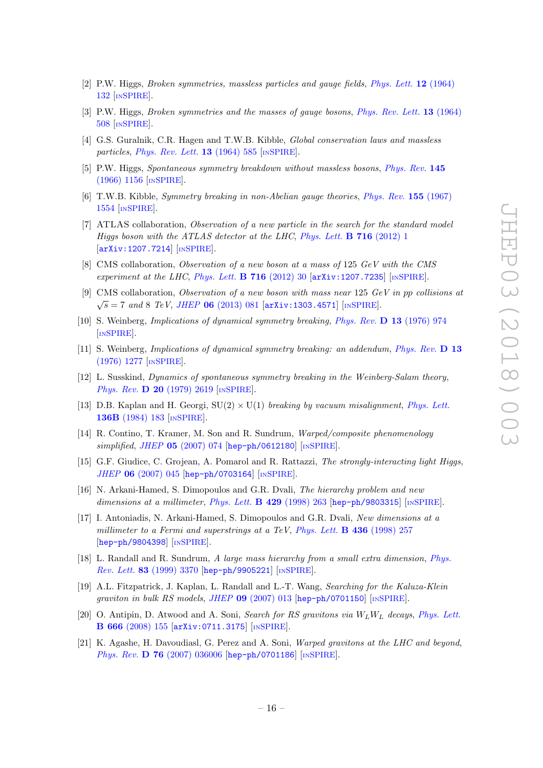[2] P.W. Higgs, *Broken symmetries, massless particles and gauge fields*, *Phys. Lett.* **12** (1964) 132 [INSPIRE].

[3] P.W. Higgs, *Broken symmetries and the masses of gauge bosons*, *Phys. Rev. Lett.* **13** (1964) 508 [INSPIRE].

[4] G.S. Guralnik, C.R. Hagen and T.W.B. Kibble, *Global conservation laws and massless particles*, *Phys. Rev. Lett.* **13** (1964) 585 [INSPIRE].

[5] P.W. Higgs, *Spontaneous symmetry breakdown without massless bosons*, *Phys. Rev.* **145** (1966) 1156 [INSPIRE].

[6] T.W.B. Kibble, *Symmetry breaking in non-Abelian gauge theories*, *Phys. Rev.* **155** (1967) 1554 [INSPIRE].

[7] ATLAS collaboration, *Observation of a new particle in the search for the standard model Higgs boson with the ATLAS detector at the LHC*, *Phys. Lett.* **B 716** (2012) 1 [arXiv:1207.7214] [INSPIRE].

[8] CMS collaboration, *Observation of a new boson at a mass of* 125 *GeV with the CMS experiment at the LHC*, *Phys. Lett.* **B 716** (2012) 30 [arXiv:1207.7235] [INSPIRE].

[9] CMS collaboration, *Observation of a new boson with mass near* 125 *GeV in pp collisions at* $\sqrt{s} = 7$ *and* 8 *TeV*, *JHEP* **06** (2013) 081 [arXiv:1303.4571] [INSPIRE].

[10] S. Weinberg, *Implications of dynamical symmetry breaking*, *Phys. Rev.* **D 13** (1976) 974 [INSPIRE].

[11] S. Weinberg, *Implications of dynamical symmetry breaking: an addendum*, *Phys. Rev.* **D 13** (1976) 1277 [INSPIRE].

[12] L. Susskind, *Dynamics of spontaneous symmetry breaking in the Weinberg-Salam theory*, *Phys. Rev.* **D 20** (1979) 2619 [INSPIRE].

[13] D.B. Kaplan and H. Georgi, $SU(2) \times U(1)$ *breaking by vacuum misalignment*, *Phys. Lett.* **136B** (1984) 183 [INSPIRE].

[14] R. Contino, T. Kramer, M. Son and R. Sundrum, *Warped/composite phenomenology simplified*, *JHEP* **05** (2007) 074 [hep-ph/0612180] [INSPIRE].

[15] G.F. Giudice, C. Grojean, A. Pomarol and R. Rattazzi, *The strongly-interacting light Higgs*, *JHEP* **06** (2007) 045 [hep-ph/0703164] [INSPIRE].

[16] N. Arkani-Hamed, S. Dimopoulos and G.R. Dvali, *The hierarchy problem and new dimensions at a millimeter*, *Phys. Lett.* **B 429** (1998) 263 [hep-ph/9803315] [INSPIRE].

[17] I. Antoniadis, N. Arkani-Hamed, S. Dimopoulos and G.R. Dvali, *New dimensions at a millimeter to a Fermi and superstrings at a TeV*, *Phys. Lett.* **B 436** (1998) 257 [hep-ph/9804398] [INSPIRE].

[18] L. Randall and R. Sundrum, *A large mass hierarchy from a small extra dimension*, *Phys. Rev. Lett.* **83** (1999) 3370 [hep-ph/9905221] [INSPIRE].

[19] A.L. Fitzpatrick, J. Kaplan, L. Randall and L.-T. Wang, *Searching for the Kaluza-Klein graviton in bulk RS models*, *JHEP* **09** (2007) 013 [hep-ph/0701150] [INSPIRE].

[20] O. Antipin, D. Atwood and A. Soni, *Search for RS gravitons via* $W_L W_L$ *decays*, *Phys. Lett.* **B 666** (2008) 155 [arXiv:0711.3175] [INSPIRE].

[21] K. Agashe, H. Davoudiasl, G. Perez and A. Soni, *Warped gravitons at the LHC and beyond*, *Phys. Rev.* **D 76** (2007) 036006 [hep-ph/0701186] [INSPIRE].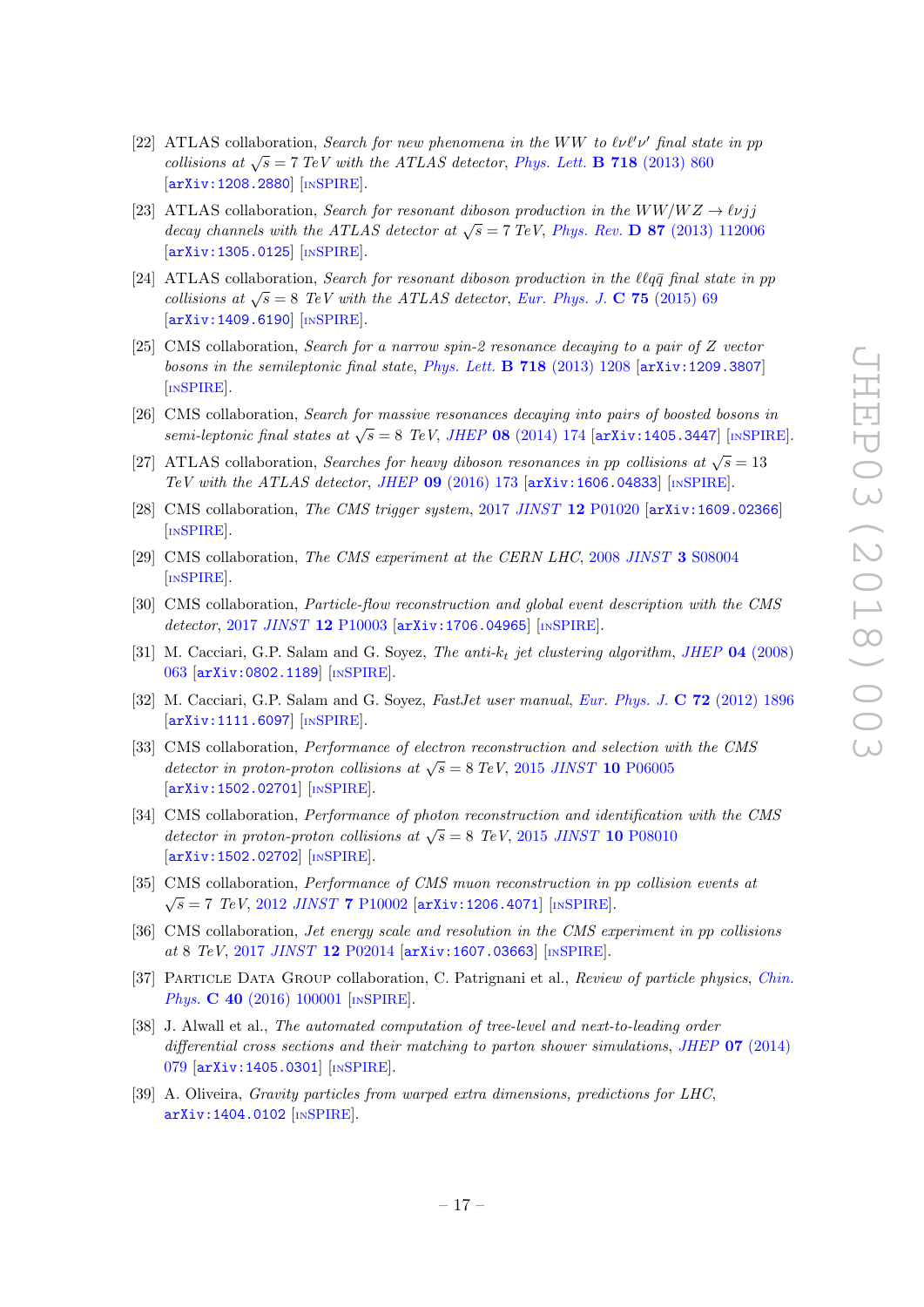[22] ATLAS collaboration, *Search for new phenomena in the WW to $\ell\nu\ell'\nu'$ final state in pp collisions at $\sqrt{s} = 7$ TeV with the ATLAS detector*, *Phys. Lett.* **B 718** (2013) 860 [arXiv:1208.2880] [INSPIRE].

[23] ATLAS collaboration, *Search for resonant diboson production in the $WW/WZ \to \ell\nu jj$ decay channels with the ATLAS detector at $\sqrt{s} = 7$ TeV*, *Phys. Rev.* **D 87** (2013) 112006 [arXiv:1305.0125] [INSPIRE].

[24] ATLAS collaboration, *Search for resonant diboson production in the $\ell\ell q\bar{q}$ final state in pp collisions at $\sqrt{s} = 8$ TeV with the ATLAS detector*, *Eur. Phys. J.* **C 75** (2015) 69 [arXiv:1409.6190] [INSPIRE].

[25] CMS collaboration, *Search for a narrow spin-2 resonance decaying to a pair of Z vector bosons in the semileptonic final state*, *Phys. Lett.* **B 718** (2013) 1208 [arXiv:1209.3807] [INSPIRE].

[26] CMS collaboration, *Search for massive resonances decaying into pairs of boosted bosons in semi-leptonic final states at $\sqrt{s} = 8$ TeV*, *JHEP* **08** (2014) 174 [arXiv:1405.3447] [INSPIRE].

[27] ATLAS collaboration, *Searches for heavy diboson resonances in pp collisions at $\sqrt{s} = 13$ TeV with the ATLAS detector*, *JHEP* **09** (2016) 173 [arXiv:1606.04833] [INSPIRE].

[28] CMS collaboration, *The CMS trigger system*, 2017 *JINST* **12** P01020 [arXiv:1609.02366] [INSPIRE].

[29] CMS collaboration, *The CMS experiment at the CERN LHC*, 2008 *JINST* **3** S08004 [INSPIRE].

[30] CMS collaboration, *Particle-flow reconstruction and global event description with the CMS detector*, 2017 *JINST* **12** P10003 [arXiv:1706.04965] [INSPIRE].

[31] M. Cacciari, G.P. Salam and G. Soyez, *The anti-$k_t$ jet clustering algorithm*, *JHEP* **04** (2008) 063 [arXiv:0802.1189] [INSPIRE].

[32] M. Cacciari, G.P. Salam and G. Soyez, *FastJet user manual*, *Eur. Phys. J.* **C 72** (2012) 1896 [arXiv:1111.6097] [INSPIRE].

[33] CMS collaboration, *Performance of electron reconstruction and selection with the CMS detector in proton-proton collisions at $\sqrt{s} = 8$ TeV*, 2015 *JINST* **10** P06005 [arXiv:1502.02701] [INSPIRE].

[34] CMS collaboration, *Performance of photon reconstruction and identification with the CMS detector in proton-proton collisions at $\sqrt{s} = 8$ TeV*, 2015 *JINST* **10** P08010 [arXiv:1502.02702] [INSPIRE].

[35] CMS collaboration, *Performance of CMS muon reconstruction in pp collision events at $\sqrt{s} = 7$ TeV*, 2012 *JINST* **7** P10002 [arXiv:1206.4071] [INSPIRE].

[36] CMS collaboration, *Jet energy scale and resolution in the CMS experiment in pp collisions at 8 TeV*, 2017 *JINST* **12** P02014 [arXiv:1607.03663] [INSPIRE].

[37] Particle Data Group collaboration, C. Patrignani et al., *Review of particle physics*, *Chin. Phys.* **C 40** (2016) 100001 [INSPIRE].

[38] J. Alwall et al., *The automated computation of tree-level and next-to-leading order differential cross sections and their matching to parton shower simulations*, *JHEP* **07** (2014) 079 [arXiv:1405.0301] [INSPIRE].

[39] A. Oliveira, *Gravity particles from warped extra dimensions, predictions for LHC*, arXiv:1404.0102 [INSPIRE].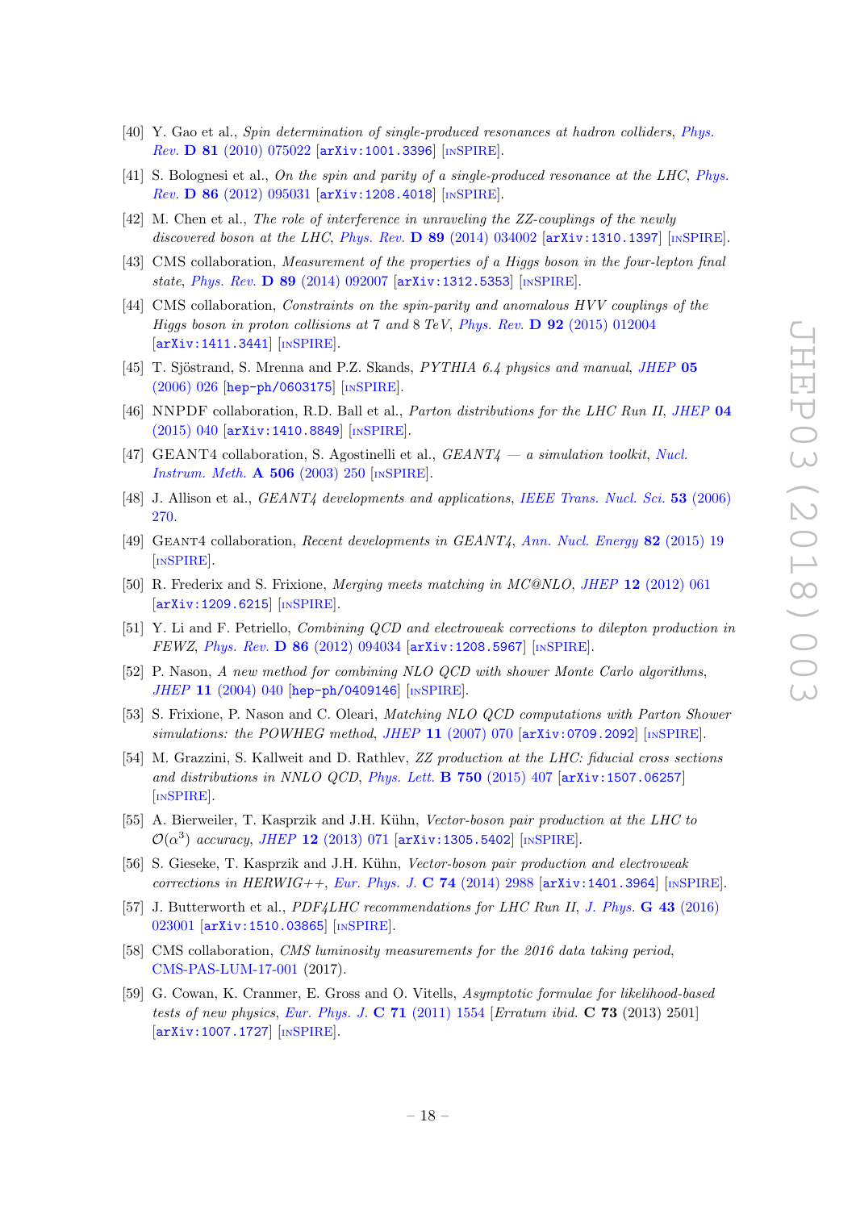[40] Y. Gao et al., *Spin determination of single-produced resonances at hadron colliders*, Phys. Rev. **D 81** (2010) 075022 [arXiv:1001.3396] [INSPIRE].

[41] S. Bolognesi et al., *On the spin and parity of a single-produced resonance at the LHC*, Phys. Rev. **D 86** (2012) 095031 [arXiv:1208.4018] [INSPIRE].

[42] M. Chen et al., *The role of interference in unraveling the ZZ-couplings of the newly discovered boson at the LHC*, Phys. Rev. **D 89** (2014) 034002 [arXiv:1310.1397] [INSPIRE].

[43] CMS collaboration, *Measurement of the properties of a Higgs boson in the four-lepton final state*, Phys. Rev. **D 89** (2014) 092007 [arXiv:1312.5353] [INSPIRE].

[44] CMS collaboration, *Constraints on the spin-parity and anomalous HVV couplings of the Higgs boson in proton collisions at 7 and 8 TeV*, Phys. Rev. **D 92** (2015) 012004 [arXiv:1411.3441] [INSPIRE].

[45] T. Sjöstrand, S. Mrenna and P.Z. Skands, *PYTHIA 6.4 physics and manual*, JHEP **05** (2006) 026 [hep-ph/0603175] [INSPIRE].

[46] NNPDF collaboration, R.D. Ball et al., *Parton distributions for the LHC Run II*, JHEP **04** (2015) 040 [arXiv:1410.8849] [INSPIRE].

[47] GEANT4 collaboration, S. Agostinelli et al., *GEANT4 — a simulation toolkit*, Nucl. Instrum. Meth. **A 506** (2003) 250 [INSPIRE].

[48] J. Allison et al., *GEANT4 developments and applications*, IEEE Trans. Nucl. Sci. **53** (2006) 270.

[49] GEANT4 collaboration, *Recent developments in GEANT4*, Ann. Nucl. Energy **82** (2015) 19 [INSPIRE].

[50] R. Frederix and S. Frixione, *Merging meets matching in MC@NLO*, JHEP **12** (2012) 061 [arXiv:1209.6215] [INSPIRE].

[51] Y. Li and F. Petriello, *Combining QCD and electroweak corrections to dilepton production in FEWZ*, Phys. Rev. **D 86** (2012) 094034 [arXiv:1208.5967] [INSPIRE].

[52] P. Nason, *A new method for combining NLO QCD with shower Monte Carlo algorithms*, JHEP **11** (2004) 040 [hep-ph/0409146] [INSPIRE].

[53] S. Frixione, P. Nason and C. Oleari, *Matching NLO QCD computations with Parton Shower simulations: the POWHEG method*, JHEP **11** (2007) 070 [arXiv:0709.2092] [INSPIRE].

[54] M. Grazzini, S. Kallweit and D. Rathlev, *ZZ production at the LHC: fiducial cross sections and distributions in NNLO QCD*, Phys. Lett. **B 750** (2015) 407 [arXiv:1507.06257] [INSPIRE].

[55] A. Bierweiler, T. Kasprzik and J.H. Kühn, *Vector-boson pair production at the LHC to $\mathcal{O}(\alpha^3)$ accuracy*, JHEP **12** (2013) 071 [arXiv:1305.5402] [INSPIRE].

[56] S. Gieseke, T. Kasprzik and J.H. Kühn, *Vector-boson pair production and electroweak corrections in HERWIG++*, Eur. Phys. J. **C 74** (2014) 2988 [arXiv:1401.3964] [INSPIRE].

[57] J. Butterworth et al., *PDF4LHC recommendations for LHC Run II*, J. Phys. **G 43** (2016) 023001 [arXiv:1510.03865] [INSPIRE].

[58] CMS collaboration, *CMS luminosity measurements for the 2016 data taking period*, CMS-PAS-LUM-17-001 (2017).

[59] G. Cowan, K. Cranmer, E. Gross and O. Vitells, *Asymptotic formulae for likelihood-based tests of new physics*, Eur. Phys. J. **C 71** (2011) 1554 [*Erratum ibid.* **C 73** (2013) 2501] [arXiv:1007.1727] [INSPIRE].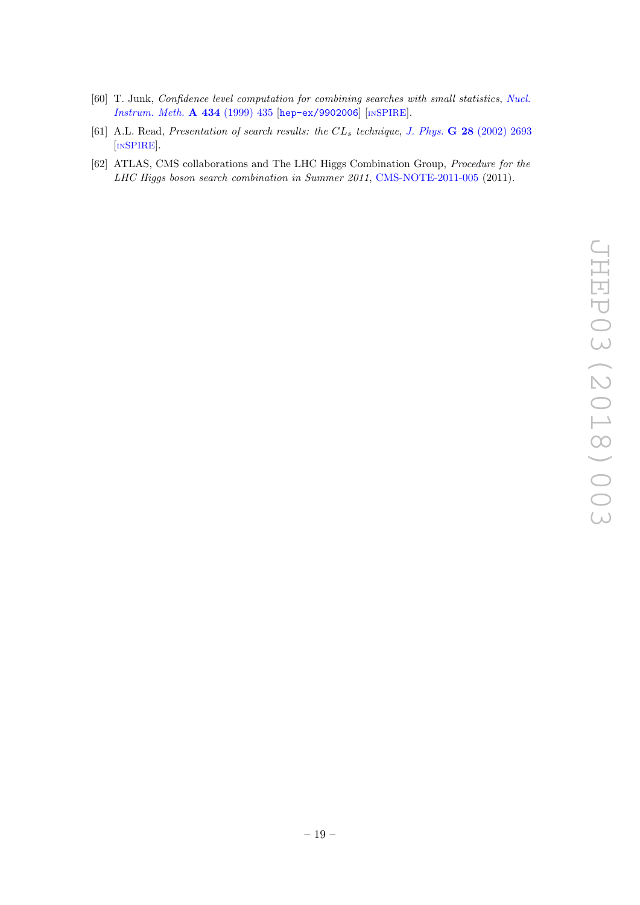- [60] T. Junk, *Confidence level computation for combining searches with small statistics*, Nucl. Instrum. Meth. **A 434** (1999) 435 [hep-ex/9902006] [INSPIRE].
- [61] A.L. Read, *Presentation of search results: the $CL_s$ technique*, J. Phys. **G 28** (2002) 2693 [INSPIRE].
- [62] ATLAS, CMS collaborations and The LHC Higgs Combination Group, *Procedure for the LHC Higgs boson search combination in Summer 2011*, CMS-NOTE-2011-005 (2011).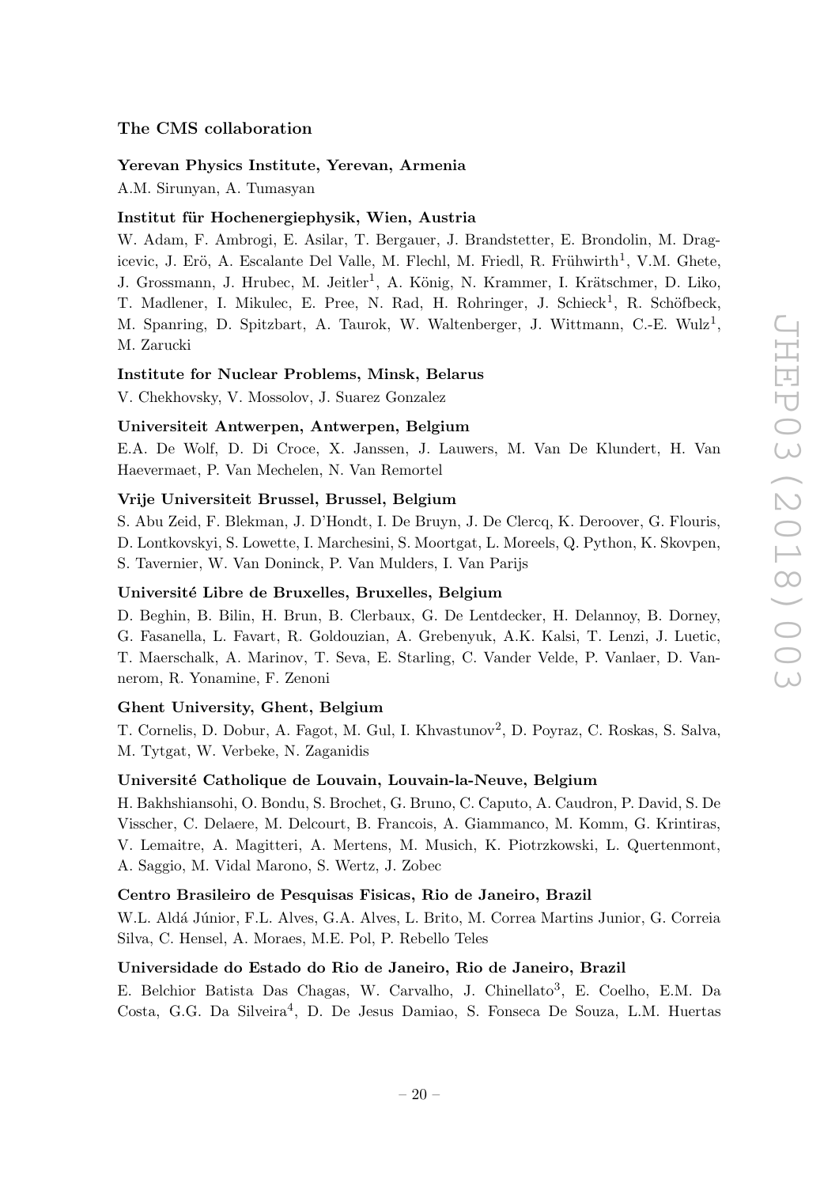### The CMS collaboration

**Yerevan Physics Institute, Yerevan, Armenia**

A.M. Sirunyan, A. Tumasyan

**Institut für Hochenergiephysik, Wien, Austria**

W. Adam, F. Ambrogi, E. Asilar, T. Bergauer, J. Brandstetter, E. Brondolin, M. Dragicevic, J. Erö, A. Escalante Del Valle, M. Flechl, M. Friedl, R. Frühwirth[1], V.M. Ghete, J. Grossmann, J. Hrubec, M. Jeitler[1], A. König, N. Krammer, I. Krätschmer, D. Liko, T. Madlener, I. Mikulec, E. Pree, N. Rad, H. Rohringer, J. Schieck[1], R. Schöfbeck, M. Spanring, D. Spitzbart, A. Taurok, W. Waltenberger, J. Wittmann, C.-E. Wulz[1], M. Zarucki

**Institute for Nuclear Problems, Minsk, Belarus**

V. Chekhovsky, V. Mossolov, J. Suarez Gonzalez

**Universiteit Antwerpen, Antwerpen, Belgium**

E.A. De Wolf, D. Di Croce, X. Janssen, J. Lauwers, M. Van De Klundert, H. Van Haevermaet, P. Van Mechelen, N. Van Remortel

**Vrije Universiteit Brussel, Brussel, Belgium**

S. Abu Zeid, F. Blekman, J. D'Hondt, I. De Bruyn, J. De Clercq, K. Deroover, G. Flouris, D. Lontkovskyi, S. Lowette, I. Marchesini, S. Moortgat, L. Moreels, Q. Python, K. Skovpen, S. Tavernier, W. Van Doninck, P. Van Mulders, I. Van Parijs

**Université Libre de Bruxelles, Bruxelles, Belgium**

D. Beghin, B. Bilin, H. Brun, B. Clerbaux, G. De Lentdecker, H. Delannoy, B. Dorney, G. Fasanella, L. Favart, R. Goldouzian, A. Grebenyuk, A.K. Kalsi, T. Lenzi, J. Luetic, T. Maerschalk, A. Marinov, T. Seva, E. Starling, C. Vander Velde, P. Vanlaer, D. Vannerom, R. Yonamine, F. Zenoni

**Ghent University, Ghent, Belgium**

T. Cornelis, D. Dobur, A. Fagot, M. Gul, I. Khvastunov[2], D. Poyraz, C. Roskas, S. Salva, M. Tytgat, W. Verbeke, N. Zaganidis

**Université Catholique de Louvain, Louvain-la-Neuve, Belgium**

H. Bakhshiansohi, O. Bondu, S. Brochet, G. Bruno, C. Caputo, A. Caudron, P. David, S. De Visscher, C. Delaere, M. Delcourt, B. Francois, A. Giammanco, M. Komm, G. Krintiras, V. Lemaitre, A. Magitteri, A. Mertens, M. Musich, K. Piotrzkowski, L. Quertenmont, A. Saggio, M. Vidal Marono, S. Wertz, J. Zobec

**Centro Brasileiro de Pesquisas Fisicas, Rio de Janeiro, Brazil**

W.L. Aldá Júnior, F.L. Alves, G.A. Alves, L. Brito, M. Correa Martins Junior, G. Correia Silva, C. Hensel, A. Moraes, M.E. Pol, P. Rebello Teles

**Universidade do Estado do Rio de Janeiro, Rio de Janeiro, Brazil**

E. Belchior Batista Das Chagas, W. Carvalho, J. Chinellato[3], E. Coelho, E.M. Da Costa, G.G. Da Silveira[4], D. De Jesus Damiao, S. Fonseca De Souza, L.M. Huertas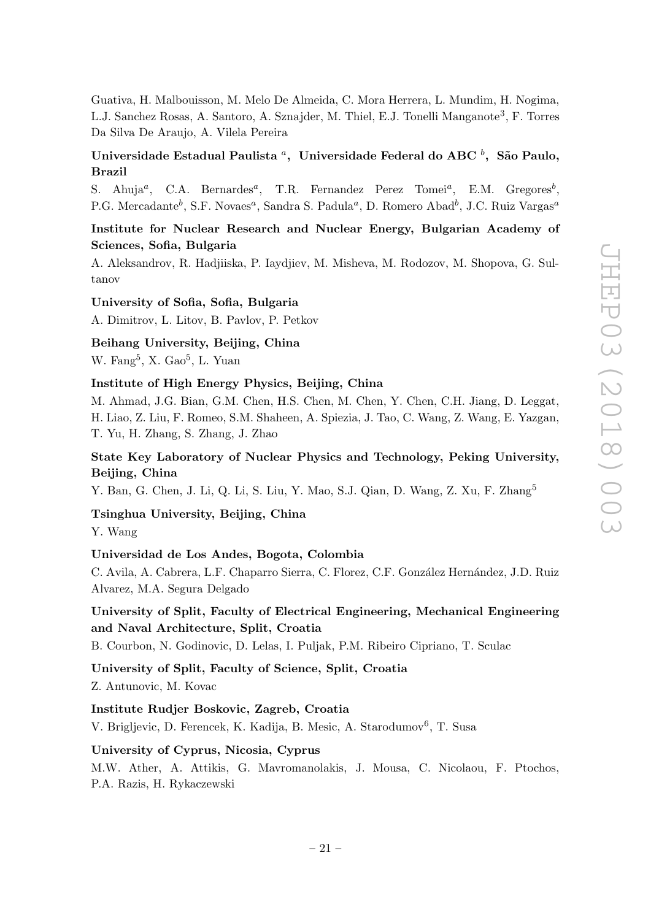Guativa, H. Malbouisson, M. Melo De Almeida, C. Mora Herrera, L. Mundim, H. Nogima, L.J. Sanchez Rosas, A. Santoro, A. Sznajder, M. Thiel, E.J. Tonelli Manganote[3], F. Torres Da Silva De Araujo, A. Vilela Pereira

**Universidade Estadual Paulista [a], Universidade Federal do ABC [b], São Paulo, Brazil**

S. Ahuja[a], C.A. Bernardes[a], T.R. Fernandez Perez Tomei[a], E.M. Gregores[b], P.G. Mercadante[b], S.F. Novaes[a], Sandra S. Padula[a], D. Romero Abad[b], J.C. Ruiz Vargas[a]

**Institute for Nuclear Research and Nuclear Energy, Bulgarian Academy of Sciences, Sofia, Bulgaria**

A. Aleksandrov, R. Hadjiiska, P. Iaydjiev, M. Misheva, M. Rodozov, M. Shopova, G. Sultanov

**University of Sofia, Sofia, Bulgaria**

A. Dimitrov, L. Litov, B. Pavlov, P. Petkov

**Beihang University, Beijing, China**

W. Fang[5], X. Gao[5], L. Yuan

**Institute of High Energy Physics, Beijing, China**

M. Ahmad, J.G. Bian, G.M. Chen, H.S. Chen, M. Chen, Y. Chen, C.H. Jiang, D. Leggat, H. Liao, Z. Liu, F. Romeo, S.M. Shaheen, A. Spiezia, J. Tao, C. Wang, Z. Wang, E. Yazgan, T. Yu, H. Zhang, S. Zhang, J. Zhao

**State Key Laboratory of Nuclear Physics and Technology, Peking University, Beijing, China**

Y. Ban, G. Chen, J. Li, Q. Li, S. Liu, Y. Mao, S.J. Qian, D. Wang, Z. Xu, F. Zhang[5]

**Tsinghua University, Beijing, China**

Y. Wang

**Universidad de Los Andes, Bogota, Colombia**

C. Avila, A. Cabrera, L.F. Chaparro Sierra, C. Florez, C.F. González Hernández, J.D. Ruiz Alvarez, M.A. Segura Delgado

**University of Split, Faculty of Electrical Engineering, Mechanical Engineering and Naval Architecture, Split, Croatia**

B. Courbon, N. Godinovic, D. Lelas, I. Puljak, P.M. Ribeiro Cipriano, T. Sculac

**University of Split, Faculty of Science, Split, Croatia**

Z. Antunovic, M. Kovac

**Institute Rudjer Boskovic, Zagreb, Croatia**

V. Brigljevic, D. Ferencek, K. Kadija, B. Mesic, A. Starodumov[6], T. Susa

**University of Cyprus, Nicosia, Cyprus**

M.W. Ather, A. Attikis, G. Mavromanolakis, J. Mousa, C. Nicolaou, F. Ptochos, P.A. Razis, H. Rykaczewski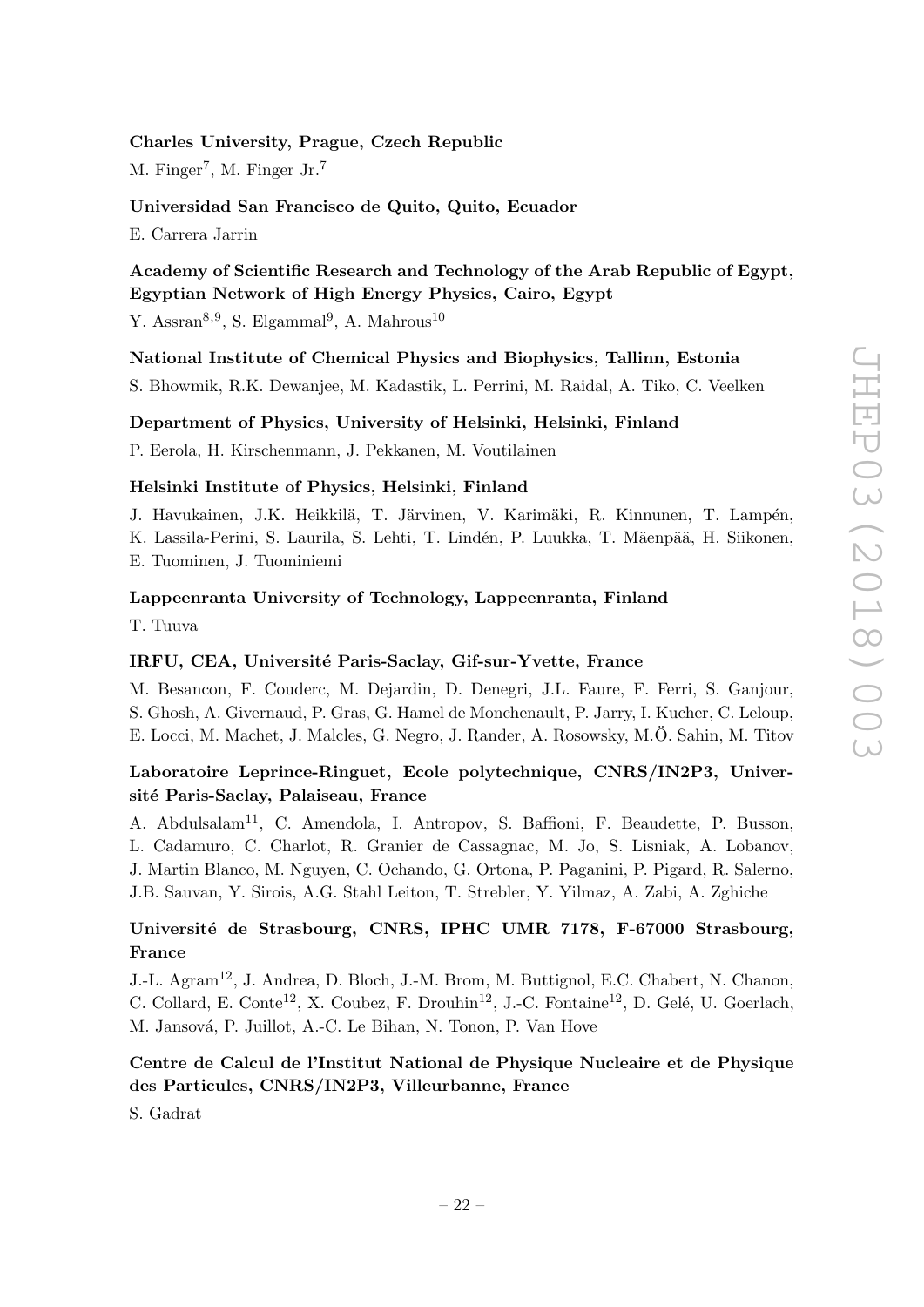**Charles University, Prague, Czech Republic**

M. Finger[7], M. Finger Jr.[7]

**Universidad San Francisco de Quito, Quito, Ecuador**

E. Carrera Jarrin

**Academy of Scientific Research and Technology of the Arab Republic of Egypt, Egyptian Network of High Energy Physics, Cairo, Egypt**

Y. Assran[8,9], S. Elgammal[9], A. Mahrous[10]

**National Institute of Chemical Physics and Biophysics, Tallinn, Estonia**

S. Bhowmik, R.K. Dewanjee, M. Kadastik, L. Perrini, M. Raidal, A. Tiko, C. Veelken

**Department of Physics, University of Helsinki, Helsinki, Finland**

P. Eerola, H. Kirschenmann, J. Pekkanen, M. Voutilainen

**Helsinki Institute of Physics, Helsinki, Finland**

J. Havukainen, J.K. Heikkilä, T. Järvinen, V. Karimäki, R. Kinnunen, T. Lampén, K. Lassila-Perini, S. Laurila, S. Lehti, T. Lindén, P. Luukka, T. Mäenpää, H. Siikonen, E. Tuominen, J. Tuominiemi

**Lappeenranta University of Technology, Lappeenranta, Finland**

T. Tuuva

**IRFU, CEA, Université Paris-Saclay, Gif-sur-Yvette, France**

M. Besancon, F. Couderc, M. Dejardin, D. Denegri, J.L. Faure, F. Ferri, S. Ganjour, S. Ghosh, A. Givernaud, P. Gras, G. Hamel de Monchenault, P. Jarry, I. Kucher, C. Leloup, E. Locci, M. Machet, J. Malcles, G. Negro, J. Rander, A. Rosowsky, M.Ö. Sahin, M. Titov

**Laboratoire Leprince-Ringuet, Ecole polytechnique, CNRS/IN2P3, Université Paris-Saclay, Palaiseau, France**

A. Abdulsalam[11], C. Amendola, I. Antropov, S. Baffioni, F. Beaudette, P. Busson, L. Cadamuro, C. Charlot, R. Granier de Cassagnac, M. Jo, S. Lisniak, A. Lobanov, J. Martin Blanco, M. Nguyen, C. Ochando, G. Ortona, P. Paganini, P. Pigard, R. Salerno, J.B. Sauvan, Y. Sirois, A.G. Stahl Leiton, T. Strebler, Y. Yilmaz, A. Zabi, A. Zghiche

**Université de Strasbourg, CNRS, IPHC UMR 7178, F-67000 Strasbourg, France**

J.-L. Agram[12], J. Andrea, D. Bloch, J.-M. Brom, M. Buttignol, E.C. Chabert, N. Chanon, C. Collard, E. Conte[12], X. Coubez, F. Drouhin[12], J.-C. Fontaine[12], D. Gelé, U. Goerlach, M. Jansová, P. Juillot, A.-C. Le Bihan, N. Tonon, P. Van Hove

**Centre de Calcul de l'Institut National de Physique Nucleaire et de Physique des Particules, CNRS/IN2P3, Villeurbanne, France**

S. Gadrat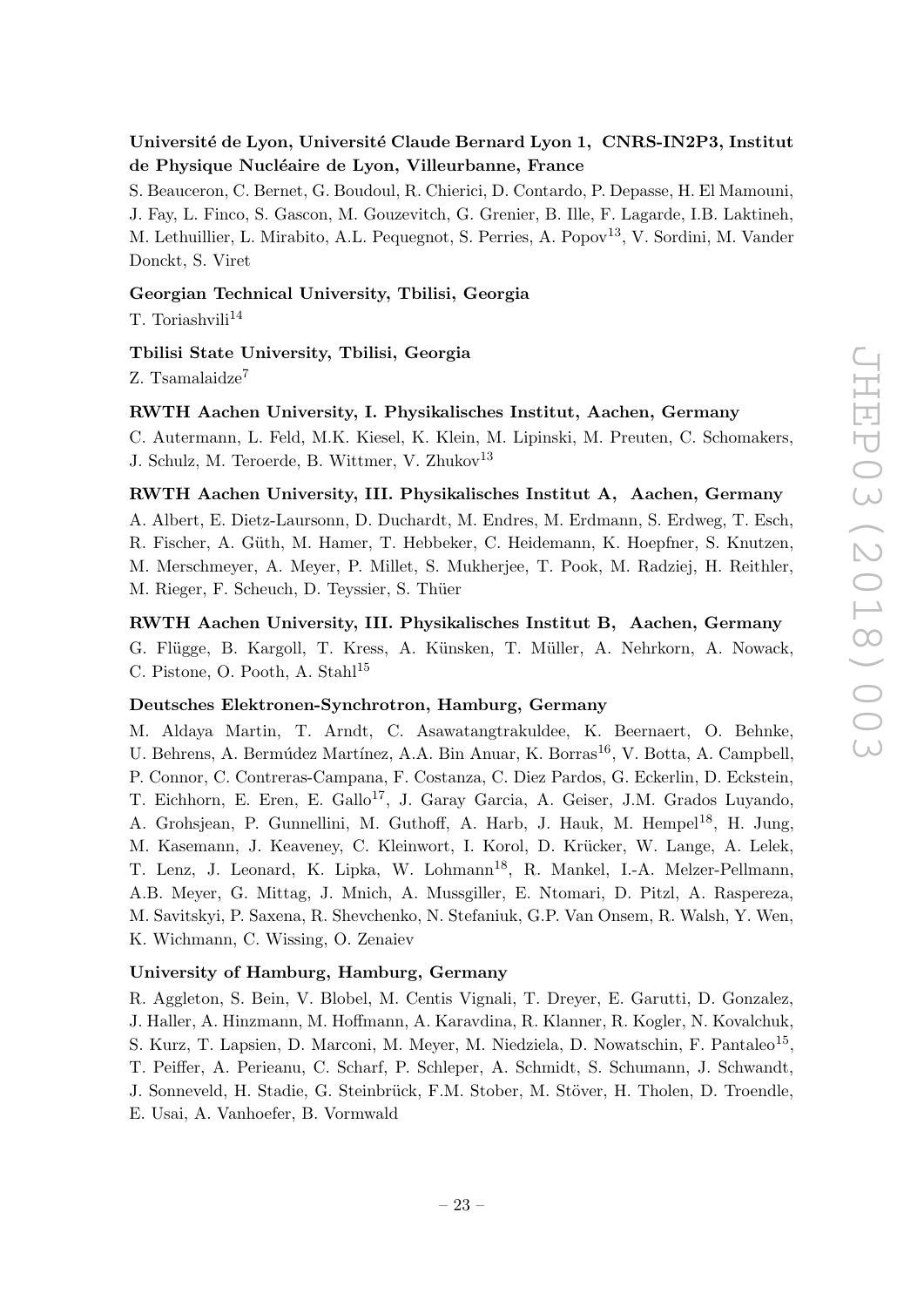**Université de Lyon, Université Claude Bernard Lyon 1, CNRS-IN2P3, Institut de Physique Nucléaire de Lyon, Villeurbanne, France**

S. Beauceron, C. Bernet, G. Boudoul, R. Chierici, D. Contardo, P. Depasse, H. El Mamouni, J. Fay, L. Finco, S. Gascon, M. Gouzevitch, G. Grenier, B. Ille, F. Lagarde, I.B. Laktineh, M. Lethuillier, L. Mirabito, A.L. Pequegnot, S. Perries, A. Popov[13], V. Sordini, M. Vander Donckt, S. Viret

**Georgian Technical University, Tbilisi, Georgia**

T. Toriashvili[14]

**Tbilisi State University, Tbilisi, Georgia**

Z. Tsamalaidze[7]

**RWTH Aachen University, I. Physikalisches Institut, Aachen, Germany**

C. Autermann, L. Feld, M.K. Kiesel, K. Klein, M. Lipinski, M. Preuten, C. Schomakers, J. Schulz, M. Teroerde, B. Wittmer, V. Zhukov[13]

**RWTH Aachen University, III. Physikalisches Institut A, Aachen, Germany**

A. Albert, E. Dietz-Laursonn, D. Duchardt, M. Endres, M. Erdmann, S. Erdweg, T. Esch, R. Fischer, A. Güth, M. Hamer, T. Hebbeker, C. Heidemann, K. Hoepfner, S. Knutzen, M. Merschmeyer, A. Meyer, P. Millet, S. Mukherjee, T. Pook, M. Radziej, H. Reithler, M. Rieger, F. Scheuch, D. Teyssier, S. Thüer

**RWTH Aachen University, III. Physikalisches Institut B, Aachen, Germany**

G. Flügge, B. Kargoll, T. Kress, A. Künsken, T. Müller, A. Nehrkorn, A. Nowack, C. Pistone, O. Pooth, A. Stahl[15]

**Deutsches Elektronen-Synchrotron, Hamburg, Germany**

M. Aldaya Martin, T. Arndt, C. Asawatangtrakuldee, K. Beernaert, O. Behnke, U. Behrens, A. Bermúdez Martínez, A.A. Bin Anuar, K. Borras[16], V. Botta, A. Campbell, P. Connor, C. Contreras-Campana, F. Costanza, C. Diez Pardos, G. Eckerlin, D. Eckstein, T. Eichhorn, E. Eren, E. Gallo[17], J. Garay Garcia, A. Geiser, J.M. Grados Luyando, A. Grohsjean, P. Gunnellini, M. Guthoff, A. Harb, J. Hauk, M. Hempel[18], H. Jung, M. Kasemann, J. Keaveney, C. Kleinwort, I. Korol, D. Krücker, W. Lange, A. Lelek, T. Lenz, J. Leonard, K. Lipka, W. Lohmann[18], R. Mankel, I.-A. Melzer-Pellmann, A.B. Meyer, G. Mittag, J. Mnich, A. Mussgiller, E. Ntomari, D. Pitzl, A. Raspereza, M. Savitskyi, P. Saxena, R. Shevchenko, N. Stefaniuk, G.P. Van Onsem, R. Walsh, Y. Wen, K. Wichmann, C. Wissing, O. Zenaiev

**University of Hamburg, Hamburg, Germany**

R. Aggleton, S. Bein, V. Blobel, M. Centis Vignali, T. Dreyer, E. Garutti, D. Gonzalez, J. Haller, A. Hinzmann, M. Hoffmann, A. Karavdina, R. Klanner, R. Kogler, N. Kovalchuk, S. Kurz, T. Lapsien, D. Marconi, M. Meyer, M. Niedziela, D. Nowatschin, F. Pantaleo[15], T. Peiffer, A. Perieanu, C. Scharf, P. Schleper, A. Schmidt, S. Schumann, J. Schwandt, J. Sonneveld, H. Stadie, G. Steinbrück, F.M. Stober, M. Stöver, H. Tholen, D. Troendle, E. Usai, A. Vanhoefer, B. Vormwald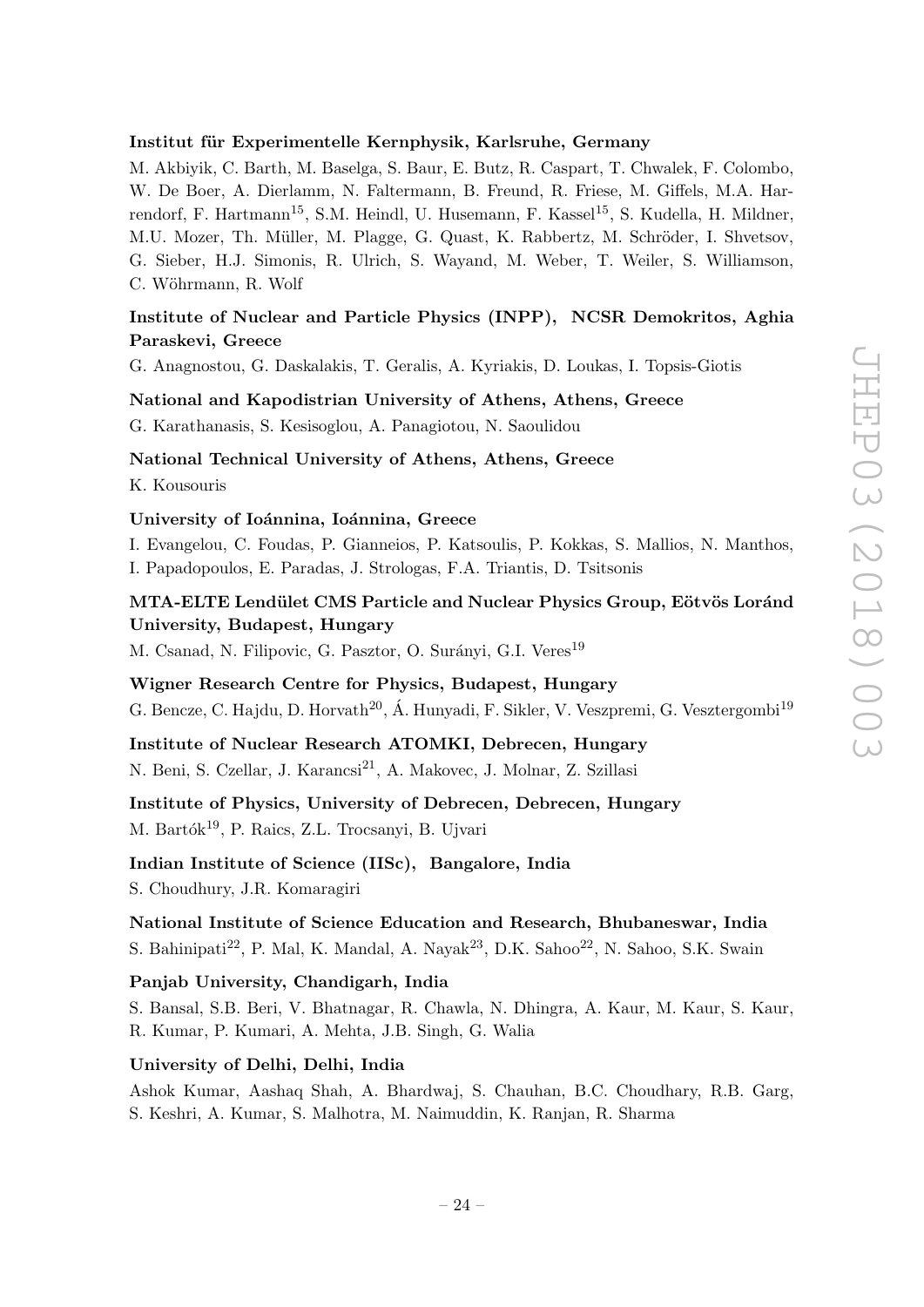**Institut für Experimentelle Kernphysik, Karlsruhe, Germany**

M. Akbiyik, C. Barth, M. Baselga, S. Baur, E. Butz, R. Caspart, T. Chwalek, F. Colombo, W. De Boer, A. Dierlamm, N. Faltermann, B. Freund, R. Friese, M. Giffels, M.A. Harrendorf, F. Hartmann[15], S.M. Heindl, U. Husemann, F. Kassel[15], S. Kudella, H. Mildner, M.U. Mozer, Th. Müller, M. Plagge, G. Quast, K. Rabbertz, M. Schröder, I. Shvetsov, G. Sieber, H.J. Simonis, R. Ulrich, S. Wayand, M. Weber, T. Weiler, S. Williamson, C. Wöhrmann, R. Wolf

**Institute of Nuclear and Particle Physics (INPP), NCSR Demokritos, Aghia Paraskevi, Greece**

G. Anagnostou, G. Daskalakis, T. Geralis, A. Kyriakis, D. Loukas, I. Topsis-Giotis

**National and Kapodistrian University of Athens, Athens, Greece**

G. Karathanasis, S. Kesisoglou, A. Panagiotou, N. Saoulidou

**National Technical University of Athens, Athens, Greece**

K. Kousouris

**University of Ioánnina, Ioánnina, Greece**

I. Evangelou, C. Foudas, P. Gianneios, P. Katsoulis, P. Kokkas, S. Mallios, N. Manthos, I. Papadopoulos, E. Paradas, J. Strologas, F.A. Triantis, D. Tsitsonis

**MTA-ELTE Lendület CMS Particle and Nuclear Physics Group, Eötvös Loránd University, Budapest, Hungary**

M. Csanad, N. Filipovic, G. Pasztor, O. Surányi, G.I. Veres[19]

**Wigner Research Centre for Physics, Budapest, Hungary**

G. Bencze, C. Hajdu, D. Horvath[20], Á. Hunyadi, F. Sikler, V. Veszpremi, G. Vesztergombi[19]

**Institute of Nuclear Research ATOMKI, Debrecen, Hungary**

N. Beni, S. Czellar, J. Karancsi[21], A. Makovec, J. Molnar, Z. Szillasi

**Institute of Physics, University of Debrecen, Debrecen, Hungary**

M. Bartók[19], P. Raics, Z.L. Trocsanyi, B. Ujvari

**Indian Institute of Science (IISc), Bangalore, India**

S. Choudhury, J.R. Komaragiri

**National Institute of Science Education and Research, Bhubaneswar, India**

S. Bahinipati[22], P. Mal, K. Mandal, A. Nayak[23], D.K. Sahoo[22], N. Sahoo, S.K. Swain

**Panjab University, Chandigarh, India**

S. Bansal, S.B. Beri, V. Bhatnagar, R. Chawla, N. Dhingra, A. Kaur, M. Kaur, S. Kaur, R. Kumar, P. Kumari, A. Mehta, J.B. Singh, G. Walia

**University of Delhi, Delhi, India**

Ashok Kumar, Aashaq Shah, A. Bhardwaj, S. Chauhan, B.C. Choudhary, R.B. Garg, S. Keshri, A. Kumar, S. Malhotra, M. Naimuddin, K. Ranjan, R. Sharma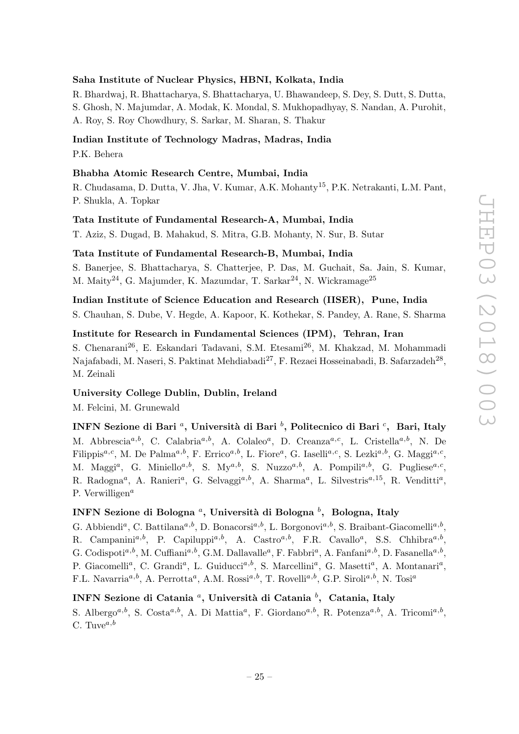**Saha Institute of Nuclear Physics, HBNI, Kolkata, India**

R. Bhardwaj, R. Bhattacharya, S. Bhattacharya, U. Bhawandeep, S. Dey, S. Dutt, S. Dutta, S. Ghosh, N. Majumdar, A. Modak, K. Mondal, S. Mukhopadhyay, S. Nandan, A. Purohit, A. Roy, S. Roy Chowdhury, S. Sarkar, M. Sharan, S. Thakur

**Indian Institute of Technology Madras, Madras, India**

P.K. Behera

**Bhabha Atomic Research Centre, Mumbai, India**

R. Chudasama, D. Dutta, V. Jha, V. Kumar, A.K. Mohanty[15], P.K. Netrakanti, L.M. Pant, P. Shukla, A. Topkar

**Tata Institute of Fundamental Research-A, Mumbai, India**

T. Aziz, S. Dugad, B. Mahakud, S. Mitra, G.B. Mohanty, N. Sur, B. Sutar

**Tata Institute of Fundamental Research-B, Mumbai, India**

S. Banerjee, S. Bhattacharya, S. Chatterjee, P. Das, M. Guchait, Sa. Jain, S. Kumar, M. Maity[24], G. Majumder, K. Mazumdar, T. Sarkar[24], N. Wickramage[25]

**Indian Institute of Science Education and Research (IISER), Pune, India**

S. Chauhan, S. Dube, V. Hegde, A. Kapoor, K. Kothekar, S. Pandey, A. Rane, S. Sharma

**Institute for Research in Fundamental Sciences (IPM), Tehran, Iran**

S. Chenarani[26], E. Eskandari Tadavani, S.M. Etesami[26], M. Khakzad, M. Mohammadi Najafabadi, M. Naseri, S. Paktinat Mehdiabadi[27], F. Rezaei Hosseinabadi, B. Safarzadeh[28], M. Zeinali

**University College Dublin, Dublin, Ireland**

M. Felcini, M. Grunewald

**INFN Sezione di Bari [a], Università di Bari [b], Politecnico di Bari [c], Bari, Italy**

M. Abbrescia[a,b], C. Calabria[a,b], A. Colaleo[a], D. Creanza[a,c], L. Cristella[a,b], N. De Filippis[a,c], M. De Palma[a,b], F. Errico[a,b], L. Fiore[a], G. Iaselli[a,c], S. Lezki[a,b], G. Maggi[a,c], M. Maggi[a], G. Miniello[a,b], S. My[a,b], S. Nuzzo[a,b], A. Pompili[a,b], G. Pugliese[a,c], R. Radogna[a], A. Ranieri[a], G. Selvaggi[a,b], A. Sharma[a], L. Silvestris[a,15], R. Venditti[a], P. Verwilligen[a]

**INFN Sezione di Bologna [a], Università di Bologna [b], Bologna, Italy**

G. Abbiendi[a], C. Battilana[a,b], D. Bonacorsi[a,b], L. Borgonovi[a,b], S. Braibant-Giacomelli[a,b], R. Campanini[a,b], P. Capiluppi[a,b], A. Castro[a,b], F.R. Cavallo[a], S.S. Chhibra[a,b], G. Codispoti[a,b], M. Cuffiani[a,b], G.M. Dallavalle[a], F. Fabbri[a], A. Fanfani[a,b], D. Fasanella[a,b], P. Giacomelli[a], C. Grandi[a], L. Guiducci[a,b], S. Marcellini[a], G. Masetti[a], A. Montanari[a], F.L. Navarria[a,b], A. Perrotta[a], A.M. Rossi[a,b], T. Rovelli[a,b], G.P. Siroli[a,b], N. Tosi[a]

**INFN Sezione di Catania [a], Università di Catania [b], Catania, Italy**

S. Albergo[a,b], S. Costa[a,b], A. Di Mattia[a], F. Giordano[a,b], R. Potenza[a,b], A. Tricomi[a,b], C. Tuve[a,b]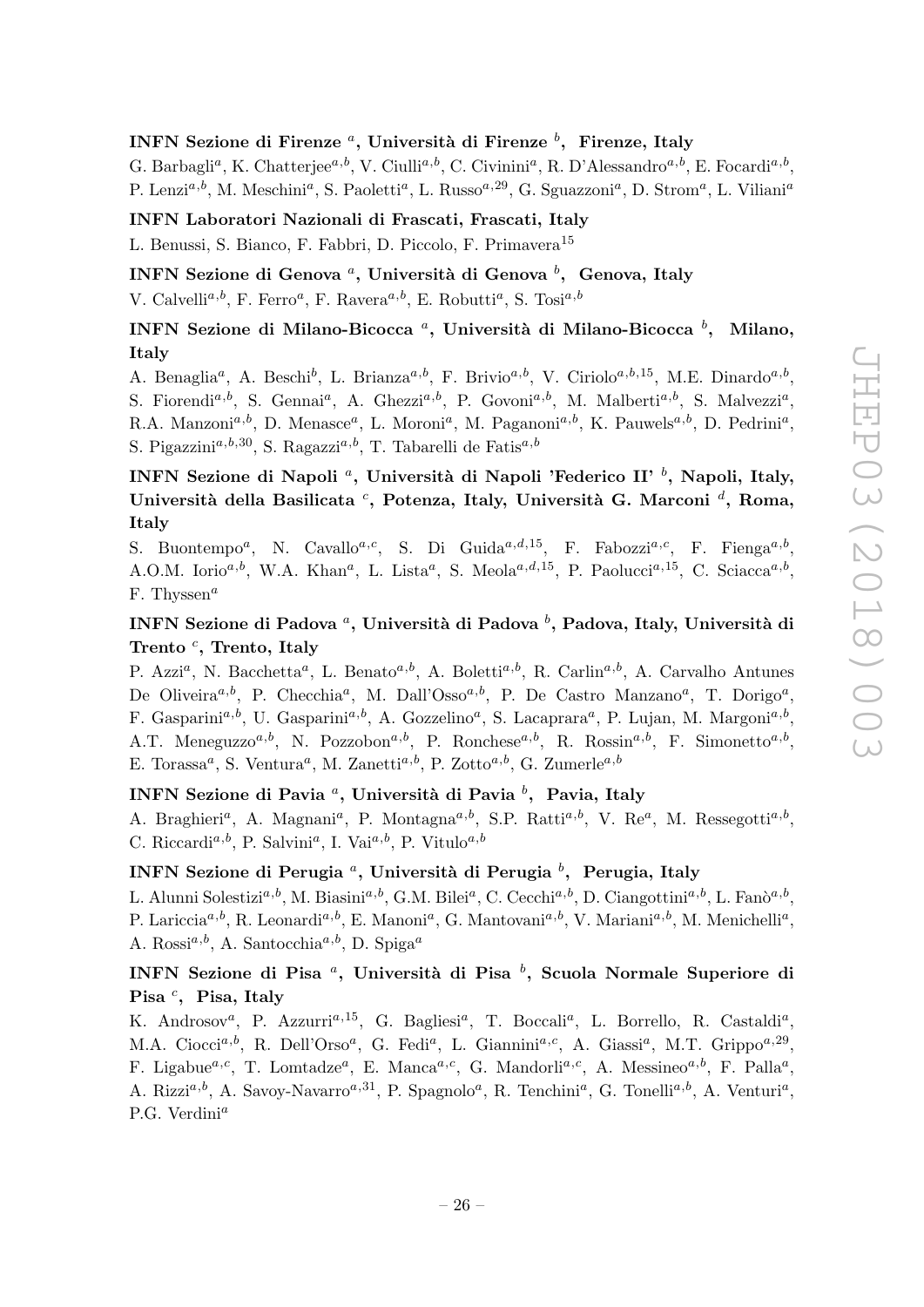**INFN Sezione di Firenze [a], Università di Firenze [b], Firenze, Italy**

G. Barbagli[a], K. Chatterjee[a,b], V. Ciulli[a,b], C. Civinini[a], R. D'Alessandro[a,b], E. Focardi[a,b], P. Lenzi[a,b], M. Meschini[a], S. Paoletti[a], L. Russo[a,29], G. Sguazzoni[a], D. Strom[a], L. Viliani[a]

**INFN Laboratori Nazionali di Frascati, Frascati, Italy**

L. Benussi, S. Bianco, F. Fabbri, D. Piccolo, F. Primavera[15]

**INFN Sezione di Genova [a], Università di Genova [b], Genova, Italy**

V. Calvelli[a,b], F. Ferro[a], F. Ravera[a,b], E. Robutti[a], S. Tosi[a,b]

**INFN Sezione di Milano-Bicocca [a], Università di Milano-Bicocca [b], Milano, Italy**

A. Benaglia[a], A. Beschi[b], L. Brianza[a,b], F. Brivio[a,b], V. Ciriolo[a,b,15], M.E. Dinardo[a,b], S. Fiorendi[a,b], S. Gennai[a], A. Ghezzi[a,b], P. Govoni[a,b], M. Malberti[a,b], S. Malvezzi[a], R.A. Manzoni[a,b], D. Menasce[a], L. Moroni[a], M. Paganoni[a,b], K. Pauwels[a,b], D. Pedrini[a], S. Pigazzini[a,b,30], S. Ragazzi[a,b], T. Tabarelli de Fatis[a,b]

**INFN Sezione di Napoli [a], Università di Napoli 'Federico II' [b], Napoli, Italy, Università della Basilicata [c], Potenza, Italy, Università G. Marconi [d], Roma, Italy**

S. Buontempo[a], N. Cavallo[a,c], S. Di Guida[a,d,15], F. Fabozzi[a,c], F. Fienga[a,b], A.O.M. Iorio[a,b], W.A. Khan[a], L. Lista[a], S. Meola[a,d,15], P. Paolucci[a,15], C. Sciacca[a,b], F. Thyssen[a]

**INFN Sezione di Padova [a], Università di Padova [b], Padova, Italy, Università di Trento [c], Trento, Italy**

P. Azzi[a], N. Bacchetta[a], L. Benato[a,b], A. Boletti[a,b], R. Carlin[a,b], A. Carvalho Antunes De Oliveira[a,b], P. Checchia[a], M. Dall'Osso[a,b], P. De Castro Manzano[a], T. Dorigo[a], F. Gasparini[a,b], U. Gasparini[a,b], A. Gozzelino[a], S. Lacaprara[a], P. Lujan, M. Margoni[a,b], A.T. Meneguzzo[a,b], N. Pozzobon[a,b], P. Ronchese[a,b], R. Rossin[a,b], F. Simonetto[a,b], E. Torassa[a], S. Ventura[a], M. Zanetti[a,b], P. Zotto[a,b], G. Zumerle[a,b]

**INFN Sezione di Pavia [a], Università di Pavia [b], Pavia, Italy**

A. Braghieri[a], A. Magnani[a], P. Montagna[a,b], S.P. Ratti[a,b], V. Re[a], M. Ressegotti[a,b], C. Riccardi[a,b], P. Salvini[a], I. Vai[a,b], P. Vitulo[a,b]

**INFN Sezione di Perugia [a], Università di Perugia [b], Perugia, Italy**

L. Alunni Solestizi[a,b], M. Biasini[a,b], G.M. Bilei[a], C. Cecchi[a,b], D. Ciangottini[a,b], L. Fanò[a,b], P. Lariccia[a,b], R. Leonardi[a,b], E. Manoni[a], G. Mantovani[a,b], V. Mariani[a,b], M. Menichelli[a], A. Rossi[a,b], A. Santocchia[a,b], D. Spiga[a]

**INFN Sezione di Pisa [a], Università di Pisa [b], Scuola Normale Superiore di Pisa [c], Pisa, Italy**

K. Androsov[a], P. Azzurri[a,15], G. Bagliesi[a], T. Boccali[a], L. Borrello, R. Castaldi[a], M.A. Ciocci[a,b], R. Dell'Orso[a], G. Fedi[a], L. Giannini[a,c], A. Giassi[a], M.T. Grippo[a,29], F. Ligabue[a,c], T. Lomtadze[a], E. Manca[a,c], G. Mandorli[a,c], A. Messineo[a,b], F. Palla[a], A. Rizzi[a,b], A. Savoy-Navarro[a,31], P. Spagnolo[a], R. Tenchini[a], G. Tonelli[a,b], A. Venturi[a], P.G. Verdini[a]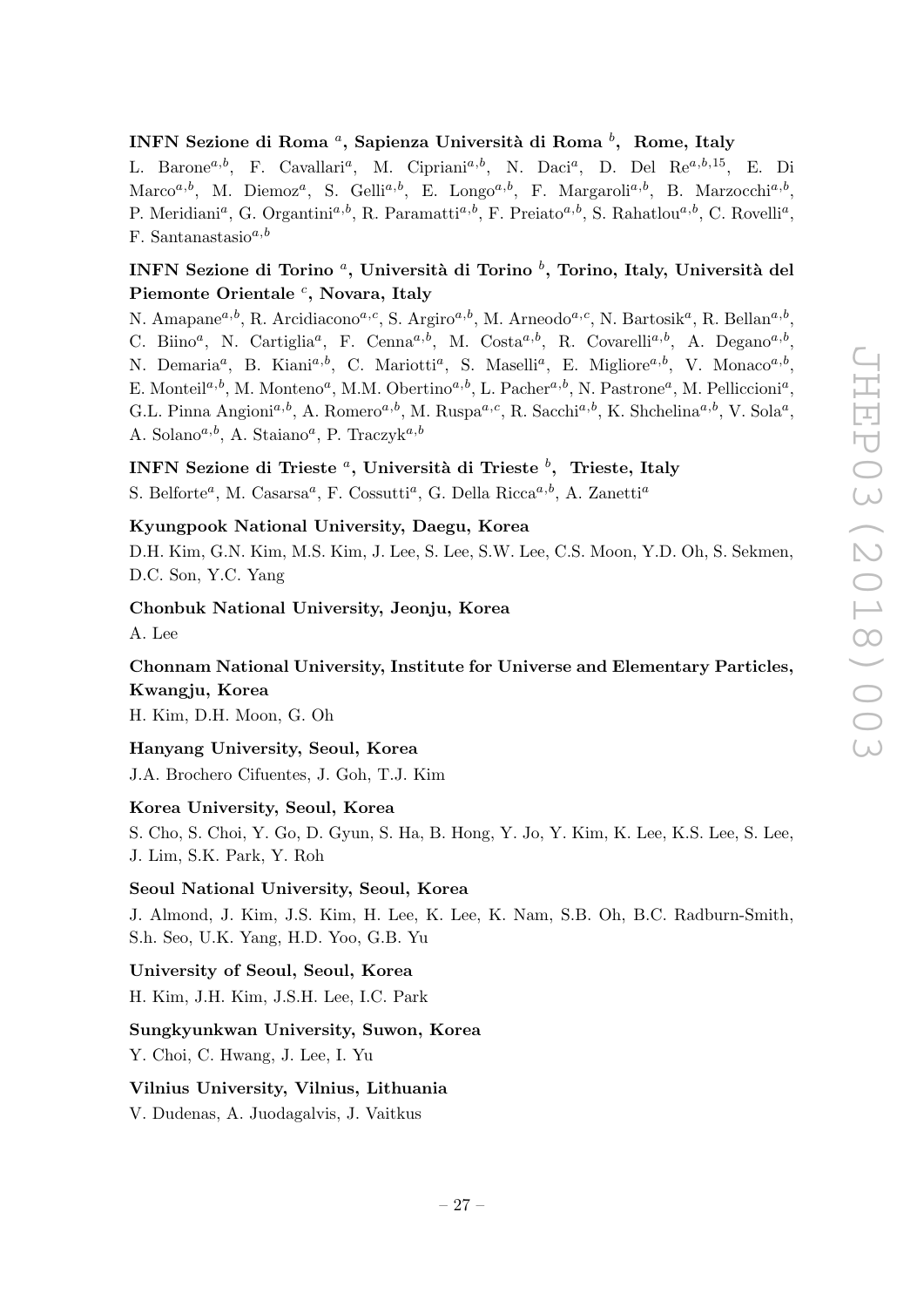**INFN Sezione di Roma [a], Sapienza Università di Roma [b], Rome, Italy**

L. Barone[a,b], F. Cavallari[a], M. Cipriani[a,b], N. Daci[a], D. Del Re[a,b,15], E. Di Marco[a,b], M. Diemoz[a], S. Gelli[a,b], E. Longo[a,b], F. Margaroli[a,b], B. Marzocchi[a,b], P. Meridiani[a], G. Organtini[a,b], R. Paramatti[a,b], F. Preiato[a,b], S. Rahatlou[a,b], C. Rovelli[a], F. Santanastasio[a,b]

**INFN Sezione di Torino [a], Università di Torino [b], Torino, Italy, Università del Piemonte Orientale [c], Novara, Italy**

N. Amapane[a,b], R. Arcidiacono[a,c], S. Argiro[a,b], M. Arneodo[a,c], N. Bartosik[a], R. Bellan[a,b], C. Biino[a], N. Cartiglia[a], F. Cenna[a,b], M. Costa[a,b], R. Covarelli[a,b], A. Degano[a,b], N. Demaria[a], B. Kiani[a,b], C. Mariotti[a], S. Maselli[a], E. Migliore[a,b], V. Monaco[a,b], E. Monteil[a,b], M. Monteno[a], M.M. Obertino[a,b], L. Pacher[a,b], N. Pastrone[a], M. Pelliccioni[a], G.L. Pinna Angioni[a,b], A. Romero[a,b], M. Ruspa[a,c], R. Sacchi[a,b], K. Shchelina[a,b], V. Sola[a], A. Solano[a,b], A. Staiano[a], P. Traczyk[a,b]

**INFN Sezione di Trieste [a], Università di Trieste [b], Trieste, Italy**

S. Belforte[a], M. Casarsa[a], F. Cossutti[a], G. Della Ricca[a,b], A. Zanetti[a]

**Kyungpook National University, Daegu, Korea**

D.H. Kim, G.N. Kim, M.S. Kim, J. Lee, S. Lee, S.W. Lee, C.S. Moon, Y.D. Oh, S. Sekmen, D.C. Son, Y.C. Yang

**Chonbuk National University, Jeonju, Korea**

A. Lee

**Chonnam National University, Institute for Universe and Elementary Particles, Kwangju, Korea**

H. Kim, D.H. Moon, G. Oh

**Hanyang University, Seoul, Korea**

J.A. Brochero Cifuentes, J. Goh, T.J. Kim

**Korea University, Seoul, Korea**

S. Cho, S. Choi, Y. Go, D. Gyun, S. Ha, B. Hong, Y. Jo, Y. Kim, K. Lee, K.S. Lee, S. Lee, J. Lim, S.K. Park, Y. Roh

**Seoul National University, Seoul, Korea**

J. Almond, J. Kim, J.S. Kim, H. Lee, K. Lee, K. Nam, S.B. Oh, B.C. Radburn-Smith, S.h. Seo, U.K. Yang, H.D. Yoo, G.B. Yu

**University of Seoul, Seoul, Korea**

H. Kim, J.H. Kim, J.S.H. Lee, I.C. Park

**Sungkyunkwan University, Suwon, Korea**

Y. Choi, C. Hwang, J. Lee, I. Yu

**Vilnius University, Vilnius, Lithuania**

V. Dudenas, A. Juodagalvis, J. Vaitkus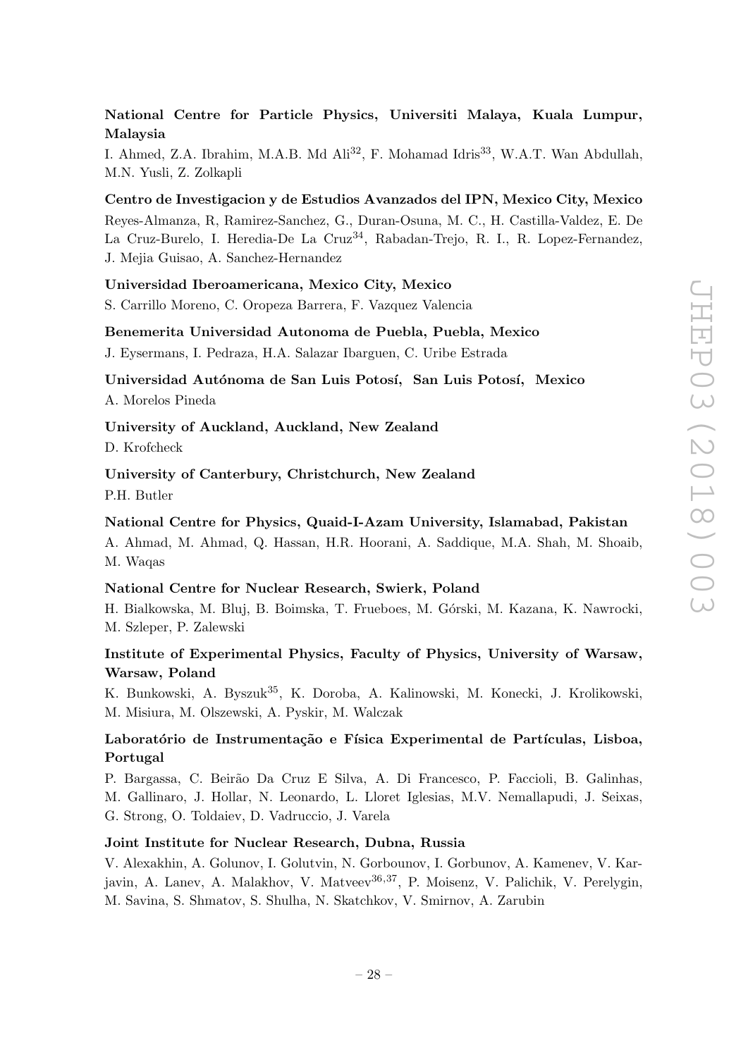**National Centre for Particle Physics, Universiti Malaya, Kuala Lumpur, Malaysia**

I. Ahmed, Z.A. Ibrahim, M.A.B. Md Ali[32], F. Mohamad Idris[33], W.A.T. Wan Abdullah, M.N. Yusli, Z. Zolkapli

**Centro de Investigacion y de Estudios Avanzados del IPN, Mexico City, Mexico**

Reyes-Almanza, R, Ramirez-Sanchez, G., Duran-Osuna, M. C., H. Castilla-Valdez, E. De La Cruz-Burelo, I. Heredia-De La Cruz[34], Rabadan-Trejo, R. I., R. Lopez-Fernandez, J. Mejia Guisao, A. Sanchez-Hernandez

**Universidad Iberoamericana, Mexico City, Mexico**

S. Carrillo Moreno, C. Oropeza Barrera, F. Vazquez Valencia

**Benemerita Universidad Autonoma de Puebla, Puebla, Mexico**

J. Eysermans, I. Pedraza, H.A. Salazar Ibarguen, C. Uribe Estrada

**Universidad Autónoma de San Luis Potosí, San Luis Potosí, Mexico**

A. Morelos Pineda

**University of Auckland, Auckland, New Zealand**

D. Krofcheck

**University of Canterbury, Christchurch, New Zealand**

P.H. Butler

**National Centre for Physics, Quaid-I-Azam University, Islamabad, Pakistan**

A. Ahmad, M. Ahmad, Q. Hassan, H.R. Hoorani, A. Saddique, M.A. Shah, M. Shoaib, M. Waqas

**National Centre for Nuclear Research, Swierk, Poland**

H. Bialkowska, M. Bluj, B. Boimska, T. Frueboes, M. Górski, M. Kazana, K. Nawrocki, M. Szleper, P. Zalewski

**Institute of Experimental Physics, Faculty of Physics, University of Warsaw, Warsaw, Poland**

K. Bunkowski, A. Byszuk[35], K. Doroba, A. Kalinowski, M. Konecki, J. Krolikowski, M. Misiura, M. Olszewski, A. Pyskir, M. Walczak

**Laboratório de Instrumentação e Física Experimental de Partículas, Lisboa, Portugal**

P. Bargassa, C. Beirão Da Cruz E Silva, A. Di Francesco, P. Faccioli, B. Galinhas, M. Gallinaro, J. Hollar, N. Leonardo, L. Lloret Iglesias, M.V. Nemallapudi, J. Seixas, G. Strong, O. Toldaiev, D. Vadruccio, J. Varela

**Joint Institute for Nuclear Research, Dubna, Russia**

V. Alexakhin, A. Golunov, I. Golutvin, N. Gorbounov, I. Gorbunov, A. Kamenev, V. Karjavin, A. Lanev, A. Malakhov, V. Matveev[36,37], P. Moisenz, V. Palichik, V. Perelygin, M. Savina, S. Shmatov, S. Shulha, N. Skatchkov, V. Smirnov, A. Zarubin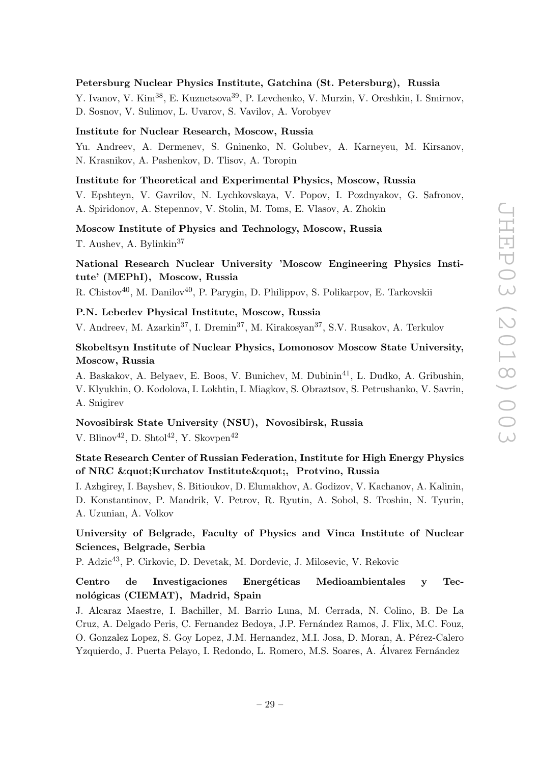**Petersburg Nuclear Physics Institute, Gatchina (St. Petersburg), Russia**

Y. Ivanov, V. Kim[38], E. Kuznetsova[39], P. Levchenko, V. Murzin, V. Oreshkin, I. Smirnov, D. Sosnov, V. Sulimov, L. Uvarov, S. Vavilov, A. Vorobyev

**Institute for Nuclear Research, Moscow, Russia**

Yu. Andreev, A. Dermenev, S. Gninenko, N. Golubev, A. Karneyeu, M. Kirsanov, N. Krasnikov, A. Pashenkov, D. Tlisov, A. Toropin

**Institute for Theoretical and Experimental Physics, Moscow, Russia**

V. Epshteyn, V. Gavrilov, N. Lychkovskaya, V. Popov, I. Pozdnyakov, G. Safronov, A. Spiridonov, A. Stepennov, V. Stolin, M. Toms, E. Vlasov, A. Zhokin

**Moscow Institute of Physics and Technology, Moscow, Russia**

T. Aushev, A. Bylinkin[37]

**National Research Nuclear University 'Moscow Engineering Physics Institute' (MEPhI), Moscow, Russia**

R. Chistov[40], M. Danilov[40], P. Parygin, D. Philippov, S. Polikarpov, E. Tarkovskii

**P.N. Lebedev Physical Institute, Moscow, Russia**

V. Andreev, M. Azarkin[37], I. Dremin[37], M. Kirakosyan[37], S.V. Rusakov, A. Terkulov

**Skobeltsyn Institute of Nuclear Physics, Lomonosov Moscow State University, Moscow, Russia**

A. Baskakov, A. Belyaev, E. Boos, V. Bunichev, M. Dubinin[41], L. Dudko, A. Gribushin, V. Klyukhin, O. Kodolova, I. Lokhtin, I. Miagkov, S. Obraztsov, S. Petrushanko, V. Savrin, A. Snigirev

**Novosibirsk State University (NSU), Novosibirsk, Russia**

V. Blinov[42], D. Shtol[42], Y. Skovpen[42]

**State Research Center of Russian Federation, Institute for High Energy Physics of NRC &quot;Kurchatov Institute&quot;, Protvino, Russia**

I. Azhgirey, I. Bayshev, S. Bitioukov, D. Elumakhov, A. Godizov, V. Kachanov, A. Kalinin, D. Konstantinov, P. Mandrik, V. Petrov, R. Ryutin, A. Sobol, S. Troshin, N. Tyurin, A. Uzunian, A. Volkov

**University of Belgrade, Faculty of Physics and Vinca Institute of Nuclear Sciences, Belgrade, Serbia**

P. Adzic[43], P. Cirkovic, D. Devetak, M. Dordevic, J. Milosevic, V. Rekovic

**Centro de Investigaciones Energéticas Medioambientales y Tecnológicas (CIEMAT), Madrid, Spain**

J. Alcaraz Maestre, I. Bachiller, M. Barrio Luna, M. Cerrada, N. Colino, B. De La Cruz, A. Delgado Peris, C. Fernandez Bedoya, J.P. Fernández Ramos, J. Flix, M.C. Fouz, O. Gonzalez Lopez, S. Goy Lopez, J.M. Hernandez, M.I. Josa, D. Moran, A. Pérez-Calero Yzquierdo, J. Puerta Pelayo, I. Redondo, L. Romero, M.S. Soares, A. Álvarez Fernández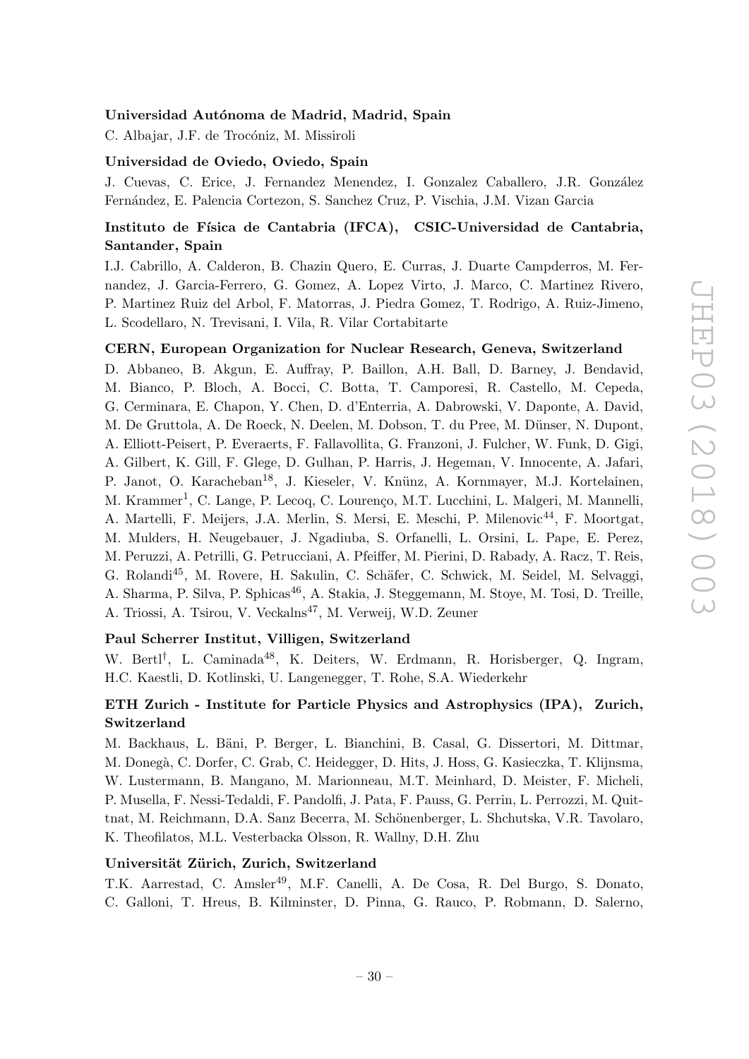**Universidad Autónoma de Madrid, Madrid, Spain**

C. Albajar, J.F. de Trocóniz, M. Missiroli

**Universidad de Oviedo, Oviedo, Spain**

J. Cuevas, C. Erice, J. Fernandez Menendez, I. Gonzalez Caballero, J.R. González Fernández, E. Palencia Cortezon, S. Sanchez Cruz, P. Vischia, J.M. Vizan Garcia

**Instituto de Física de Cantabria (IFCA), CSIC-Universidad de Cantabria, Santander, Spain**

I.J. Cabrillo, A. Calderon, B. Chazin Quero, E. Curras, J. Duarte Campderros, M. Fernandez, J. Garcia-Ferrero, G. Gomez, A. Lopez Virto, J. Marco, C. Martinez Rivero, P. Martinez Ruiz del Arbol, F. Matorras, J. Piedra Gomez, T. Rodrigo, A. Ruiz-Jimeno, L. Scodellaro, N. Trevisani, I. Vila, R. Vilar Cortabitarte

**CERN, European Organization for Nuclear Research, Geneva, Switzerland**

D. Abbaneo, B. Akgun, E. Auffray, P. Baillon, A.H. Ball, D. Barney, J. Bendavid, M. Bianco, P. Bloch, A. Bocci, C. Botta, T. Camporesi, R. Castello, M. Cepeda, G. Cerminara, E. Chapon, Y. Chen, D. d'Enterria, A. Dabrowski, V. Daponte, A. David, M. De Gruttola, A. De Roeck, N. Deelen, M. Dobson, T. du Pree, M. Dünser, N. Dupont, A. Elliott-Peisert, P. Everaerts, F. Fallavollita, G. Franzoni, J. Fulcher, W. Funk, D. Gigi, A. Gilbert, K. Gill, F. Glege, D. Gulhan, P. Harris, J. Hegeman, V. Innocente, A. Jafari, P. Janot, O. Karacheban[18], J. Kieseler, V. Knünz, A. Kornmayer, M.J. Kortelainen, M. Krammer[1], C. Lange, P. Lecoq, C. Lourenço, M.T. Lucchini, L. Malgeri, M. Mannelli, A. Martelli, F. Meijers, J.A. Merlin, S. Mersi, E. Meschi, P. Milenovic[44], F. Moortgat, M. Mulders, H. Neugebauer, J. Ngadiuba, S. Orfanelli, L. Orsini, L. Pape, E. Perez, M. Peruzzi, A. Petrilli, G. Petrucciani, A. Pfeiffer, M. Pierini, D. Rabady, A. Racz, T. Reis, G. Rolandi[45], M. Rovere, H. Sakulin, C. Schäfer, C. Schwick, M. Seidel, M. Selvaggi, A. Sharma, P. Silva, P. Sphicas[46], A. Stakia, J. Steggemann, M. Stoye, M. Tosi, D. Treille, A. Triossi, A. Tsirou, V. Veckalns[47], M. Verweij, W.D. Zeuner

**Paul Scherrer Institut, Villigen, Switzerland**

W. Bertl[†], L. Caminada[48], K. Deiters, W. Erdmann, R. Horisberger, Q. Ingram, H.C. Kaestli, D. Kotlinski, U. Langenegger, T. Rohe, S.A. Wiederkehr

**ETH Zurich - Institute for Particle Physics and Astrophysics (IPA), Zurich, Switzerland**

M. Backhaus, L. Bäni, P. Berger, L. Bianchini, B. Casal, G. Dissertori, M. Dittmar, M. Donegà, C. Dorfer, C. Grab, C. Heidegger, D. Hits, J. Hoss, G. Kasieczka, T. Klijnsma, W. Lustermann, B. Mangano, M. Marionneau, M.T. Meinhard, D. Meister, F. Micheli, P. Musella, F. Nessi-Tedaldi, F. Pandolfi, J. Pata, F. Pauss, G. Perrin, L. Perrozzi, M. Quittnat, M. Reichmann, D.A. Sanz Becerra, M. Schönenberger, L. Shchutska, V.R. Tavolaro, K. Theofilatos, M.L. Vesterbacka Olsson, R. Wallny, D.H. Zhu

**Universität Zürich, Zurich, Switzerland**

T.K. Aarrestad, C. Amsler[49], M.F. Canelli, A. De Cosa, R. Del Burgo, S. Donato, C. Galloni, T. Hreus, B. Kilminster, D. Pinna, G. Rauco, P. Robmann, D. Salerno,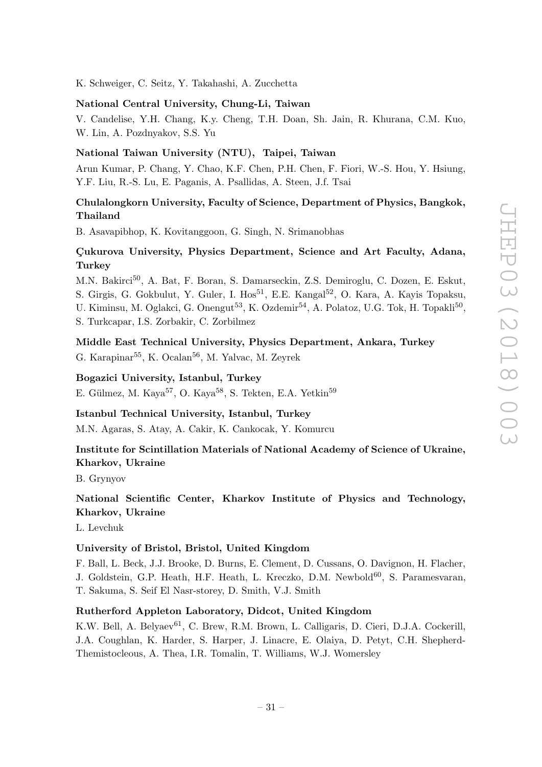K. Schweiger, C. Seitz, Y. Takahashi, A. Zucchetta

**National Central University, Chung-Li, Taiwan**

V. Candelise, Y.H. Chang, K.y. Cheng, T.H. Doan, Sh. Jain, R. Khurana, C.M. Kuo, W. Lin, A. Pozdnyakov, S.S. Yu

**National Taiwan University (NTU), Taipei, Taiwan**

Arun Kumar, P. Chang, Y. Chao, K.F. Chen, P.H. Chen, F. Fiori, W.-S. Hou, Y. Hsiung, Y.F. Liu, R.-S. Lu, E. Paganis, A. Psallidas, A. Steen, J.f. Tsai

**Chulalongkorn University, Faculty of Science, Department of Physics, Bangkok, Thailand**

B. Asavapibhop, K. Kovitanggoon, G. Singh, N. Srimanobhas

**Çukurova University, Physics Department, Science and Art Faculty, Adana, Turkey**

M.N. Bakirci[50], A. Bat, F. Boran, S. Damarseckin, Z.S. Demiroglu, C. Dozen, E. Eskut, S. Girgis, G. Gokbulut, Y. Guler, I. Hos[51], E.E. Kangal[52], O. Kara, A. Kayis Topaksu, U. Kiminsu, M. Oglakci, G. Onengut[53], K. Ozdemir[54], A. Polatoz, U.G. Tok, H. Topakli[50], S. Turkcapar, I.S. Zorbakir, C. Zorbilmez

**Middle East Technical University, Physics Department, Ankara, Turkey**

G. Karapinar[55], K. Ocalan[56], M. Yalvac, M. Zeyrek

**Bogazici University, Istanbul, Turkey**

E. Gülmez, M. Kaya[57], O. Kaya[58], S. Tekten, E.A. Yetkin[59]

**Istanbul Technical University, Istanbul, Turkey**

M.N. Agaras, S. Atay, A. Cakir, K. Cankocak, Y. Komurcu

**Institute for Scintillation Materials of National Academy of Science of Ukraine, Kharkov, Ukraine**

B. Grynyov

**National Scientific Center, Kharkov Institute of Physics and Technology, Kharkov, Ukraine**

L. Levchuk

**University of Bristol, Bristol, United Kingdom**

F. Ball, L. Beck, J.J. Brooke, D. Burns, E. Clement, D. Cussans, O. Davignon, H. Flacher, J. Goldstein, G.P. Heath, H.F. Heath, L. Kreczko, D.M. Newbold[60], S. Paramesvaran, T. Sakuma, S. Seif El Nasr-storey, D. Smith, V.J. Smith

**Rutherford Appleton Laboratory, Didcot, United Kingdom**

K.W. Bell, A. Belyaev[61], C. Brew, R.M. Brown, L. Calligaris, D. Cieri, D.J.A. Cockerill, J.A. Coughlan, K. Harder, S. Harper, J. Linacre, E. Olaiya, D. Petyt, C.H. Shepherd-Themistocleous, A. Thea, I.R. Tomalin, T. Williams, W.J. Womersley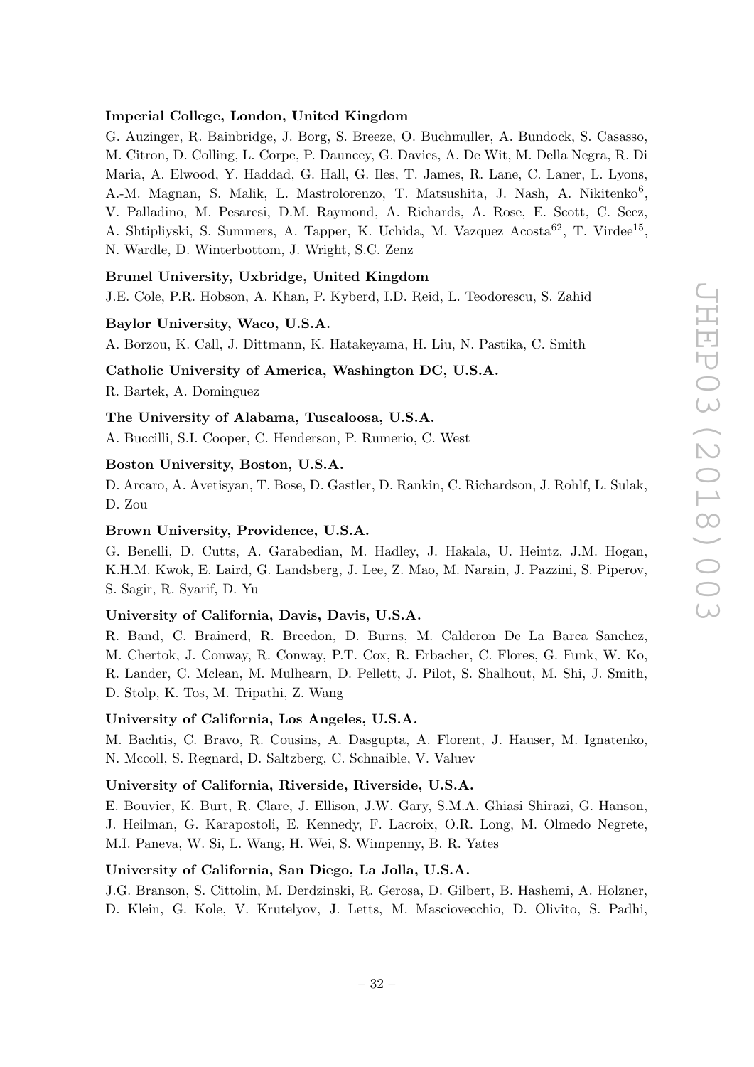**Imperial College, London, United Kingdom**

G. Auzinger, R. Bainbridge, J. Borg, S. Breeze, O. Buchmuller, A. Bundock, S. Casasso, M. Citron, D. Colling, L. Corpe, P. Dauncey, G. Davies, A. De Wit, M. Della Negra, R. Di Maria, A. Elwood, Y. Haddad, G. Hall, G. Iles, T. James, R. Lane, C. Laner, L. Lyons, A.-M. Magnan, S. Malik, L. Mastrolorenzo, T. Matsushita, J. Nash, A. Nikitenko[6], V. Palladino, M. Pesaresi, D.M. Raymond, A. Richards, A. Rose, E. Scott, C. Seez, A. Shtipliyski, S. Summers, A. Tapper, K. Uchida, M. Vazquez Acosta[62], T. Virdee[15], N. Wardle, D. Winterbottom, J. Wright, S.C. Zenz

**Brunel University, Uxbridge, United Kingdom**

J.E. Cole, P.R. Hobson, A. Khan, P. Kyberd, I.D. Reid, L. Teodorescu, S. Zahid

**Baylor University, Waco, U.S.A.**

A. Borzou, K. Call, J. Dittmann, K. Hatakeyama, H. Liu, N. Pastika, C. Smith

**Catholic University of America, Washington DC, U.S.A.**

R. Bartek, A. Dominguez

**The University of Alabama, Tuscaloosa, U.S.A.**

A. Buccilli, S.I. Cooper, C. Henderson, P. Rumerio, C. West

**Boston University, Boston, U.S.A.**

D. Arcaro, A. Avetisyan, T. Bose, D. Gastler, D. Rankin, C. Richardson, J. Rohlf, L. Sulak, D. Zou

**Brown University, Providence, U.S.A.**

G. Benelli, D. Cutts, A. Garabedian, M. Hadley, J. Hakala, U. Heintz, J.M. Hogan, K.H.M. Kwok, E. Laird, G. Landsberg, J. Lee, Z. Mao, M. Narain, J. Pazzini, S. Piperov, S. Sagir, R. Syarif, D. Yu

**University of California, Davis, Davis, U.S.A.**

R. Band, C. Brainerd, R. Breedon, D. Burns, M. Calderon De La Barca Sanchez, M. Chertok, J. Conway, R. Conway, P.T. Cox, R. Erbacher, C. Flores, G. Funk, W. Ko, R. Lander, C. Mclean, M. Mulhearn, D. Pellett, J. Pilot, S. Shalhout, M. Shi, J. Smith, D. Stolp, K. Tos, M. Tripathi, Z. Wang

**University of California, Los Angeles, U.S.A.**

M. Bachtis, C. Bravo, R. Cousins, A. Dasgupta, A. Florent, J. Hauser, M. Ignatenko, N. Mccoll, S. Regnard, D. Saltzberg, C. Schnaible, V. Valuev

**University of California, Riverside, Riverside, U.S.A.**

E. Bouvier, K. Burt, R. Clare, J. Ellison, J.W. Gary, S.M.A. Ghiasi Shirazi, G. Hanson, J. Heilman, G. Karapostoli, E. Kennedy, F. Lacroix, O.R. Long, M. Olmedo Negrete, M.I. Paneva, W. Si, L. Wang, H. Wei, S. Wimpenny, B. R. Yates

**University of California, San Diego, La Jolla, U.S.A.**

J.G. Branson, S. Cittolin, M. Derdzinski, R. Gerosa, D. Gilbert, B. Hashemi, A. Holzner, D. Klein, G. Kole, V. Krutelyov, J. Letts, M. Masciovecchio, D. Olivito, S. Padhi,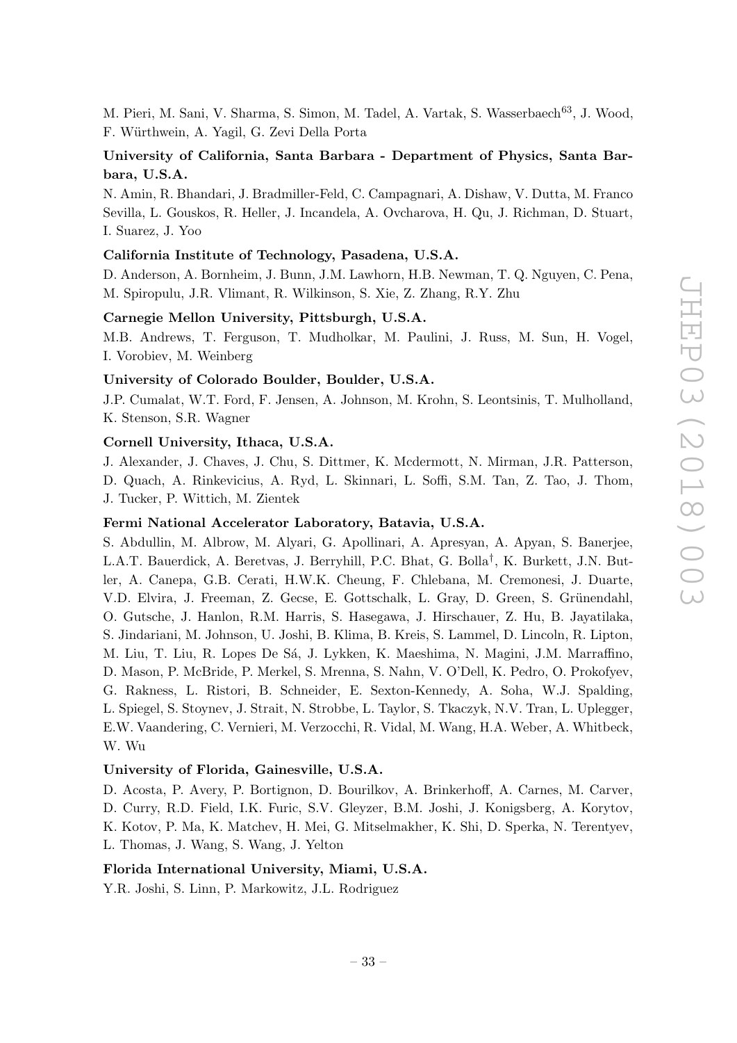M. Pieri, M. Sani, V. Sharma, S. Simon, M. Tadel, A. Vartak, S. Wasserbaech[63], J. Wood, F. Würthwein, A. Yagil, G. Zevi Della Porta

**University of California, Santa Barbara - Department of Physics, Santa Barbara, U.S.A.**

N. Amin, R. Bhandari, J. Bradmiller-Feld, C. Campagnari, A. Dishaw, V. Dutta, M. Franco Sevilla, L. Gouskos, R. Heller, J. Incandela, A. Ovcharova, H. Qu, J. Richman, D. Stuart, I. Suarez, J. Yoo

**California Institute of Technology, Pasadena, U.S.A.**

D. Anderson, A. Bornheim, J. Bunn, J.M. Lawhorn, H.B. Newman, T. Q. Nguyen, C. Pena, M. Spiropulu, J.R. Vlimant, R. Wilkinson, S. Xie, Z. Zhang, R.Y. Zhu

**Carnegie Mellon University, Pittsburgh, U.S.A.**

M.B. Andrews, T. Ferguson, T. Mudholkar, M. Paulini, J. Russ, M. Sun, H. Vogel, I. Vorobiev, M. Weinberg

**University of Colorado Boulder, Boulder, U.S.A.**

J.P. Cumalat, W.T. Ford, F. Jensen, A. Johnson, M. Krohn, S. Leontsinis, T. Mulholland, K. Stenson, S.R. Wagner

**Cornell University, Ithaca, U.S.A.**

J. Alexander, J. Chaves, J. Chu, S. Dittmer, K. Mcdermott, N. Mirman, J.R. Patterson, D. Quach, A. Rinkevicius, A. Ryd, L. Skinnari, L. Soffi, S.M. Tan, Z. Tao, J. Thom, J. Tucker, P. Wittich, M. Zientek

**Fermi National Accelerator Laboratory, Batavia, U.S.A.**

S. Abdullin, M. Albrow, M. Alyari, G. Apollinari, A. Apresyan, A. Apyan, S. Banerjee, L.A.T. Bauerdick, A. Beretvas, J. Berryhill, P.C. Bhat, G. Bolla[†], K. Burkett, J.N. Butler, A. Canepa, G.B. Cerati, H.W.K. Cheung, F. Chlebana, M. Cremonesi, J. Duarte, V.D. Elvira, J. Freeman, Z. Gecse, E. Gottschalk, L. Gray, D. Green, S. Grünendahl, O. Gutsche, J. Hanlon, R.M. Harris, S. Hasegawa, J. Hirschauer, Z. Hu, B. Jayatilaka, S. Jindariani, M. Johnson, U. Joshi, B. Klima, B. Kreis, S. Lammel, D. Lincoln, R. Lipton, M. Liu, T. Liu, R. Lopes De Sá, J. Lykken, K. Maeshima, N. Magini, J.M. Marraffino, D. Mason, P. McBride, P. Merkel, S. Mrenna, S. Nahn, V. O'Dell, K. Pedro, O. Prokofyev, G. Rakness, L. Ristori, B. Schneider, E. Sexton-Kennedy, A. Soha, W.J. Spalding, L. Spiegel, S. Stoynev, J. Strait, N. Strobbe, L. Taylor, S. Tkaczyk, N.V. Tran, L. Uplegger, E.W. Vaandering, C. Vernieri, M. Verzocchi, R. Vidal, M. Wang, H.A. Weber, A. Whitbeck, W. Wu

**University of Florida, Gainesville, U.S.A.**

D. Acosta, P. Avery, P. Bortignon, D. Bourilkov, A. Brinkerhoff, A. Carnes, M. Carver, D. Curry, R.D. Field, I.K. Furic, S.V. Gleyzer, B.M. Joshi, J. Konigsberg, A. Korytov, K. Kotov, P. Ma, K. Matchev, H. Mei, G. Mitselmakher, K. Shi, D. Sperka, N. Terentyev, L. Thomas, J. Wang, S. Wang, J. Yelton

**Florida International University, Miami, U.S.A.**

Y.R. Joshi, S. Linn, P. Markowitz, J.L. Rodriguez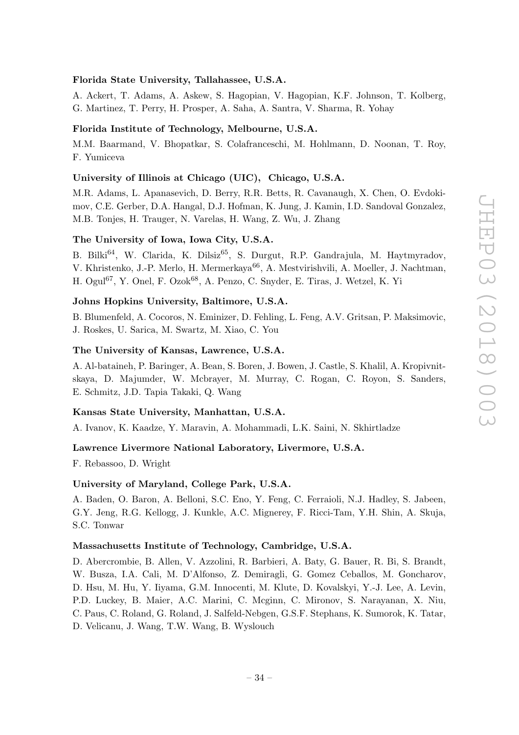**Florida State University, Tallahassee, U.S.A.**

A. Ackert, T. Adams, A. Askew, S. Hagopian, V. Hagopian, K.F. Johnson, T. Kolberg, G. Martinez, T. Perry, H. Prosper, A. Saha, A. Santra, V. Sharma, R. Yohay

**Florida Institute of Technology, Melbourne, U.S.A.**

M.M. Baarmand, V. Bhopatkar, S. Colafranceschi, M. Hohlmann, D. Noonan, T. Roy, F. Yumiceva

**University of Illinois at Chicago (UIC), Chicago, U.S.A.**

M.R. Adams, L. Apanasevich, D. Berry, R.R. Betts, R. Cavanaugh, X. Chen, O. Evdokimov, C.E. Gerber, D.A. Hangal, D.J. Hofman, K. Jung, J. Kamin, I.D. Sandoval Gonzalez, M.B. Tonjes, H. Trauger, N. Varelas, H. Wang, Z. Wu, J. Zhang

**The University of Iowa, Iowa City, U.S.A.**

B. Bilki[64], W. Clarida, K. Dilsiz[65], S. Durgut, R.P. Gandrajula, M. Haytmyradov, V. Khristenko, J.-P. Merlo, H. Mermerkaya[66], A. Mestvirishvili, A. Moeller, J. Nachtman, H. Ogul[67], Y. Onel, F. Ozok[68], A. Penzo, C. Snyder, E. Tiras, J. Wetzel, K. Yi

**Johns Hopkins University, Baltimore, U.S.A.**

B. Blumenfeld, A. Cocoros, N. Eminizer, D. Fehling, L. Feng, A.V. Gritsan, P. Maksimovic, J. Roskes, U. Sarica, M. Swartz, M. Xiao, C. You

**The University of Kansas, Lawrence, U.S.A.**

A. Al-bataineh, P. Baringer, A. Bean, S. Boren, J. Bowen, J. Castle, S. Khalil, A. Kropivnitskaya, D. Majumder, W. Mcbrayer, M. Murray, C. Rogan, C. Royon, S. Sanders, E. Schmitz, J.D. Tapia Takaki, Q. Wang

**Kansas State University, Manhattan, U.S.A.**

A. Ivanov, K. Kaadze, Y. Maravin, A. Mohammadi, L.K. Saini, N. Skhirtladze

**Lawrence Livermore National Laboratory, Livermore, U.S.A.**

F. Rebassoo, D. Wright

**University of Maryland, College Park, U.S.A.**

A. Baden, O. Baron, A. Belloni, S.C. Eno, Y. Feng, C. Ferraioli, N.J. Hadley, S. Jabeen, G.Y. Jeng, R.G. Kellogg, J. Kunkle, A.C. Mignerey, F. Ricci-Tam, Y.H. Shin, A. Skuja, S.C. Tonwar

**Massachusetts Institute of Technology, Cambridge, U.S.A.**

D. Abercrombie, B. Allen, V. Azzolini, R. Barbieri, A. Baty, G. Bauer, R. Bi, S. Brandt, W. Busza, I.A. Cali, M. D'Alfonso, Z. Demiragli, G. Gomez Ceballos, M. Goncharov, D. Hsu, M. Hu, Y. Iiyama, G.M. Innocenti, M. Klute, D. Kovalskyi, Y.-J. Lee, A. Levin, P.D. Luckey, B. Maier, A.C. Marini, C. Mcginn, C. Mironov, S. Narayanan, X. Niu, C. Paus, C. Roland, G. Roland, J. Salfeld-Nebgen, G.S.F. Stephans, K. Sumorok, K. Tatar, D. Velicanu, J. Wang, T.W. Wang, B. Wyslouch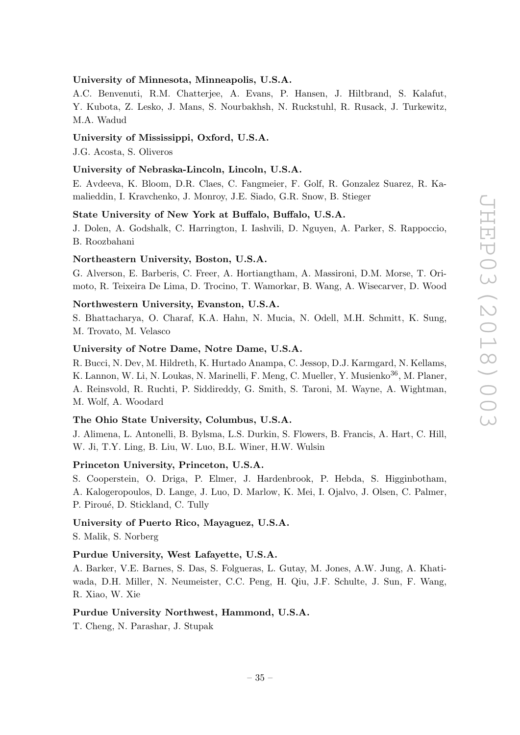**University of Minnesota, Minneapolis, U.S.A.**

A.C. Benvenuti, R.M. Chatterjee, A. Evans, P. Hansen, J. Hiltbrand, S. Kalafut, Y. Kubota, Z. Lesko, J. Mans, S. Nourbakhsh, N. Ruckstuhl, R. Rusack, J. Turkewitz, M.A. Wadud

**University of Mississippi, Oxford, U.S.A.**

J.G. Acosta, S. Oliveros

**University of Nebraska-Lincoln, Lincoln, U.S.A.**

E. Avdeeva, K. Bloom, D.R. Claes, C. Fangmeier, F. Golf, R. Gonzalez Suarez, R. Kamalieddin, I. Kravchenko, J. Monroy, J.E. Siado, G.R. Snow, B. Stieger

**State University of New York at Buffalo, Buffalo, U.S.A.**

J. Dolen, A. Godshalk, C. Harrington, I. Iashvili, D. Nguyen, A. Parker, S. Rappoccio, B. Roozbahani

**Northeastern University, Boston, U.S.A.**

G. Alverson, E. Barberis, C. Freer, A. Hortiangtham, A. Massironi, D.M. Morse, T. Orimoto, R. Teixeira De Lima, D. Trocino, T. Wamorkar, B. Wang, A. Wisecarver, D. Wood

**Northwestern University, Evanston, U.S.A.**

S. Bhattacharya, O. Charaf, K.A. Hahn, N. Mucia, N. Odell, M.H. Schmitt, K. Sung, M. Trovato, M. Velasco

**University of Notre Dame, Notre Dame, U.S.A.**

R. Bucci, N. Dev, M. Hildreth, K. Hurtado Anampa, C. Jessop, D.J. Karmgard, N. Kellams, K. Lannon, W. Li, N. Loukas, N. Marinelli, F. Meng, C. Mueller, Y. Musienko[36], M. Planer, A. Reinsvold, R. Ruchti, P. Siddireddy, G. Smith, S. Taroni, M. Wayne, A. Wightman, M. Wolf, A. Woodard

**The Ohio State University, Columbus, U.S.A.**

J. Alimena, L. Antonelli, B. Bylsma, L.S. Durkin, S. Flowers, B. Francis, A. Hart, C. Hill, W. Ji, T.Y. Ling, B. Liu, W. Luo, B.L. Winer, H.W. Wulsin

**Princeton University, Princeton, U.S.A.**

S. Cooperstein, O. Driga, P. Elmer, J. Hardenbrook, P. Hebda, S. Higginbotham, A. Kalogeropoulos, D. Lange, J. Luo, D. Marlow, K. Mei, I. Ojalvo, J. Olsen, C. Palmer, P. Piroué, D. Stickland, C. Tully

**University of Puerto Rico, Mayaguez, U.S.A.**

S. Malik, S. Norberg

**Purdue University, West Lafayette, U.S.A.**

A. Barker, V.E. Barnes, S. Das, S. Folgueras, L. Gutay, M. Jones, A.W. Jung, A. Khatiwada, D.H. Miller, N. Neumeister, C.C. Peng, H. Qiu, J.F. Schulte, J. Sun, F. Wang, R. Xiao, W. Xie

**Purdue University Northwest, Hammond, U.S.A.**

T. Cheng, N. Parashar, J. Stupak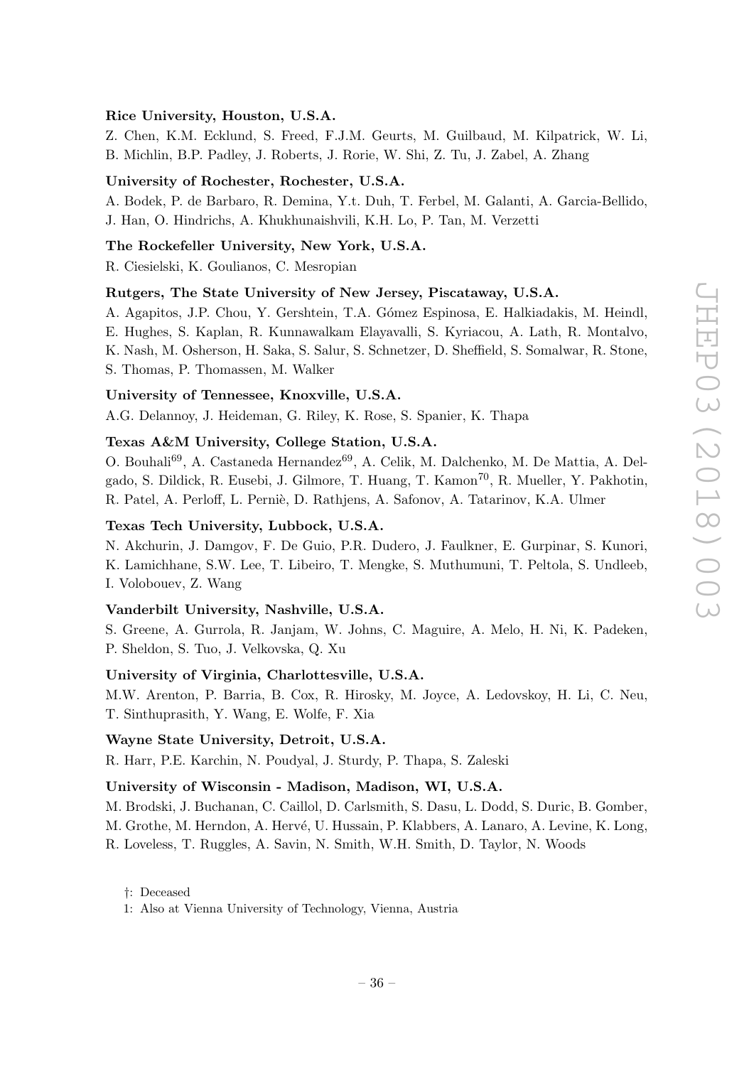**Rice University, Houston, U.S.A.**

Z. Chen, K.M. Ecklund, S. Freed, F.J.M. Geurts, M. Guilbaud, M. Kilpatrick, W. Li, B. Michlin, B.P. Padley, J. Roberts, J. Rorie, W. Shi, Z. Tu, J. Zabel, A. Zhang

**University of Rochester, Rochester, U.S.A.**

A. Bodek, P. de Barbaro, R. Demina, Y.t. Duh, T. Ferbel, M. Galanti, A. Garcia-Bellido, J. Han, O. Hindrichs, A. Khukhunaishvili, K.H. Lo, P. Tan, M. Verzetti

**The Rockefeller University, New York, U.S.A.**

R. Ciesielski, K. Goulianos, C. Mesropian

**Rutgers, The State University of New Jersey, Piscataway, U.S.A.**

A. Agapitos, J.P. Chou, Y. Gershtein, T.A. Gómez Espinosa, E. Halkiadakis, M. Heindl, E. Hughes, S. Kaplan, R. Kunnawalkam Elayavalli, S. Kyriacou, A. Lath, R. Montalvo, K. Nash, M. Osherson, H. Saka, S. Salur, S. Schnetzer, D. Sheffield, S. Somalwar, R. Stone, S. Thomas, P. Thomassen, M. Walker

**University of Tennessee, Knoxville, U.S.A.**

A.G. Delannoy, J. Heideman, G. Riley, K. Rose, S. Spanier, K. Thapa

**Texas A&M University, College Station, U.S.A.**

O. Bouhali[69], A. Castaneda Hernandez[69], A. Celik, M. Dalchenko, M. De Mattia, A. Delgado, S. Dildick, R. Eusebi, J. Gilmore, T. Huang, T. Kamon[70], R. Mueller, Y. Pakhotin, R. Patel, A. Perloff, L. Perniè, D. Rathjens, A. Safonov, A. Tatarinov, K.A. Ulmer

**Texas Tech University, Lubbock, U.S.A.**

N. Akchurin, J. Damgov, F. De Guio, P.R. Dudero, J. Faulkner, E. Gurpinar, S. Kunori, K. Lamichhane, S.W. Lee, T. Libeiro, T. Mengke, S. Muthumuni, T. Peltola, S. Undleeb, I. Volobouev, Z. Wang

**Vanderbilt University, Nashville, U.S.A.**

S. Greene, A. Gurrola, R. Janjam, W. Johns, C. Maguire, A. Melo, H. Ni, K. Padeken, P. Sheldon, S. Tuo, J. Velkovska, Q. Xu

**University of Virginia, Charlottesville, U.S.A.**

M.W. Arenton, P. Barria, B. Cox, R. Hirosky, M. Joyce, A. Ledovskoy, H. Li, C. Neu, T. Sinthuprasith, Y. Wang, E. Wolfe, F. Xia

**Wayne State University, Detroit, U.S.A.**

R. Harr, P.E. Karchin, N. Poudyal, J. Sturdy, P. Thapa, S. Zaleski

**University of Wisconsin - Madison, Madison, WI, U.S.A.**

M. Brodski, J. Buchanan, C. Caillol, D. Carlsmith, S. Dasu, L. Dodd, S. Duric, B. Gomber, M. Grothe, M. Herndon, A. Hervé, U. Hussain, P. Klabbers, A. Lanaro, A. Levine, K. Long, R. Loveless, T. Ruggles, A. Savin, N. Smith, W.H. Smith, D. Taylor, N. Woods

†: Deceased

1: Also at Vienna University of Technology, Vienna, Austria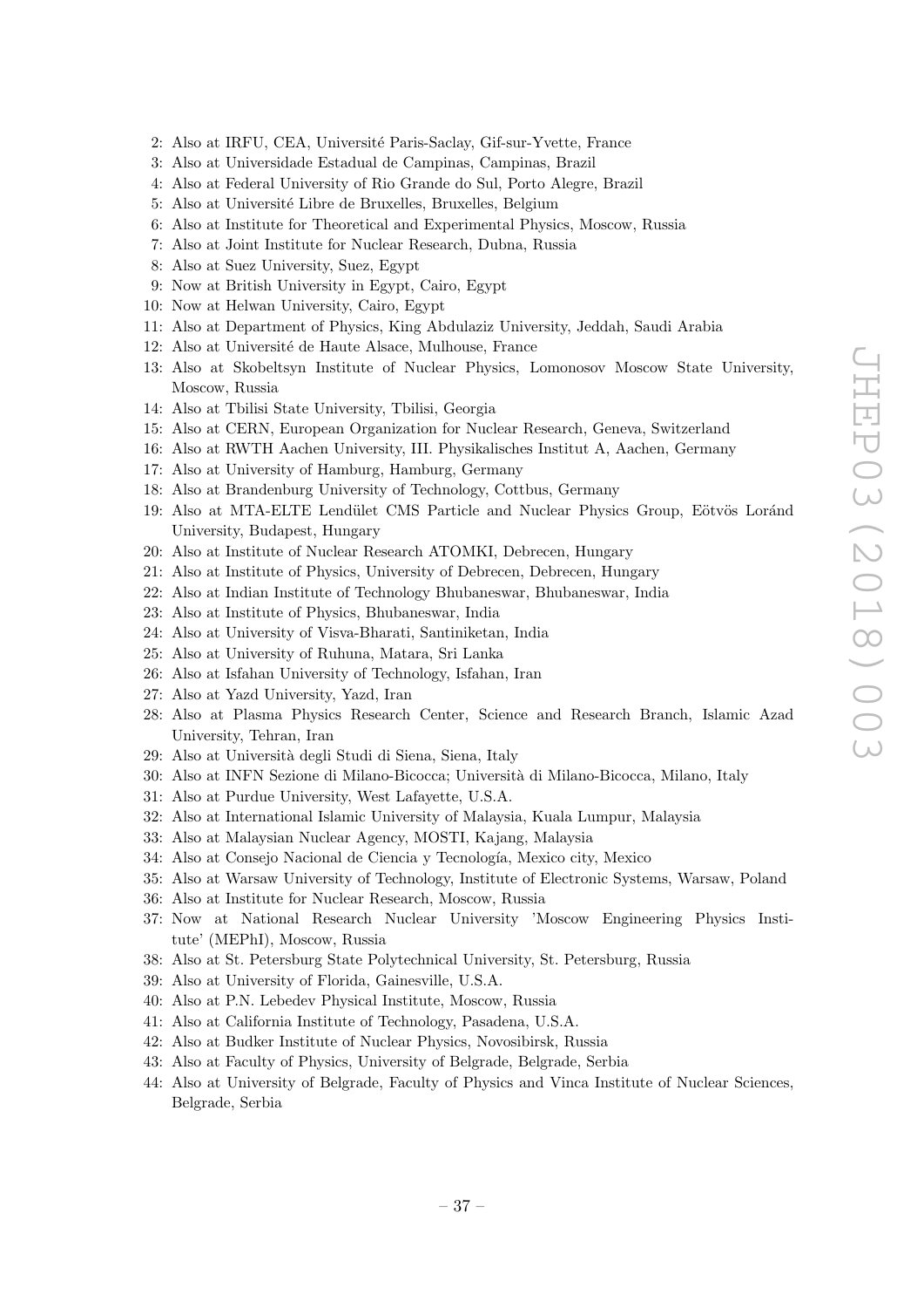2: Also at IRFU, CEA, Université Paris-Saclay, Gif-sur-Yvette, France
3: Also at Universidade Estadual de Campinas, Campinas, Brazil
4: Also at Federal University of Rio Grande do Sul, Porto Alegre, Brazil
5: Also at Université Libre de Bruxelles, Bruxelles, Belgium
6: Also at Institute for Theoretical and Experimental Physics, Moscow, Russia
7: Also at Joint Institute for Nuclear Research, Dubna, Russia
8: Also at Suez University, Suez, Egypt
9: Now at British University in Egypt, Cairo, Egypt
10: Now at Helwan University, Cairo, Egypt
11: Also at Department of Physics, King Abdulaziz University, Jeddah, Saudi Arabia
12: Also at Université de Haute Alsace, Mulhouse, France
13: Also at Skobeltsyn Institute of Nuclear Physics, Lomonosov Moscow State University, Moscow, Russia
14: Also at Tbilisi State University, Tbilisi, Georgia
15: Also at CERN, European Organization for Nuclear Research, Geneva, Switzerland
16: Also at RWTH Aachen University, III. Physikalisches Institut A, Aachen, Germany
17: Also at University of Hamburg, Hamburg, Germany
18: Also at Brandenburg University of Technology, Cottbus, Germany
19: Also at MTA-ELTE Lendület CMS Particle and Nuclear Physics Group, Eötvös Loránd University, Budapest, Hungary
20: Also at Institute of Nuclear Research ATOMKI, Debrecen, Hungary
21: Also at Institute of Physics, University of Debrecen, Debrecen, Hungary
22: Also at Indian Institute of Technology Bhubaneswar, Bhubaneswar, India
23: Also at Institute of Physics, Bhubaneswar, India
24: Also at University of Visva-Bharati, Santiniketan, India
25: Also at University of Ruhuna, Matara, Sri Lanka
26: Also at Isfahan University of Technology, Isfahan, Iran
27: Also at Yazd University, Yazd, Iran
28: Also at Plasma Physics Research Center, Science and Research Branch, Islamic Azad University, Tehran, Iran
29: Also at Università degli Studi di Siena, Siena, Italy
30: Also at INFN Sezione di Milano-Bicocca; Università di Milano-Bicocca, Milano, Italy
31: Also at Purdue University, West Lafayette, U.S.A.
32: Also at International Islamic University of Malaysia, Kuala Lumpur, Malaysia
33: Also at Malaysian Nuclear Agency, MOSTI, Kajang, Malaysia
34: Also at Consejo Nacional de Ciencia y Tecnología, Mexico city, Mexico
35: Also at Warsaw University of Technology, Institute of Electronic Systems, Warsaw, Poland
36: Also at Institute for Nuclear Research, Moscow, Russia
37: Now at National Research Nuclear University 'Moscow Engineering Physics Institute' (MEPhI), Moscow, Russia
38: Also at St. Petersburg State Polytechnical University, St. Petersburg, Russia
39: Also at University of Florida, Gainesville, U.S.A.
40: Also at P.N. Lebedev Physical Institute, Moscow, Russia
41: Also at California Institute of Technology, Pasadena, U.S.A.
42: Also at Budker Institute of Nuclear Physics, Novosibirsk, Russia
43: Also at Faculty of Physics, University of Belgrade, Belgrade, Serbia
44: Also at University of Belgrade, Faculty of Physics and Vinca Institute of Nuclear Sciences, Belgrade, Serbia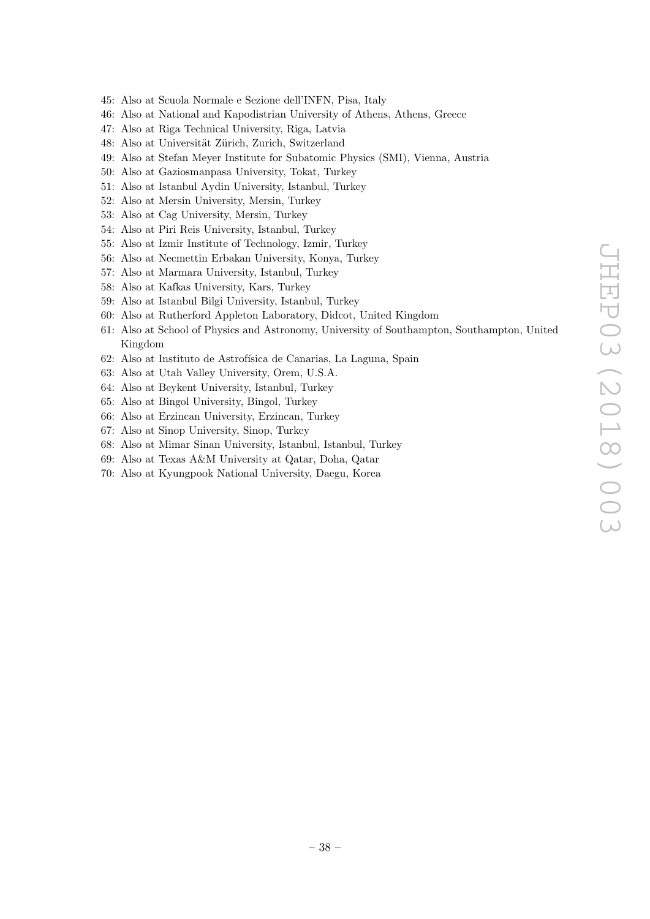45: Also at Scuola Normale e Sezione dell'INFN, Pisa, Italy
46: Also at National and Kapodistrian University of Athens, Athens, Greece
47: Also at Riga Technical University, Riga, Latvia
48: Also at Universität Zürich, Zurich, Switzerland
49: Also at Stefan Meyer Institute for Subatomic Physics (SMI), Vienna, Austria
50: Also at Gaziosmanpasa University, Tokat, Turkey
51: Also at Istanbul Aydin University, Istanbul, Turkey
52: Also at Mersin University, Mersin, Turkey
53: Also at Cag University, Mersin, Turkey
54: Also at Piri Reis University, Istanbul, Turkey
55: Also at Izmir Institute of Technology, Izmir, Turkey
56: Also at Necmettin Erbakan University, Konya, Turkey
57: Also at Marmara University, Istanbul, Turkey
58: Also at Kafkas University, Kars, Turkey
59: Also at Istanbul Bilgi University, Istanbul, Turkey
60: Also at Rutherford Appleton Laboratory, Didcot, United Kingdom
61: Also at School of Physics and Astronomy, University of Southampton, Southampton, United Kingdom
62: Also at Instituto de Astrofísica de Canarias, La Laguna, Spain
63: Also at Utah Valley University, Orem, U.S.A.
64: Also at Beykent University, Istanbul, Turkey
65: Also at Bingol University, Bingol, Turkey
66: Also at Erzincan University, Erzincan, Turkey
67: Also at Sinop University, Sinop, Turkey
68: Also at Mimar Sinan University, Istanbul, Istanbul, Turkey
69: Also at Texas A&M University at Qatar, Doha, Qatar
70: Also at Kyungpook National University, Daegu, Korea